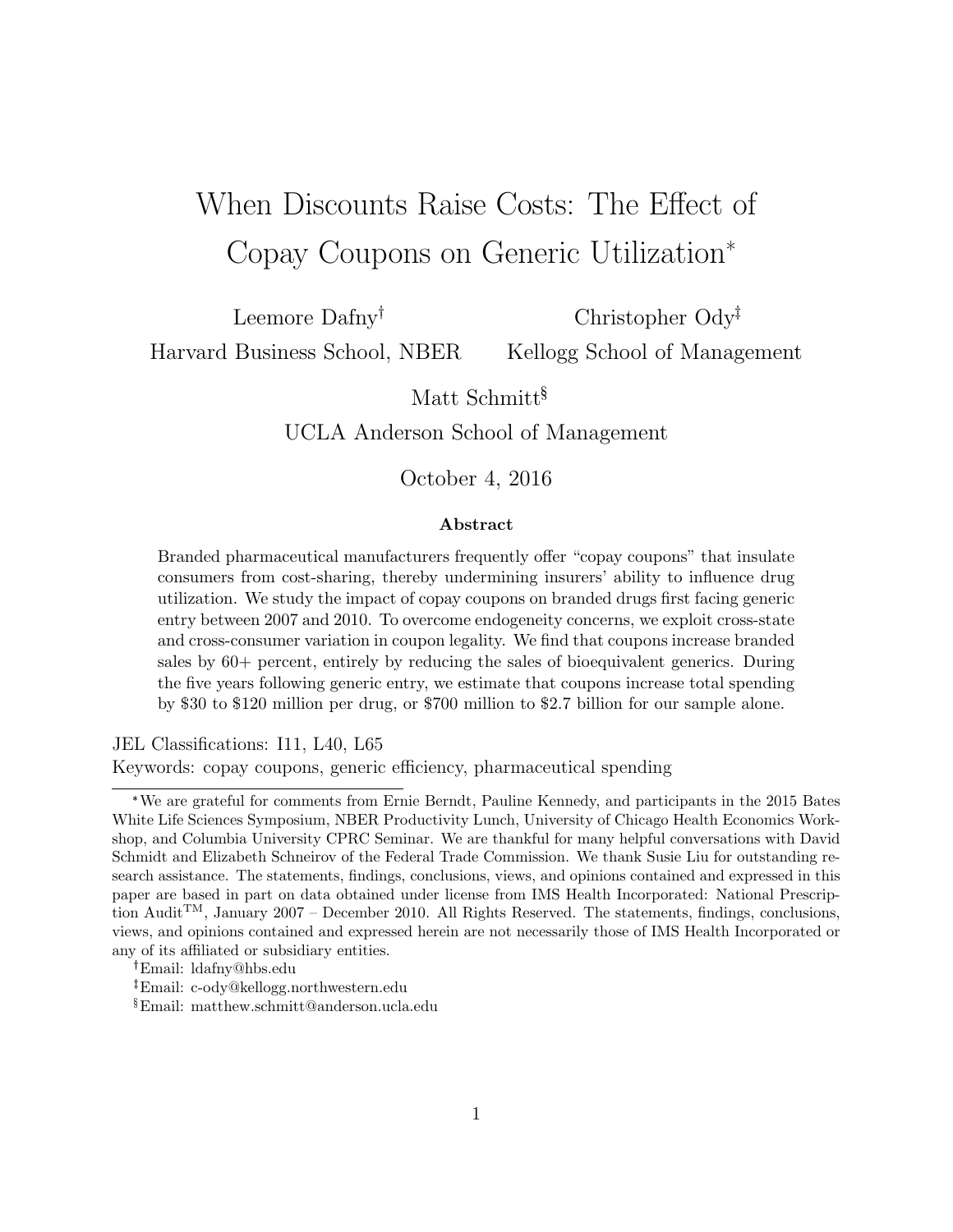# When Discounts Raise Costs: The Effect of Copay Coupons on Generic Utilization*

Leemore Dafny[†]
Harvard Business School, NBER

Christopher Ody[‡]
Kellogg School of Management

Matt Schmitt[§]
UCLA Anderson School of Management

October 4, 2016

**Abstract**

Branded pharmaceutical manufacturers frequently offer "copay coupons" that insulate consumers from cost-sharing, thereby undermining insurers' ability to influence drug utilization. We study the impact of copay coupons on branded drugs first facing generic entry between 2007 and 2010. To overcome endogeneity concerns, we exploit cross-state and cross-consumer variation in coupon legality. We find that coupons increase branded sales by 60+ percent, entirely by reducing the sales of bioequivalent generics. During the five years following generic entry, we estimate that coupons increase total spending by $30 to $120 million per drug, or $700 million to $2.7 billion for our sample alone.

JEL Classifications: I11, L40, L65

Keywords: copay coupons, generic efficiency, pharmaceutical spending

---

*We are grateful for comments from Ernie Berndt, Pauline Kennedy, and participants in the 2015 Bates White Life Sciences Symposium, NBER Productivity Lunch, University of Chicago Health Economics Workshop, and Columbia University CPRC Seminar. We are thankful for many helpful conversations with David Schmidt and Elizabeth Schneirov of the Federal Trade Commission. We thank Susie Liu for outstanding research assistance. The statements, findings, conclusions, views, and opinions contained and expressed in this paper are based in part on data obtained under license from IMS Health Incorporated: National Prescription Audit™, January 2007 – December 2010. All Rights Reserved. The statements, findings, conclusions, views, and opinions contained and expressed herein are not necessarily those of IMS Health Incorporated or any of its affiliated or subsidiary entities.

[†]Email: ldafny@hbs.edu

[‡]Email: c-ody@kellogg.northwestern.edu

[§]Email: matthew.schmitt@anderson.ucla.edu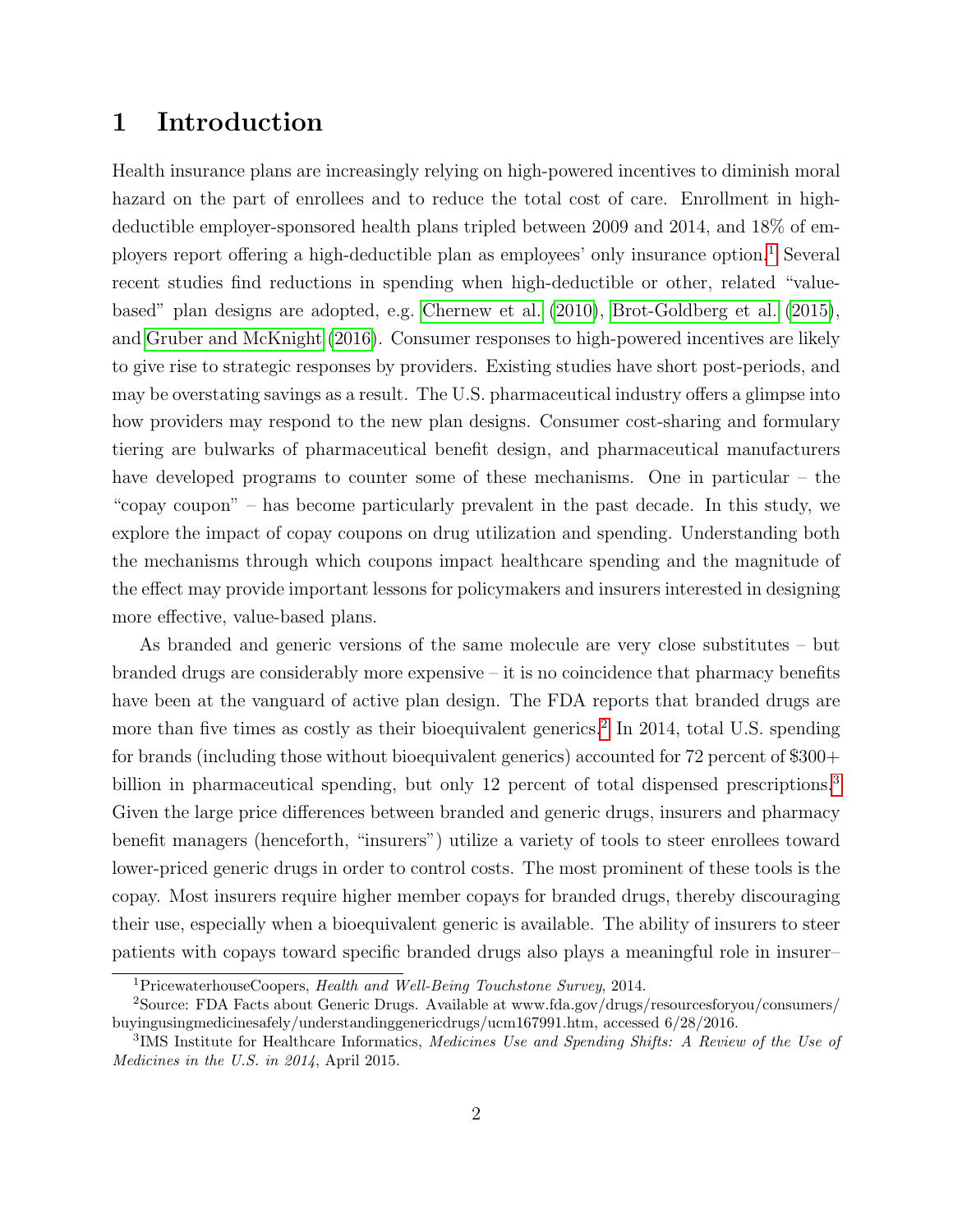# 1 Introduction

Health insurance plans are increasingly relying on high-powered incentives to diminish moral hazard on the part of enrollees and to reduce the total cost of care. Enrollment in high-deductible employer-sponsored health plans tripled between 2009 and 2014, and 18% of employers report offering a high-deductible plan as employees' only insurance option.[1] Several recent studies find reductions in spending when high-deductible or other, related "value-based" plan designs are adopted, e.g. Chernew et al. (2010), Brot-Goldberg et al. (2015), and Gruber and McKnight (2016). Consumer responses to high-powered incentives are likely to give rise to strategic responses by providers. Existing studies have short post-periods, and may be overstating savings as a result. The U.S. pharmaceutical industry offers a glimpse into how providers may respond to the new plan designs. Consumer cost-sharing and formulary tiering are bulwarks of pharmaceutical benefit design, and pharmaceutical manufacturers have developed programs to counter some of these mechanisms. One in particular – the "copay coupon" – has become particularly prevalent in the past decade. In this study, we explore the impact of copay coupons on drug utilization and spending. Understanding both the mechanisms through which coupons impact healthcare spending and the magnitude of the effect may provide important lessons for policymakers and insurers interested in designing more effective, value-based plans.

As branded and generic versions of the same molecule are very close substitutes – but branded drugs are considerably more expensive – it is no coincidence that pharmacy benefits have been at the vanguard of active plan design. The FDA reports that branded drugs are more than five times as costly as their bioequivalent generics.[2] In 2014, total U.S. spending for brands (including those without bioequivalent generics) accounted for 72 percent of $300+ billion in pharmaceutical spending, but only 12 percent of total dispensed prescriptions.[3] Given the large price differences between branded and generic drugs, insurers and pharmacy benefit managers (henceforth, "insurers") utilize a variety of tools to steer enrollees toward lower-priced generic drugs in order to control costs. The most prominent of these tools is the copay. Most insurers require higher member copays for branded drugs, thereby discouraging their use, especially when a bioequivalent generic is available. The ability of insurers to steer patients with copays toward specific branded drugs also plays a meaningful role in insurer–

[1] PricewaterhouseCoopers, *Health and Well-Being Touchstone Survey*, 2014.

[2] Source: FDA Facts about Generic Drugs. Available at www.fda.gov/drugs/resourcesforyou/consumers/buyingusingmedicinesafely/understandinggenericdrugs/ucm167991.htm, accessed 6/28/2016.

[3] IMS Institute for Healthcare Informatics, *Medicines Use and Spending Shifts: A Review of the Use of Medicines in the U.S. in 2014*, April 2015.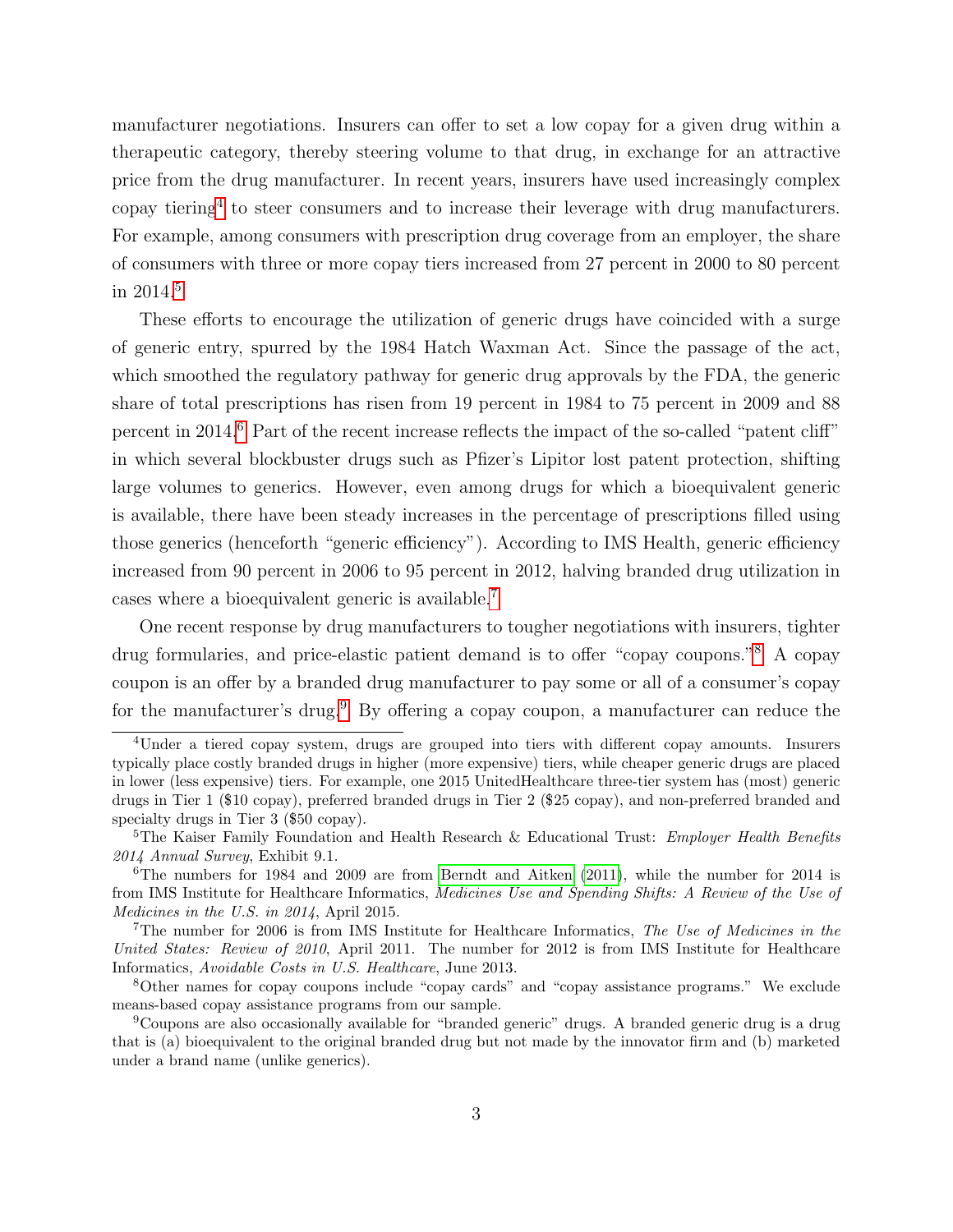manufacturer negotiations. Insurers can offer to set a low copay for a given drug within a therapeutic category, thereby steering volume to that drug, in exchange for an attractive price from the drug manufacturer. In recent years, insurers have used increasingly complex copay tiering[4] to steer consumers and to increase their leverage with drug manufacturers. For example, among consumers with prescription drug coverage from an employer, the share of consumers with three or more copay tiers increased from 27 percent in 2000 to 80 percent in 2014.[5]

These efforts to encourage the utilization of generic drugs have coincided with a surge of generic entry, spurred by the 1984 Hatch Waxman Act. Since the passage of the act, which smoothed the regulatory pathway for generic drug approvals by the FDA, the generic share of total prescriptions has risen from 19 percent in 1984 to 75 percent in 2009 and 88 percent in 2014.[6] Part of the recent increase reflects the impact of the so-called "patent cliff" in which several blockbuster drugs such as Pfizer's Lipitor lost patent protection, shifting large volumes to generics. However, even among drugs for which a bioequivalent generic is available, there have been steady increases in the percentage of prescriptions filled using those generics (henceforth "generic efficiency"). According to IMS Health, generic efficiency increased from 90 percent in 2006 to 95 percent in 2012, halving branded drug utilization in cases where a bioequivalent generic is available.[7]

One recent response by drug manufacturers to tougher negotiations with insurers, tighter drug formularies, and price-elastic patient demand is to offer "copay coupons."[8] A copay coupon is an offer by a branded drug manufacturer to pay some or all of a consumer's copay for the manufacturer's drug.[9] By offering a copay coupon, a manufacturer can reduce the

---

[4] Under a tiered copay system, drugs are grouped into tiers with different copay amounts. Insurers typically place costly branded drugs in higher (more expensive) tiers, while cheaper generic drugs are placed in lower (less expensive) tiers. For example, one 2015 UnitedHealthcare three-tier system has (most) generic drugs in Tier 1 ($10 copay), preferred branded drugs in Tier 2 ($25 copay), and non-preferred branded and specialty drugs in Tier 3 ($50 copay).

[5] The Kaiser Family Foundation and Health Research & Educational Trust: *Employer Health Benefits 2014 Annual Survey*, Exhibit 9.1.

[6] The numbers for 1984 and 2009 are from Berndt and Aitken (2011), while the number for 2014 is from IMS Institute for Healthcare Informatics, *Medicines Use and Spending Shifts: A Review of the Use of Medicines in the U.S. in 2014*, April 2015.

[7] The number for 2006 is from IMS Institute for Healthcare Informatics, *The Use of Medicines in the United States: Review of 2010*, April 2011. The number for 2012 is from IMS Institute for Healthcare Informatics, *Avoidable Costs in U.S. Healthcare*, June 2013.

[8] Other names for copay coupons include "copay cards" and "copay assistance programs." We exclude means-based copay assistance programs from our sample.

[9] Coupons are also occasionally available for "branded generic" drugs. A branded generic drug is a drug that is (a) bioequivalent to the original branded drug but not made by the innovator firm and (b) marketed under a brand name (unlike generics).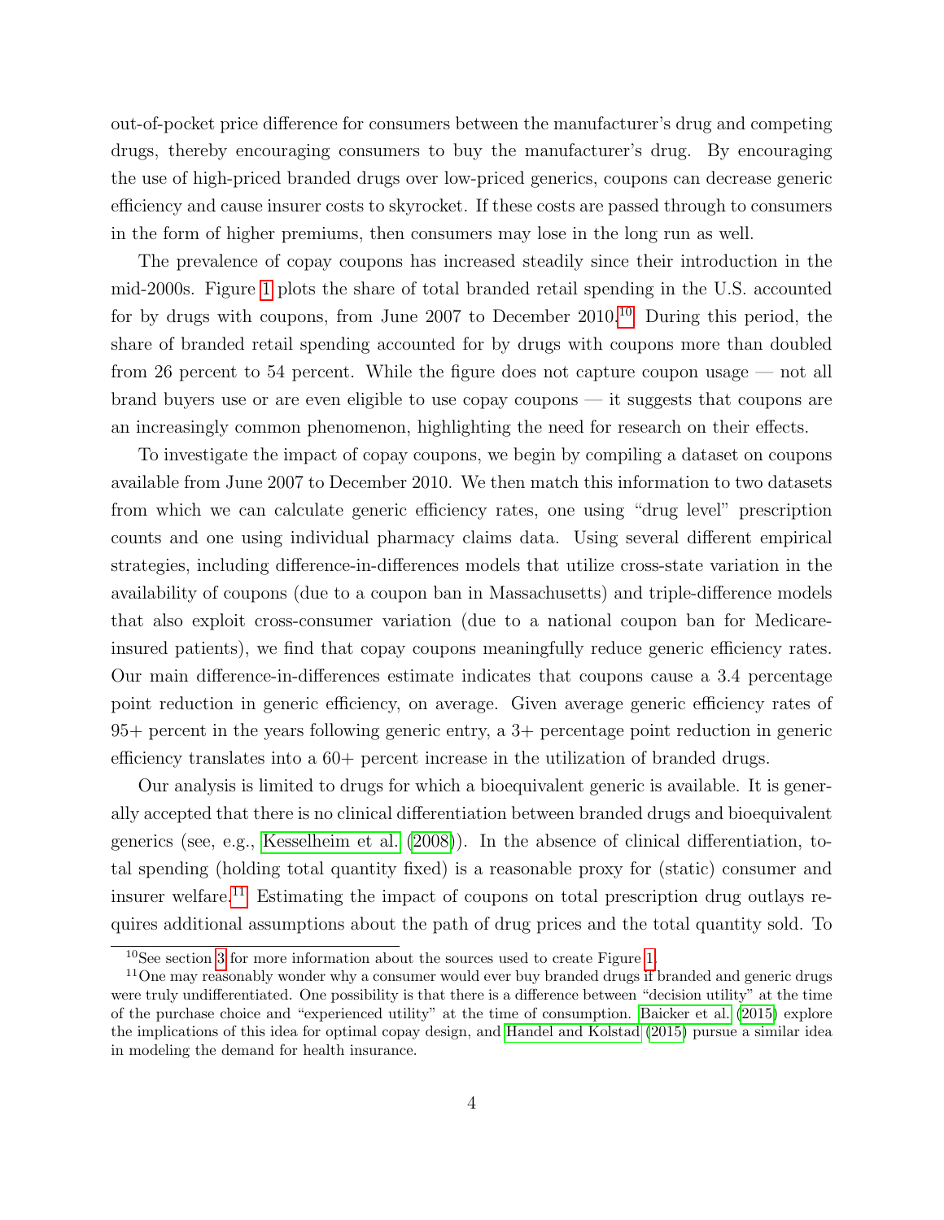out-of-pocket price difference for consumers between the manufacturer's drug and competing drugs, thereby encouraging consumers to buy the manufacturer's drug. By encouraging the use of high-priced branded drugs over low-priced generics, coupons can decrease generic efficiency and cause insurer costs to skyrocket. If these costs are passed through to consumers in the form of higher premiums, then consumers may lose in the long run as well.

The prevalence of copay coupons has increased steadily since their introduction in the mid-2000s. Figure 1 plots the share of total branded retail spending in the U.S. accounted for by drugs with coupons, from June 2007 to December 2010.[10] During this period, the share of branded retail spending accounted for by drugs with coupons more than doubled from 26 percent to 54 percent. While the figure does not capture coupon usage — not all brand buyers use or are even eligible to use copay coupons — it suggests that coupons are an increasingly common phenomenon, highlighting the need for research on their effects.

To investigate the impact of copay coupons, we begin by compiling a dataset on coupons available from June 2007 to December 2010. We then match this information to two datasets from which we can calculate generic efficiency rates, one using "drug level" prescription counts and one using individual pharmacy claims data. Using several different empirical strategies, including difference-in-differences models that utilize cross-state variation in the availability of coupons (due to a coupon ban in Massachusetts) and triple-difference models that also exploit cross-consumer variation (due to a national coupon ban for Medicare-insured patients), we find that copay coupons meaningfully reduce generic efficiency rates. Our main difference-in-differences estimate indicates that coupons cause a 3.4 percentage point reduction in generic efficiency, on average. Given average generic efficiency rates of 95+ percent in the years following generic entry, a 3+ percentage point reduction in generic efficiency translates into a 60+ percent increase in the utilization of branded drugs.

Our analysis is limited to drugs for which a bioequivalent generic is available. It is generally accepted that there is no clinical differentiation between branded drugs and bioequivalent generics (see, e.g., Kesselheim et al. (2008)). In the absence of clinical differentiation, total spending (holding total quantity fixed) is a reasonable proxy for (static) consumer and insurer welfare.[11] Estimating the impact of coupons on total prescription drug outlays requires additional assumptions about the path of drug prices and the total quantity sold. To

[10] See section 3 for more information about the sources used to create Figure 1.

[11] One may reasonably wonder why a consumer would ever buy branded drugs if branded and generic drugs were truly undifferentiated. One possibility is that there is a difference between "decision utility" at the time of the purchase choice and "experienced utility" at the time of consumption. Baicker et al. (2015) explore the implications of this idea for optimal copay design, and Handel and Kolstad (2015) pursue a similar idea in modeling the demand for health insurance.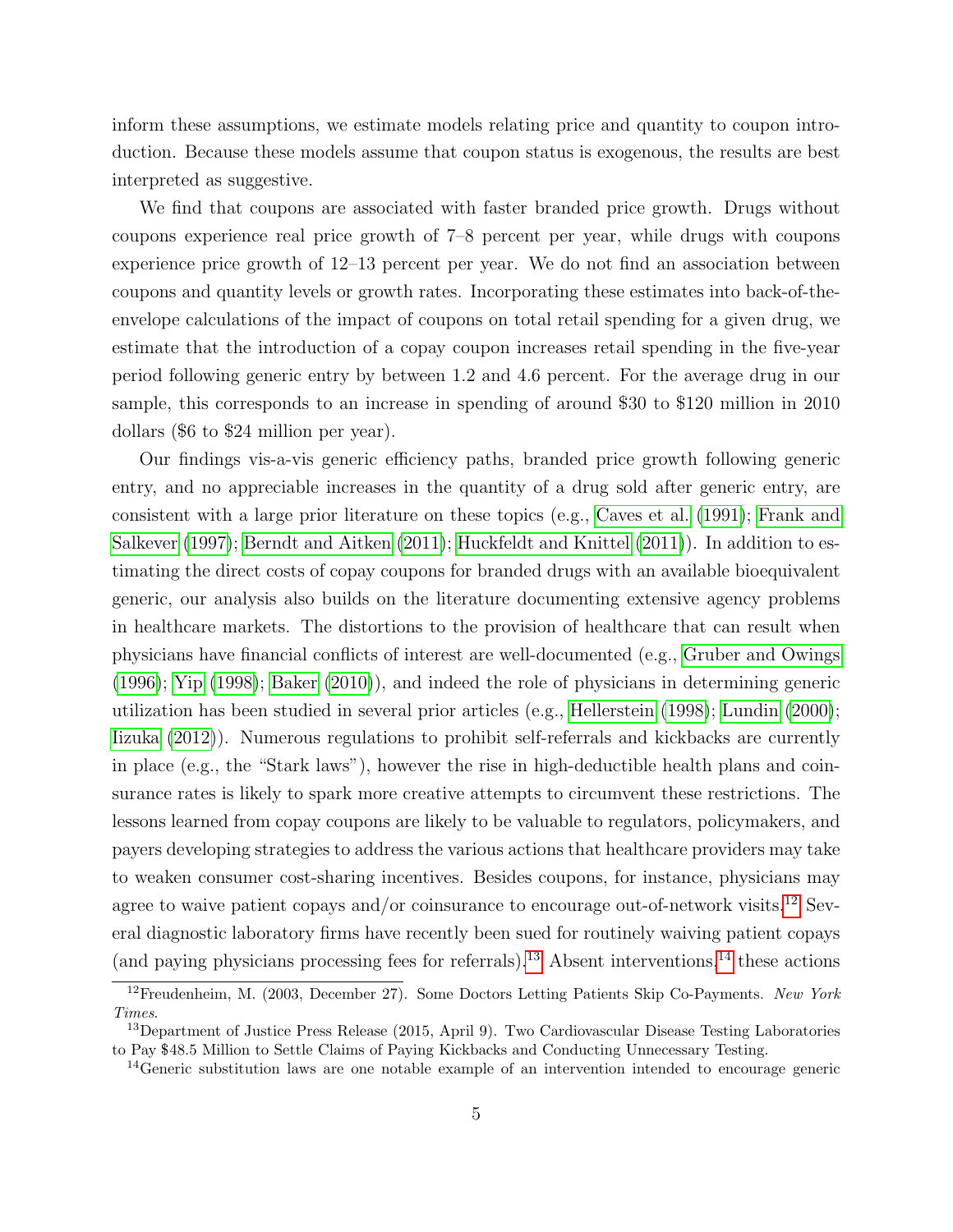inform these assumptions, we estimate models relating price and quantity to coupon introduction. Because these models assume that coupon status is exogenous, the results are best interpreted as suggestive.

We find that coupons are associated with faster branded price growth. Drugs without coupons experience real price growth of 7–8 percent per year, while drugs with coupons experience price growth of 12–13 percent per year. We do not find an association between coupons and quantity levels or growth rates. Incorporating these estimates into back-of-the-envelope calculations of the impact of coupons on total retail spending for a given drug, we estimate that the introduction of a copay coupon increases retail spending in the five-year period following generic entry by between 1.2 and 4.6 percent. For the average drug in our sample, this corresponds to an increase in spending of around $30 to $120 million in 2010 dollars ($6 to $24 million per year).

Our findings vis-a-vis generic efficiency paths, branded price growth following generic entry, and no appreciable increases in the quantity of a drug sold after generic entry, are consistent with a large prior literature on these topics (e.g., Caves et al. (1991); Frank and Salkever (1997); Berndt and Aitken (2011); Huckfeldt and Knittel (2011)). In addition to estimating the direct costs of copay coupons for branded drugs with an available bioequivalent generic, our analysis also builds on the literature documenting extensive agency problems in healthcare markets. The distortions to the provision of healthcare that can result when physicians have financial conflicts of interest are well-documented (e.g., Gruber and Owings (1996); Yip (1998); Baker (2010)), and indeed the role of physicians in determining generic utilization has been studied in several prior articles (e.g., Hellerstein (1998); Lundin (2000); Iizuka (2012)). Numerous regulations to prohibit self-referrals and kickbacks are currently in place (e.g., the "Stark laws"), however the rise in high-deductible health plans and coinsurance rates is likely to spark more creative attempts to circumvent these restrictions. The lessons learned from copay coupons are likely to be valuable to regulators, policymakers, and payers developing strategies to address the various actions that healthcare providers may take to weaken consumer cost-sharing incentives. Besides coupons, for instance, physicians may agree to waive patient copays and/or coinsurance to encourage out-of-network visits.[12] Several diagnostic laboratory firms have recently been sued for routinely waiving patient copays (and paying physicians processing fees for referrals).[13] Absent interventions,[14] these actions

[12] Freudenheim, M. (2003, December 27). Some Doctors Letting Patients Skip Co-Payments. *New York Times*.

[13] Department of Justice Press Release (2015, April 9). Two Cardiovascular Disease Testing Laboratories to Pay $48.5 Million to Settle Claims of Paying Kickbacks and Conducting Unnecessary Testing.

[14] Generic substitution laws are one notable example of an intervention intended to encourage generic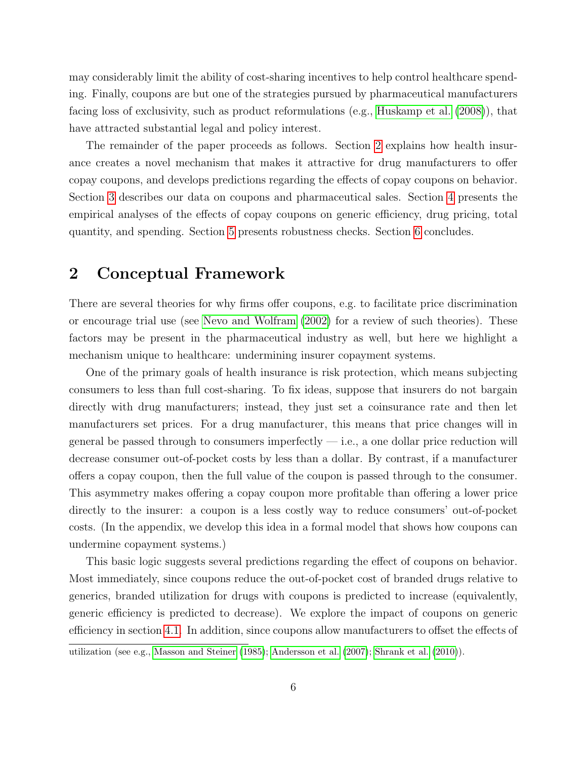may considerably limit the ability of cost-sharing incentives to help control healthcare spending. Finally, coupons are but one of the strategies pursued by pharmaceutical manufacturers facing loss of exclusivity, such as product reformulations (e.g., Huskamp et al. (2008)), that have attracted substantial legal and policy interest.

The remainder of the paper proceeds as follows. Section 2 explains how health insurance creates a novel mechanism that makes it attractive for drug manufacturers to offer copay coupons, and develops predictions regarding the effects of copay coupons on behavior. Section 3 describes our data on coupons and pharmaceutical sales. Section 4 presents the empirical analyses of the effects of copay coupons on generic efficiency, drug pricing, total quantity, and spending. Section 5 presents robustness checks. Section 6 concludes.

## 2 Conceptual Framework

There are several theories for why firms offer coupons, e.g. to facilitate price discrimination or encourage trial use (see Nevo and Wolfram (2002) for a review of such theories). These factors may be present in the pharmaceutical industry as well, but here we highlight a mechanism unique to healthcare: undermining insurer copayment systems.

One of the primary goals of health insurance is risk protection, which means subjecting consumers to less than full cost-sharing. To fix ideas, suppose that insurers do not bargain directly with drug manufacturers; instead, they just set a coinsurance rate and then let manufacturers set prices. For a drug manufacturer, this means that price changes will in general be passed through to consumers imperfectly — i.e., a one dollar price reduction will decrease consumer out-of-pocket costs by less than a dollar. By contrast, if a manufacturer offers a copay coupon, then the full value of the coupon is passed through to the consumer. This asymmetry makes offering a copay coupon more profitable than offering a lower price directly to the insurer: a coupon is a less costly way to reduce consumers' out-of-pocket costs. (In the appendix, we develop this idea in a formal model that shows how coupons can undermine copayment systems.)

This basic logic suggests several predictions regarding the effect of coupons on behavior. Most immediately, since coupons reduce the out-of-pocket cost of branded drugs relative to generics, branded utilization for drugs with coupons is predicted to increase (equivalently, generic efficiency is predicted to decrease). We explore the impact of coupons on generic efficiency in section 4.1. In addition, since coupons allow manufacturers to offset the effects of

utilization (see e.g., Masson and Steiner (1985); Andersson et al. (2007); Shrank et al. (2010)).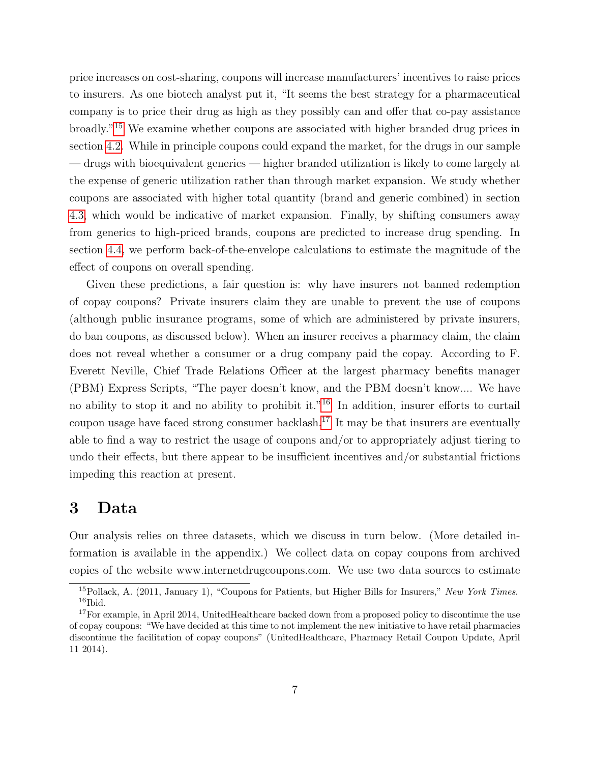price increases on cost-sharing, coupons will increase manufacturers' incentives to raise prices to insurers. As one biotech analyst put it, "It seems the best strategy for a pharmaceutical company is to price their drug as high as they possibly can and offer that co-pay assistance broadly."[15] We examine whether coupons are associated with higher branded drug prices in section 4.2. While in principle coupons could expand the market, for the drugs in our sample — drugs with bioequivalent generics — higher branded utilization is likely to come largely at the expense of generic utilization rather than through market expansion. We study whether coupons are associated with higher total quantity (brand and generic combined) in section 4.3, which would be indicative of market expansion. Finally, by shifting consumers away from generics to high-priced brands, coupons are predicted to increase drug spending. In section 4.4, we perform back-of-the-envelope calculations to estimate the magnitude of the effect of coupons on overall spending.

Given these predictions, a fair question is: why have insurers not banned redemption of copay coupons? Private insurers claim they are unable to prevent the use of coupons (although public insurance programs, some of which are administered by private insurers, do ban coupons, as discussed below). When an insurer receives a pharmacy claim, the claim does not reveal whether a consumer or a drug company paid the copay. According to F. Everett Neville, Chief Trade Relations Officer at the largest pharmacy benefits manager (PBM) Express Scripts, "The payer doesn't know, and the PBM doesn't know.... We have no ability to stop it and no ability to prohibit it."[16] In addition, insurer efforts to curtail coupon usage have faced strong consumer backlash.[17] It may be that insurers are eventually able to find a way to restrict the usage of coupons and/or to appropriately adjust tiering to undo their effects, but there appear to be insufficient incentives and/or substantial frictions impeding this reaction at present.

# 3 Data

Our analysis relies on three datasets, which we discuss in turn below. (More detailed information is available in the appendix.) We collect data on copay coupons from archived copies of the website www.internetdrugcoupons.com. We use two data sources to estimate

---

[15] Pollack, A. (2011, January 1), "Coupons for Patients, but Higher Bills for Insurers," *New York Times*.

[16] Ibid.

[17] For example, in April 2014, UnitedHealthcare backed down from a proposed policy to discontinue the use of copay coupons: "We have decided at this time to not implement the new initiative to have retail pharmacies discontinue the facilitation of copay coupons" (UnitedHealthcare, Pharmacy Retail Coupon Update, April 11 2014).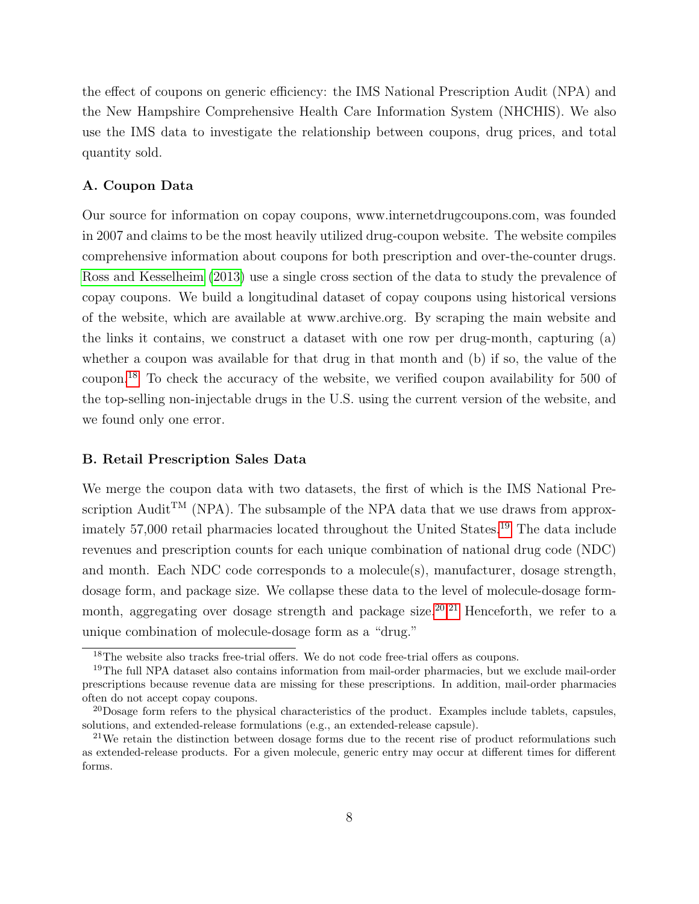the effect of coupons on generic efficiency: the IMS National Prescription Audit (NPA) and the New Hampshire Comprehensive Health Care Information System (NHCHIS). We also use the IMS data to investigate the relationship between coupons, drug prices, and total quantity sold.

### A. Coupon Data

Our source for information on copay coupons, www.internetdrugcoupons.com, was founded in 2007 and claims to be the most heavily utilized drug-coupon website. The website compiles comprehensive information about coupons for both prescription and over-the-counter drugs. Ross and Kesselheim (2013) use a single cross section of the data to study the prevalence of copay coupons. We build a longitudinal dataset of copay coupons using historical versions of the website, which are available at www.archive.org. By scraping the main website and the links it contains, we construct a dataset with one row per drug-month, capturing (a) whether a coupon was available for that drug in that month and (b) if so, the value of the coupon.[18] To check the accuracy of the website, we verified coupon availability for 500 of the top-selling non-injectable drugs in the U.S. using the current version of the website, and we found only one error.

### B. Retail Prescription Sales Data

We merge the coupon data with two datasets, the first of which is the IMS National Prescription Audit™ (NPA). The subsample of the NPA data that we use draws from approximately 57,000 retail pharmacies located throughout the United States.[19] The data include revenues and prescription counts for each unique combination of national drug code (NDC) and month. Each NDC code corresponds to a molecule(s), manufacturer, dosage strength, dosage form, and package size. We collapse these data to the level of molecule-dosage form-month, aggregating over dosage strength and package size.[20,21] Henceforth, we refer to a unique combination of molecule-dosage form as a "drug."

---

[18] The website also tracks free-trial offers. We do not code free-trial offers as coupons.

[19] The full NPA dataset also contains information from mail-order pharmacies, but we exclude mail-order prescriptions because revenue data are missing for these prescriptions. In addition, mail-order pharmacies often do not accept copay coupons.

[20] Dosage form refers to the physical characteristics of the product. Examples include tablets, capsules, solutions, and extended-release formulations (e.g., an extended-release capsule).

[21] We retain the distinction between dosage forms due to the recent rise of product reformulations such as extended-release products. For a given molecule, generic entry may occur at different times for different forms.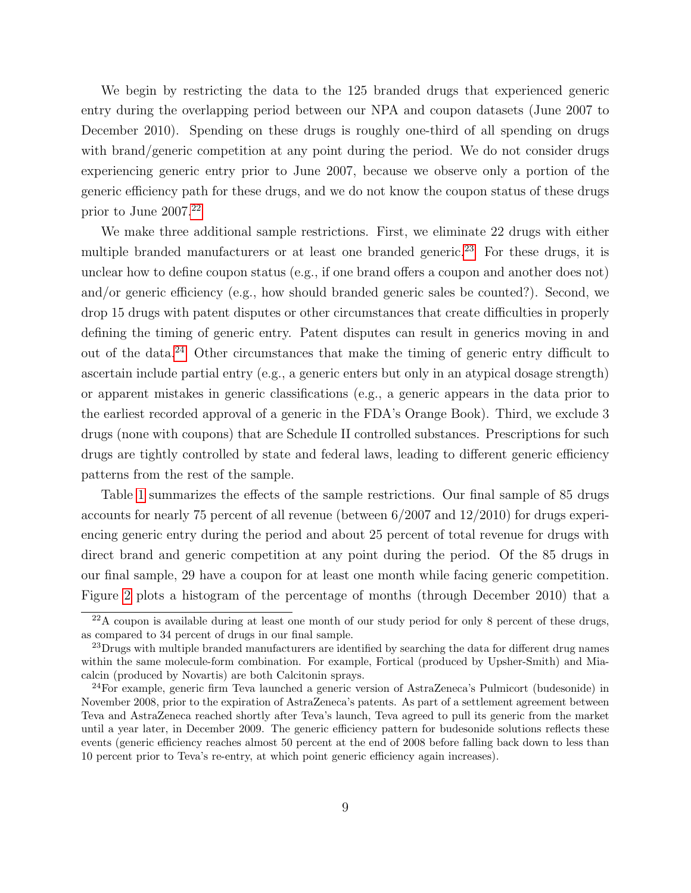We begin by restricting the data to the 125 branded drugs that experienced generic entry during the overlapping period between our NPA and coupon datasets (June 2007 to December 2010). Spending on these drugs is roughly one-third of all spending on drugs with brand/generic competition at any point during the period. We do not consider drugs experiencing generic entry prior to June 2007, because we observe only a portion of the generic efficiency path for these drugs, and we do not know the coupon status of these drugs prior to June 2007.[22]

We make three additional sample restrictions. First, we eliminate 22 drugs with either multiple branded manufacturers or at least one branded generic.[23] For these drugs, it is unclear how to define coupon status (e.g., if one brand offers a coupon and another does not) and/or generic efficiency (e.g., how should branded generic sales be counted?). Second, we drop 15 drugs with patent disputes or other circumstances that create difficulties in properly defining the timing of generic entry. Patent disputes can result in generics moving in and out of the data.[24] Other circumstances that make the timing of generic entry difficult to ascertain include partial entry (e.g., a generic enters but only in an atypical dosage strength) or apparent mistakes in generic classifications (e.g., a generic appears in the data prior to the earliest recorded approval of a generic in the FDA's Orange Book). Third, we exclude 3 drugs (none with coupons) that are Schedule II controlled substances. Prescriptions for such drugs are tightly controlled by state and federal laws, leading to different generic efficiency patterns from the rest of the sample.

Table 1 summarizes the effects of the sample restrictions. Our final sample of 85 drugs accounts for nearly 75 percent of all revenue (between 6/2007 and 12/2010) for drugs experiencing generic entry during the period and about 25 percent of total revenue for drugs with direct brand and generic competition at any point during the period. Of the 85 drugs in our final sample, 29 have a coupon for at least one month while facing generic competition. Figure 2 plots a histogram of the percentage of months (through December 2010) that a

---

[22] A coupon is available during at least one month of our study period for only 8 percent of these drugs, as compared to 34 percent of drugs in our final sample.

[23] Drugs with multiple branded manufacturers are identified by searching the data for different drug names within the same molecule-form combination. For example, Fortical (produced by Upsher-Smith) and Miacalcin (produced by Novartis) are both Calcitonin sprays.

[24] For example, generic firm Teva launched a generic version of AstraZeneca's Pulmicort (budesonide) in November 2008, prior to the expiration of AstraZeneca's patents. As part of a settlement agreement between Teva and AstraZeneca reached shortly after Teva's launch, Teva agreed to pull its generic from the market until a year later, in December 2009. The generic efficiency pattern for budesonide solutions reflects these events (generic efficiency reaches almost 50 percent at the end of 2008 before falling back down to less than 10 percent prior to Teva's re-entry, at which point generic efficiency again increases).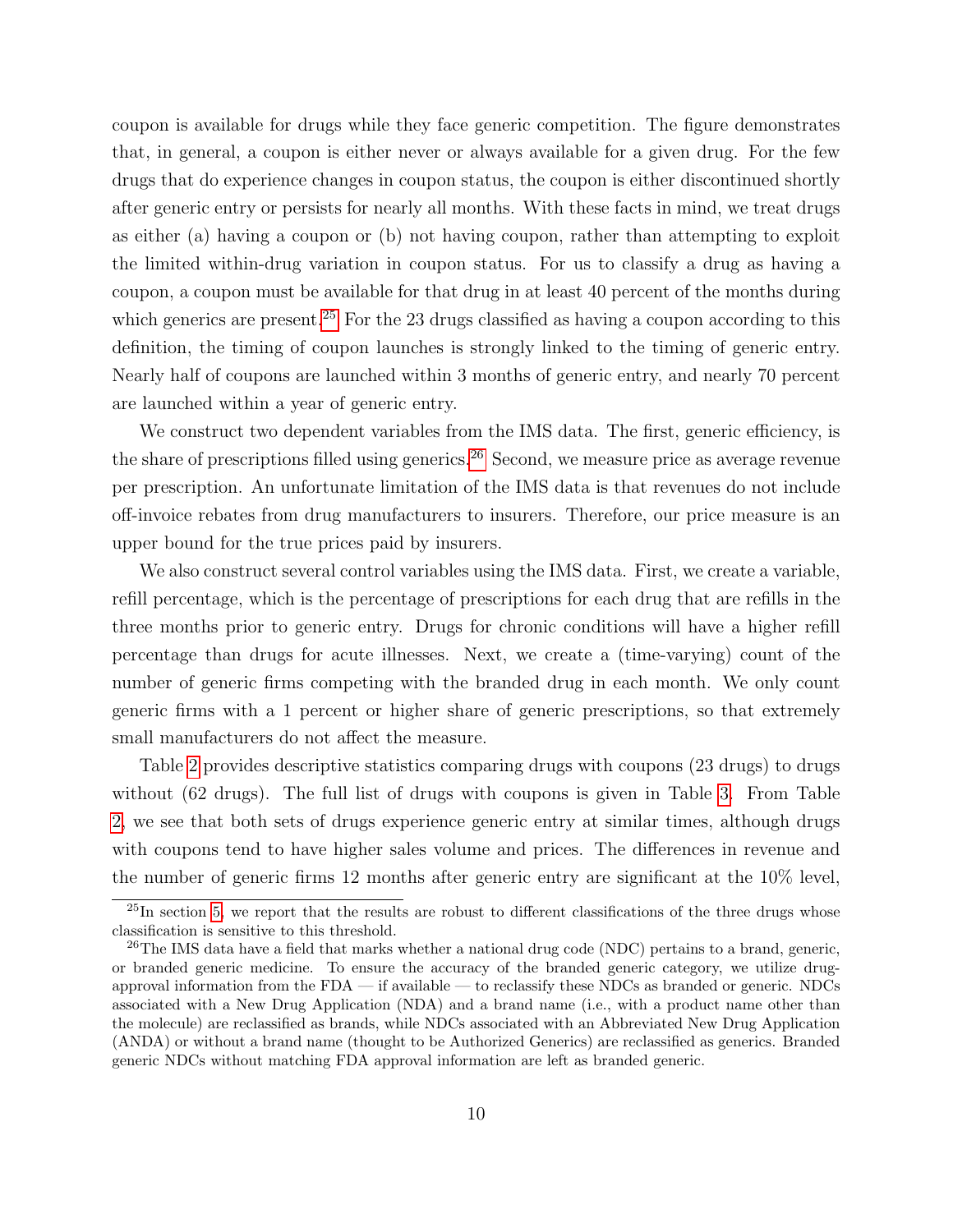coupon is available for drugs while they face generic competition. The figure demonstrates that, in general, a coupon is either never or always available for a given drug. For the few drugs that do experience changes in coupon status, the coupon is either discontinued shortly after generic entry or persists for nearly all months. With these facts in mind, we treat drugs as either (a) having a coupon or (b) not having coupon, rather than attempting to exploit the limited within-drug variation in coupon status. For us to classify a drug as having a coupon, a coupon must be available for that drug in at least 40 percent of the months during which generics are present.[25] For the 23 drugs classified as having a coupon according to this definition, the timing of coupon launches is strongly linked to the timing of generic entry. Nearly half of coupons are launched within 3 months of generic entry, and nearly 70 percent are launched within a year of generic entry.

We construct two dependent variables from the IMS data. The first, generic efficiency, is the share of prescriptions filled using generics.[26] Second, we measure price as average revenue per prescription. An unfortunate limitation of the IMS data is that revenues do not include off-invoice rebates from drug manufacturers to insurers. Therefore, our price measure is an upper bound for the true prices paid by insurers.

We also construct several control variables using the IMS data. First, we create a variable, refill percentage, which is the percentage of prescriptions for each drug that are refills in the three months prior to generic entry. Drugs for chronic conditions will have a higher refill percentage than drugs for acute illnesses. Next, we create a (time-varying) count of the number of generic firms competing with the branded drug in each month. We only count generic firms with a 1 percent or higher share of generic prescriptions, so that extremely small manufacturers do not affect the measure.

Table 2 provides descriptive statistics comparing drugs with coupons (23 drugs) to drugs without (62 drugs). The full list of drugs with coupons is given in Table 3. From Table 2, we see that both sets of drugs experience generic entry at similar times, although drugs with coupons tend to have higher sales volume and prices. The differences in revenue and the number of generic firms 12 months after generic entry are significant at the 10% level,

---

[25] In section 5, we report that the results are robust to different classifications of the three drugs whose classification is sensitive to this threshold.

[26] The IMS data have a field that marks whether a national drug code (NDC) pertains to a brand, generic, or branded generic medicine. To ensure the accuracy of the branded generic category, we utilize drug-approval information from the FDA — if available — to reclassify these NDCs as branded or generic. NDCs associated with a New Drug Application (NDA) and a brand name (i.e., with a product name other than the molecule) are reclassified as brands, while NDCs associated with an Abbreviated New Drug Application (ANDA) or without a brand name (thought to be Authorized Generics) are reclassified as generics. Branded generic NDCs without matching FDA approval information are left as branded generic.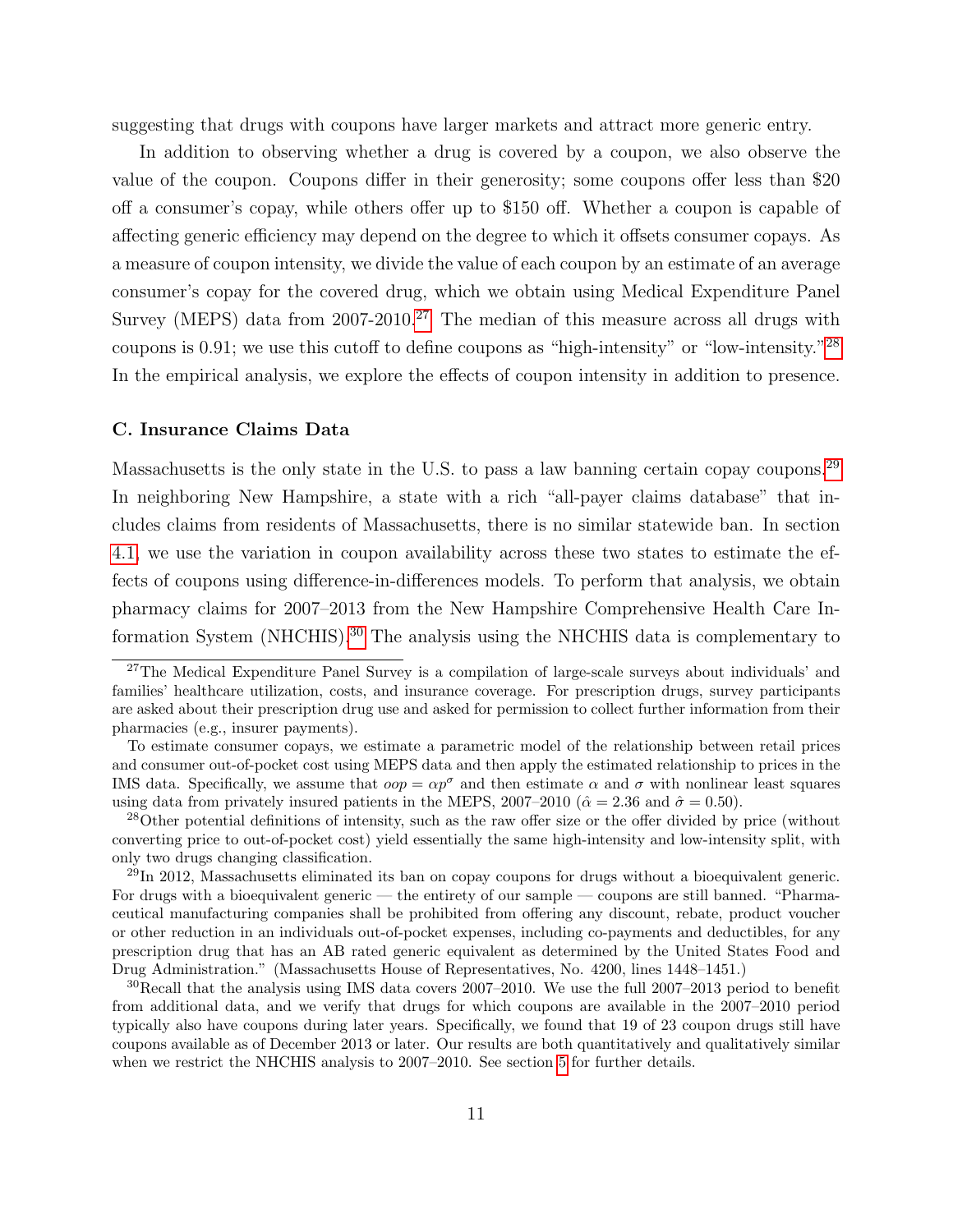suggesting that drugs with coupons have larger markets and attract more generic entry.

In addition to observing whether a drug is covered by a coupon, we also observe the value of the coupon. Coupons differ in their generosity; some coupons offer less than $20 off a consumer's copay, while others offer up to $150 off. Whether a coupon is capable of affecting generic efficiency may depend on the degree to which it offsets consumer copays. As a measure of coupon intensity, we divide the value of each coupon by an estimate of an average consumer's copay for the covered drug, which we obtain using Medical Expenditure Panel Survey (MEPS) data from 2007-2010.[27] The median of this measure across all drugs with coupons is 0.91; we use this cutoff to define coupons as "high-intensity" or "low-intensity."[28] In the empirical analysis, we explore the effects of coupon intensity in addition to presence.

### C. Insurance Claims Data

Massachusetts is the only state in the U.S. to pass a law banning certain copay coupons.[29] In neighboring New Hampshire, a state with a rich "all-payer claims database" that includes claims from residents of Massachusetts, there is no similar statewide ban. In section 4.1, we use the variation in coupon availability across these two states to estimate the effects of coupons using difference-in-differences models. To perform that analysis, we obtain pharmacy claims for 2007–2013 from the New Hampshire Comprehensive Health Care Information System (NHCHIS).[30] The analysis using the NHCHIS data is complementary to

---

[27] The Medical Expenditure Panel Survey is a compilation of large-scale surveys about individuals' and families' healthcare utilization, costs, and insurance coverage. For prescription drugs, survey participants are asked about their prescription drug use and asked for permission to collect further information from their pharmacies (e.g., insurer payments).

To estimate consumer copays, we estimate a parametric model of the relationship between retail prices and consumer out-of-pocket cost using MEPS data and then apply the estimated relationship to prices in the IMS data. Specifically, we assume that $oop = \alpha p^{\sigma}$ and then estimate $\alpha$ and $\sigma$ with nonlinear least squares using data from privately insured patients in the MEPS, 2007–2010 ($\hat{\alpha} = 2.36$ and $\hat{\sigma} = 0.50$).

[28] Other potential definitions of intensity, such as the raw offer size or the offer divided by price (without converting price to out-of-pocket cost) yield essentially the same high-intensity and low-intensity split, with only two drugs changing classification.

[29] In 2012, Massachusetts eliminated its ban on copay coupons for drugs without a bioequivalent generic. For drugs with a bioequivalent generic — the entirety of our sample — coupons are still banned. "Pharmaceutical manufacturing companies shall be prohibited from offering any discount, rebate, product voucher or other reduction in an individuals out-of-pocket expenses, including co-payments and deductibles, for any prescription drug that has an AB rated generic equivalent as determined by the United States Food and Drug Administration." (Massachusetts House of Representatives, No. 4200, lines 1448–1451.)

[30] Recall that the analysis using IMS data covers 2007–2010. We use the full 2007–2013 period to benefit from additional data, and we verify that drugs for which coupons are available in the 2007–2010 period typically also have coupons during later years. Specifically, we found that 19 of 23 coupon drugs still have coupons available as of December 2013 or later. Our results are both quantitatively and qualitatively similar when we restrict the NHCHIS analysis to 2007–2010. See section 5 for further details.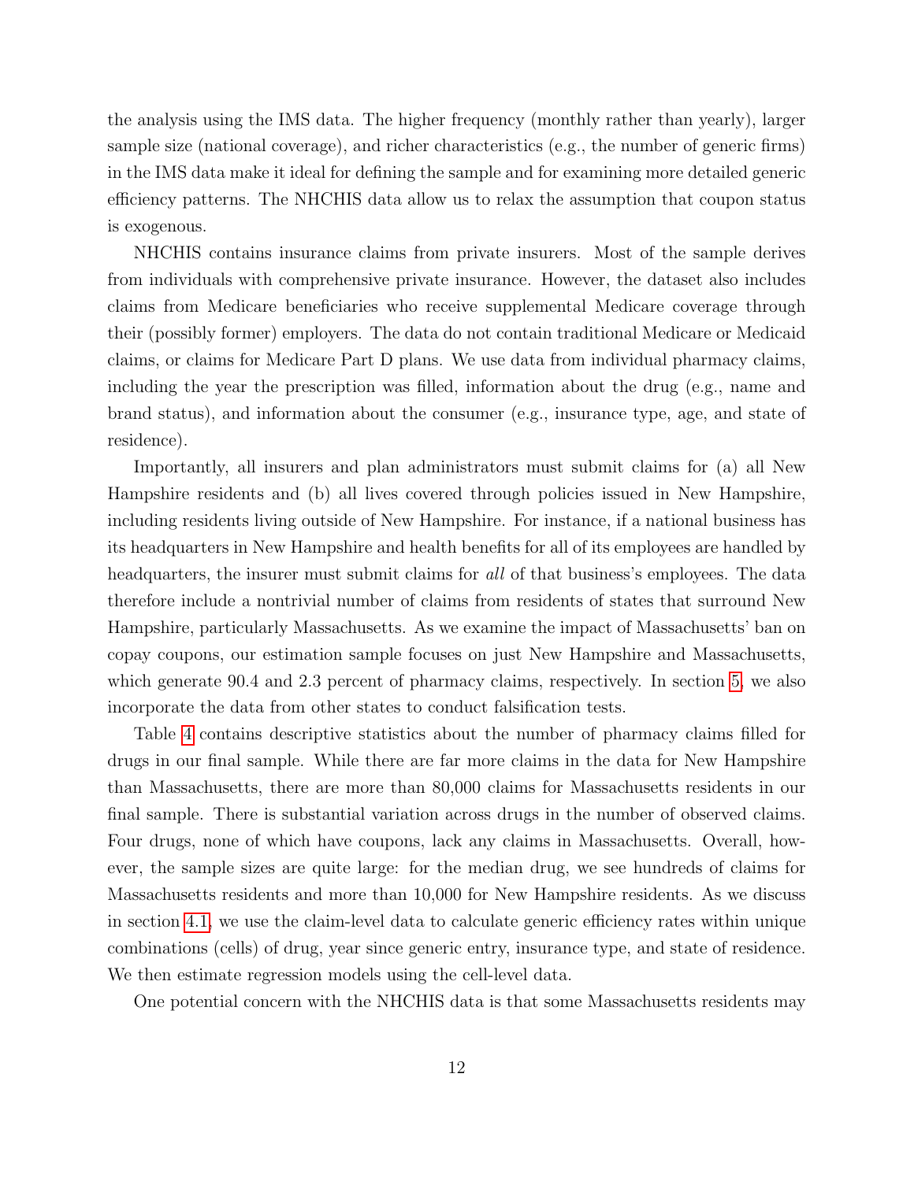the analysis using the IMS data. The higher frequency (monthly rather than yearly), larger sample size (national coverage), and richer characteristics (e.g., the number of generic firms) in the IMS data make it ideal for defining the sample and for examining more detailed generic efficiency patterns. The NHCHIS data allow us to relax the assumption that coupon status is exogenous.

NHCHIS contains insurance claims from private insurers. Most of the sample derives from individuals with comprehensive private insurance. However, the dataset also includes claims from Medicare beneficiaries who receive supplemental Medicare coverage through their (possibly former) employers. The data do not contain traditional Medicare or Medicaid claims, or claims for Medicare Part D plans. We use data from individual pharmacy claims, including the year the prescription was filled, information about the drug (e.g., name and brand status), and information about the consumer (e.g., insurance type, age, and state of residence).

Importantly, all insurers and plan administrators must submit claims for (a) all New Hampshire residents and (b) all lives covered through policies issued in New Hampshire, including residents living outside of New Hampshire. For instance, if a national business has its headquarters in New Hampshire and health benefits for all of its employees are handled by headquarters, the insurer must submit claims for *all* of that business's employees. The data therefore include a nontrivial number of claims from residents of states that surround New Hampshire, particularly Massachusetts. As we examine the impact of Massachusetts' ban on copay coupons, our estimation sample focuses on just New Hampshire and Massachusetts, which generate 90.4 and 2.3 percent of pharmacy claims, respectively. In section 5, we also incorporate the data from other states to conduct falsification tests.

Table 4 contains descriptive statistics about the number of pharmacy claims filled for drugs in our final sample. While there are far more claims in the data for New Hampshire than Massachusetts, there are more than 80,000 claims for Massachusetts residents in our final sample. There is substantial variation across drugs in the number of observed claims. Four drugs, none of which have coupons, lack any claims in Massachusetts. Overall, however, the sample sizes are quite large: for the median drug, we see hundreds of claims for Massachusetts residents and more than 10,000 for New Hampshire residents. As we discuss in section 4.1, we use the claim-level data to calculate generic efficiency rates within unique combinations (cells) of drug, year since generic entry, insurance type, and state of residence. We then estimate regression models using the cell-level data.

One potential concern with the NHCHIS data is that some Massachusetts residents may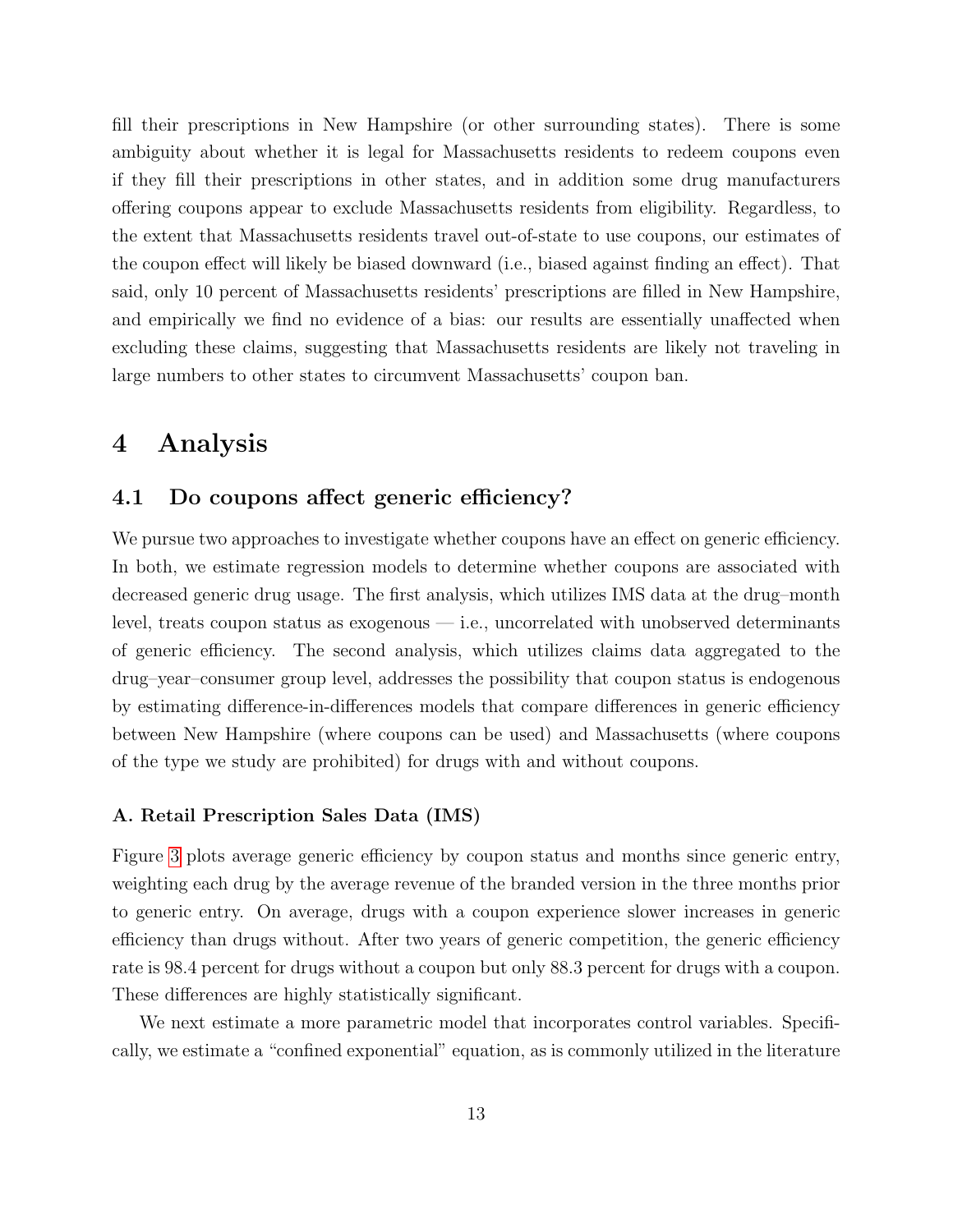fill their prescriptions in New Hampshire (or other surrounding states). There is some ambiguity about whether it is legal for Massachusetts residents to redeem coupons even if they fill their prescriptions in other states, and in addition some drug manufacturers offering coupons appear to exclude Massachusetts residents from eligibility. Regardless, to the extent that Massachusetts residents travel out-of-state to use coupons, our estimates of the coupon effect will likely be biased downward (i.e., biased against finding an effect). That said, only 10 percent of Massachusetts residents' prescriptions are filled in New Hampshire, and empirically we find no evidence of a bias: our results are essentially unaffected when excluding these claims, suggesting that Massachusetts residents are likely not traveling in large numbers to other states to circumvent Massachusetts' coupon ban.

# 4 Analysis

## 4.1 Do coupons affect generic efficiency?

We pursue two approaches to investigate whether coupons have an effect on generic efficiency. In both, we estimate regression models to determine whether coupons are associated with decreased generic drug usage. The first analysis, which utilizes IMS data at the drug–month level, treats coupon status as exogenous — i.e., uncorrelated with unobserved determinants of generic efficiency. The second analysis, which utilizes claims data aggregated to the drug–year–consumer group level, addresses the possibility that coupon status is endogenous by estimating difference-in-differences models that compare differences in generic efficiency between New Hampshire (where coupons can be used) and Massachusetts (where coupons of the type we study are prohibited) for drugs with and without coupons.

### A. Retail Prescription Sales Data (IMS)

Figure 3 plots average generic efficiency by coupon status and months since generic entry, weighting each drug by the average revenue of the branded version in the three months prior to generic entry. On average, drugs with a coupon experience slower increases in generic efficiency than drugs without. After two years of generic competition, the generic efficiency rate is 98.4 percent for drugs without a coupon but only 88.3 percent for drugs with a coupon. These differences are highly statistically significant.

We next estimate a more parametric model that incorporates control variables. Specifically, we estimate a "confined exponential" equation, as is commonly utilized in the literature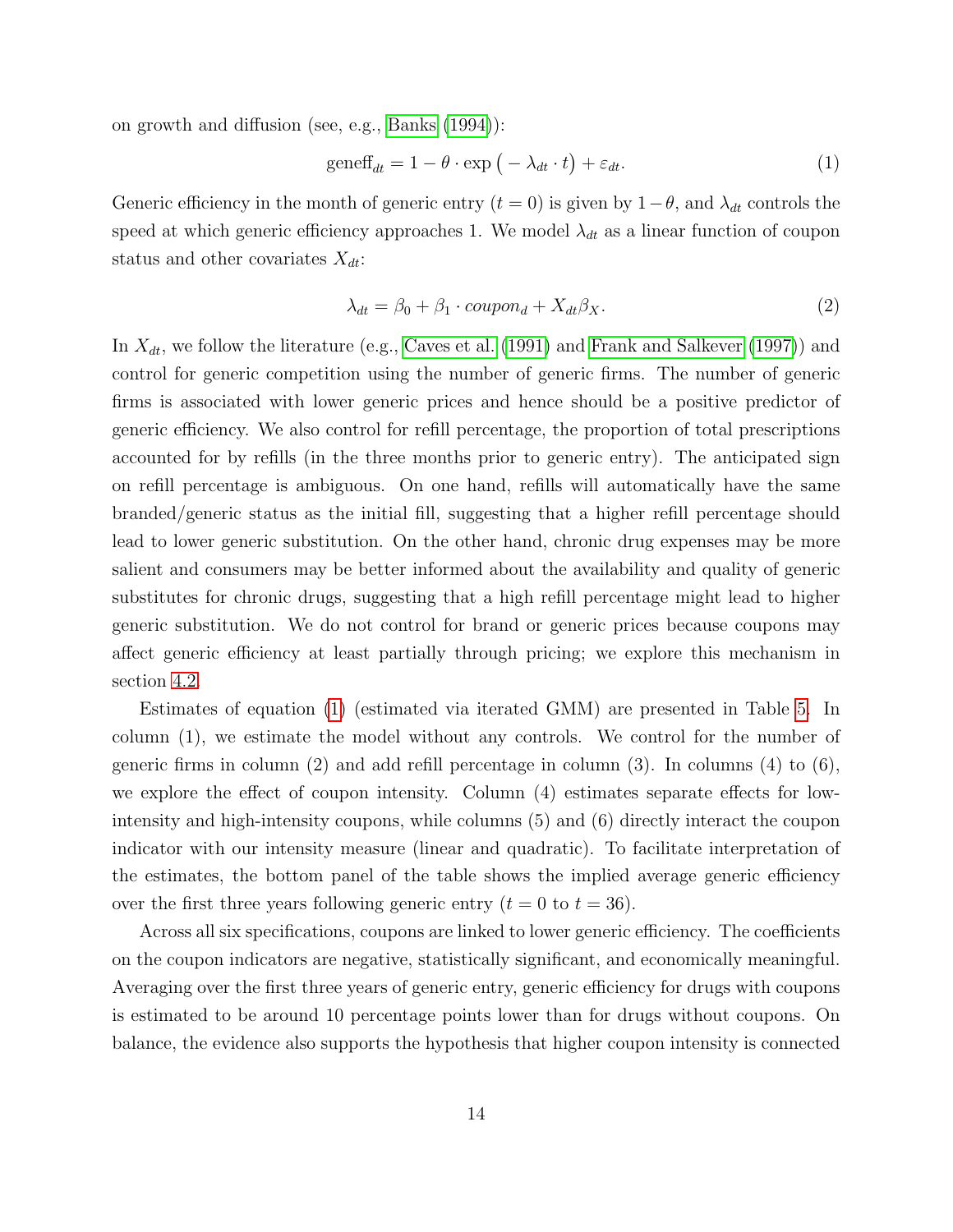on growth and diffusion (see, e.g., Banks (1994)):

$$\text{geneff}_{dt} = 1 - \theta \cdot \exp\big(-\lambda_{dt} \cdot t\big) + \varepsilon_{dt}. \tag{1}$$

Generic efficiency in the month of generic entry ($t = 0$) is given by $1-\theta$, and $\lambda_{dt}$ controls the speed at which generic efficiency approaches 1. We model $\lambda_{dt}$ as a linear function of coupon status and other covariates $X_{dt}$:

$$\lambda_{dt} = \beta_0 + \beta_1 \cdot coupon_d + X_{dt}\beta_X. \tag{2}$$

In $X_{dt}$, we follow the literature (e.g., Caves et al. (1991) and Frank and Salkever (1997)) and control for generic competition using the number of generic firms. The number of generic firms is associated with lower generic prices and hence should be a positive predictor of generic efficiency. We also control for refill percentage, the proportion of total prescriptions accounted for by refills (in the three months prior to generic entry). The anticipated sign on refill percentage is ambiguous. On one hand, refills will automatically have the same branded/generic status as the initial fill, suggesting that a higher refill percentage should lead to lower generic substitution. On the other hand, chronic drug expenses may be more salient and consumers may be better informed about the availability and quality of generic substitutes for chronic drugs, suggesting that a high refill percentage might lead to higher generic substitution. We do not control for brand or generic prices because coupons may affect generic efficiency at least partially through pricing; we explore this mechanism in section 4.2.

Estimates of equation (1) (estimated via iterated GMM) are presented in Table 5. In column (1), we estimate the model without any controls. We control for the number of generic firms in column (2) and add refill percentage in column (3). In columns (4) to (6), we explore the effect of coupon intensity. Column (4) estimates separate effects for low-intensity and high-intensity coupons, while columns (5) and (6) directly interact the coupon indicator with our intensity measure (linear and quadratic). To facilitate interpretation of the estimates, the bottom panel of the table shows the implied average generic efficiency over the first three years following generic entry ($t = 0$ to $t = 36$).

Across all six specifications, coupons are linked to lower generic efficiency. The coefficients on the coupon indicators are negative, statistically significant, and economically meaningful. Averaging over the first three years of generic entry, generic efficiency for drugs with coupons is estimated to be around 10 percentage points lower than for drugs without coupons. On balance, the evidence also supports the hypothesis that higher coupon intensity is connected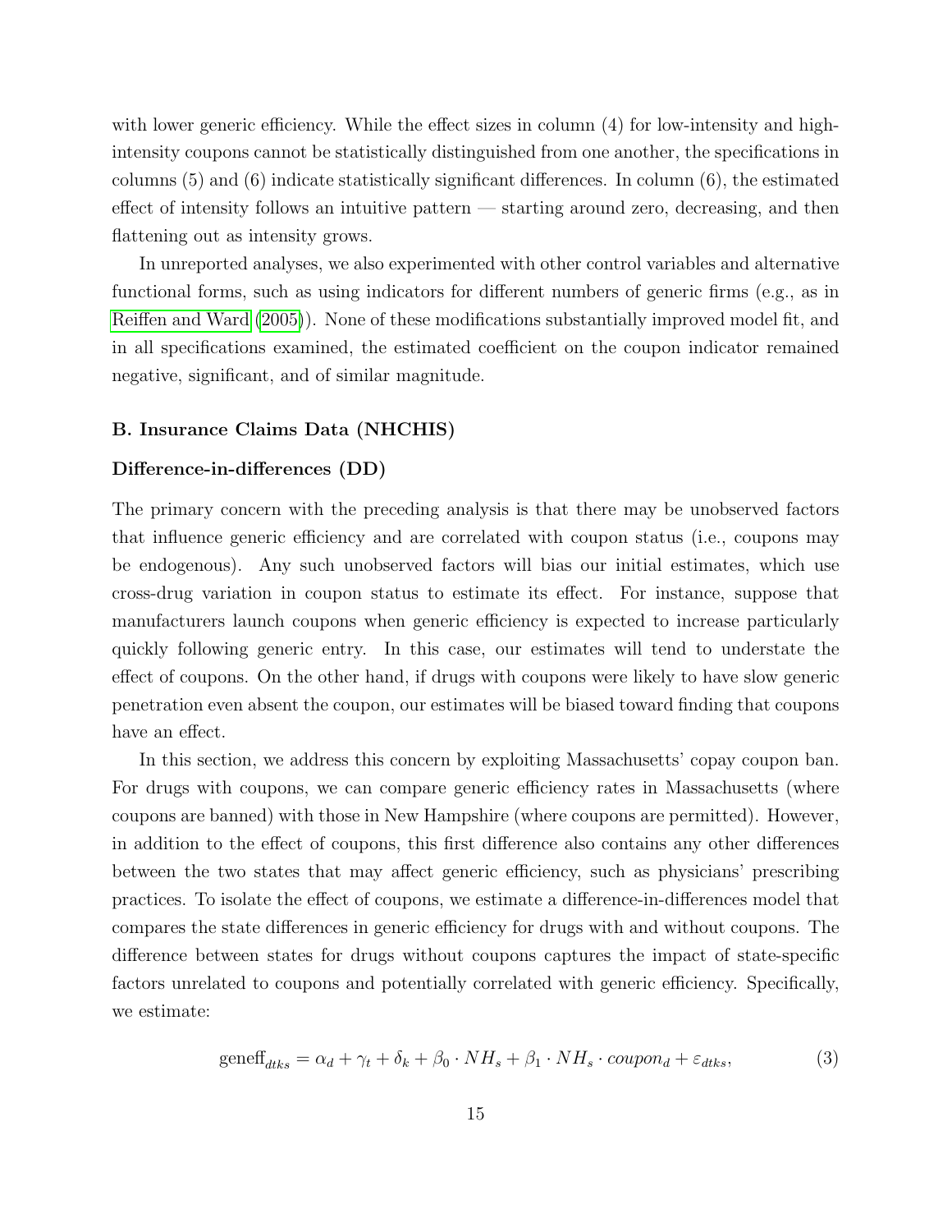with lower generic efficiency. While the effect sizes in column (4) for low-intensity and high-intensity coupons cannot be statistically distinguished from one another, the specifications in columns (5) and (6) indicate statistically significant differences. In column (6), the estimated effect of intensity follows an intuitive pattern — starting around zero, decreasing, and then flattening out as intensity grows.

In unreported analyses, we also experimented with other control variables and alternative functional forms, such as using indicators for different numbers of generic firms (e.g., as in Reiffen and Ward (2005)). None of these modifications substantially improved model fit, and in all specifications examined, the estimated coefficient on the coupon indicator remained negative, significant, and of similar magnitude.

### B. Insurance Claims Data (NHCHIS)

#### Difference-in-differences (DD)

The primary concern with the preceding analysis is that there may be unobserved factors that influence generic efficiency and are correlated with coupon status (i.e., coupons may be endogenous). Any such unobserved factors will bias our initial estimates, which use cross-drug variation in coupon status to estimate its effect. For instance, suppose that manufacturers launch coupons when generic efficiency is expected to increase particularly quickly following generic entry. In this case, our estimates will tend to understate the effect of coupons. On the other hand, if drugs with coupons were likely to have slow generic penetration even absent the coupon, our estimates will be biased toward finding that coupons have an effect.

In this section, we address this concern by exploiting Massachusetts' copay coupon ban. For drugs with coupons, we can compare generic efficiency rates in Massachusetts (where coupons are banned) with those in New Hampshire (where coupons are permitted). However, in addition to the effect of coupons, this first difference also contains any other differences between the two states that may affect generic efficiency, such as physicians' prescribing practices. To isolate the effect of coupons, we estimate a difference-in-differences model that compares the state differences in generic efficiency for drugs with and without coupons. The difference between states for drugs without coupons captures the impact of state-specific factors unrelated to coupons and potentially correlated with generic efficiency. Specifically, we estimate:

$$\text{geneff}_{dtks} = \alpha_d + \gamma_t + \delta_k + \beta_0 \cdot NH_s + \beta_1 \cdot NH_s \cdot coupon_d + \varepsilon_{dtks}, \tag{3}$$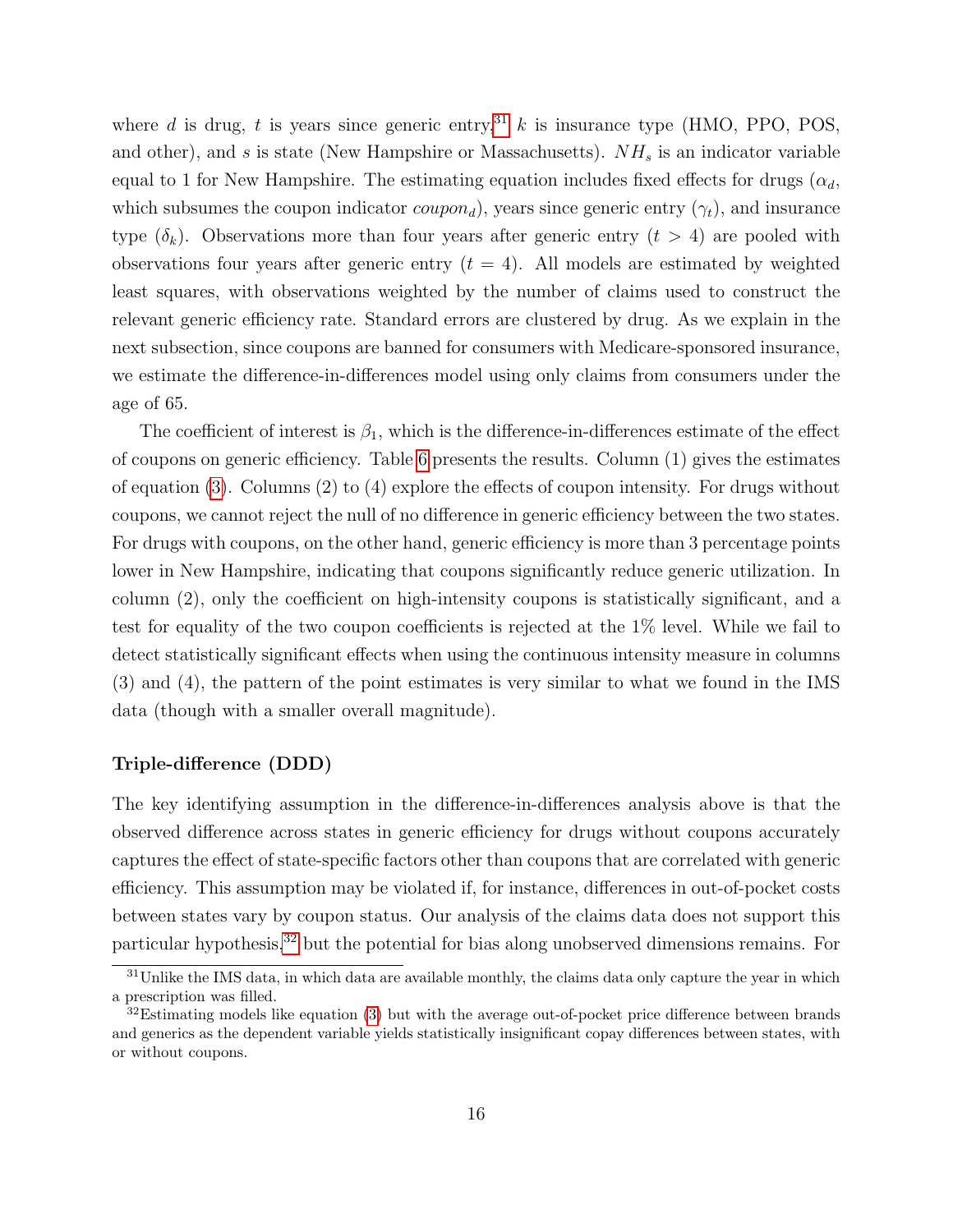where $d$ is drug, $t$ is years since generic entry,[31] $k$ is insurance type (HMO, PPO, POS, and other), and $s$ is state (New Hampshire or Massachusetts). $NH_s$ is an indicator variable equal to 1 for New Hampshire. The estimating equation includes fixed effects for drugs ($\alpha_d$, which subsumes the coupon indicator $coupon_d$), years since generic entry ($\gamma_t$), and insurance type ($\delta_k$). Observations more than four years after generic entry ($t > 4$) are pooled with observations four years after generic entry ($t = 4$). All models are estimated by weighted least squares, with observations weighted by the number of claims used to construct the relevant generic efficiency rate. Standard errors are clustered by drug. As we explain in the next subsection, since coupons are banned for consumers with Medicare-sponsored insurance, we estimate the difference-in-differences model using only claims from consumers under the age of 65.

The coefficient of interest is $\beta_1$, which is the difference-in-differences estimate of the effect of coupons on generic efficiency. Table 6 presents the results. Column (1) gives the estimates of equation (3). Columns (2) to (4) explore the effects of coupon intensity. For drugs without coupons, we cannot reject the null of no difference in generic efficiency between the two states. For drugs with coupons, on the other hand, generic efficiency is more than 3 percentage points lower in New Hampshire, indicating that coupons significantly reduce generic utilization. In column (2), only the coefficient on high-intensity coupons is statistically significant, and a test for equality of the two coupon coefficients is rejected at the 1% level. While we fail to detect statistically significant effects when using the continuous intensity measure in columns (3) and (4), the pattern of the point estimates is very similar to what we found in the IMS data (though with a smaller overall magnitude).

### Triple-difference (DDD)

The key identifying assumption in the difference-in-differences analysis above is that the observed difference across states in generic efficiency for drugs without coupons accurately captures the effect of state-specific factors other than coupons that are correlated with generic efficiency. This assumption may be violated if, for instance, differences in out-of-pocket costs between states vary by coupon status. Our analysis of the claims data does not support this particular hypothesis,[32] but the potential for bias along unobserved dimensions remains. For

[31] Unlike the IMS data, in which data are available monthly, the claims data only capture the year in which a prescription was filled.

[32] Estimating models like equation (3) but with the average out-of-pocket price difference between brands and generics as the dependent variable yields statistically insignificant copay differences between states, with or without coupons.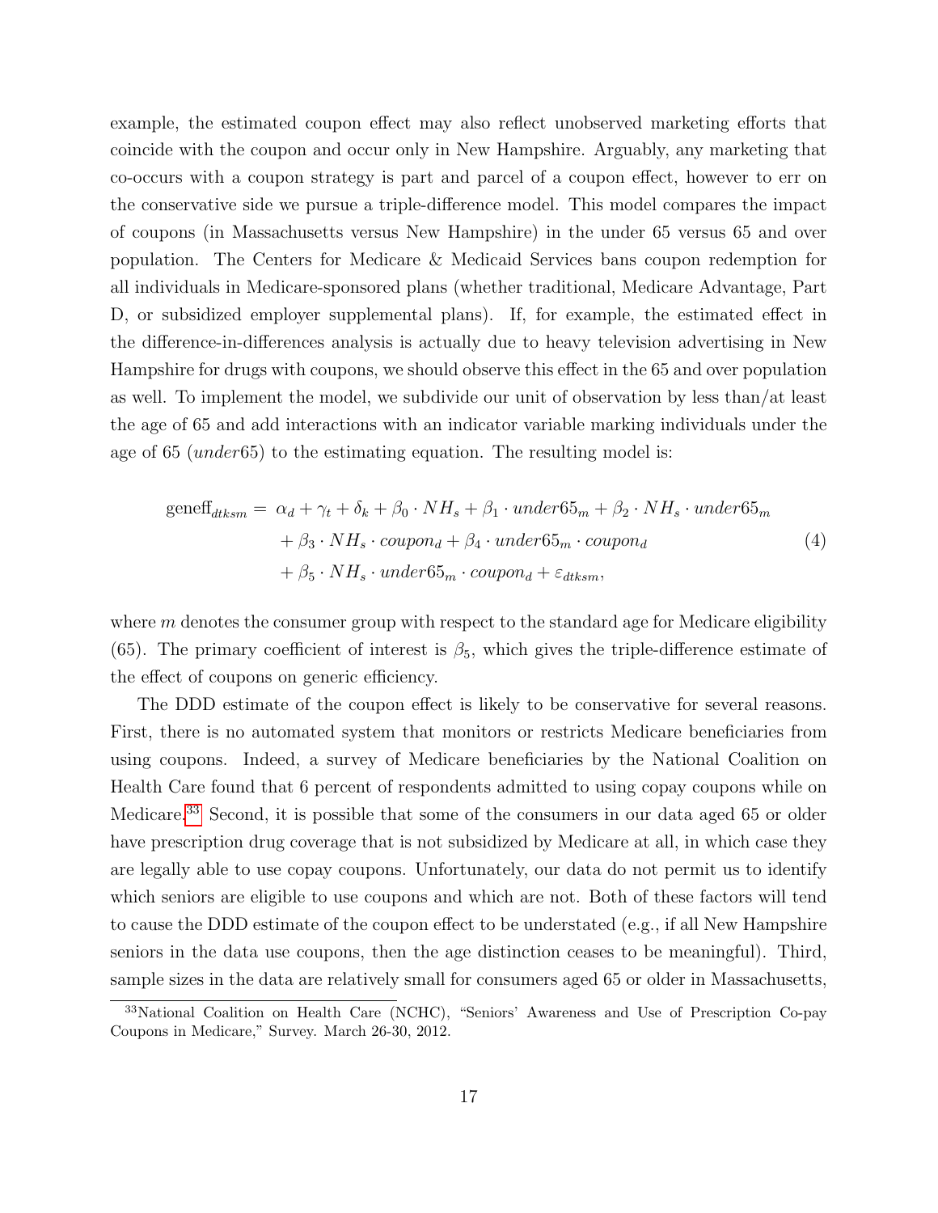example, the estimated coupon effect may also reflect unobserved marketing efforts that coincide with the coupon and occur only in New Hampshire. Arguably, any marketing that co-occurs with a coupon strategy is part and parcel of a coupon effect, however to err on the conservative side we pursue a triple-difference model. This model compares the impact of coupons (in Massachusetts versus New Hampshire) in the under 65 versus 65 and over population. The Centers for Medicare & Medicaid Services bans coupon redemption for all individuals in Medicare-sponsored plans (whether traditional, Medicare Advantage, Part D, or subsidized employer supplemental plans). If, for example, the estimated effect in the difference-in-differences analysis is actually due to heavy television advertising in New Hampshire for drugs with coupons, we should observe this effect in the 65 and over population as well. To implement the model, we subdivide our unit of observation by less than/at least the age of 65 and add interactions with an indicator variable marking individuals under the age of 65 ($under65$) to the estimating equation. The resulting model is:

$$
\begin{aligned}
\text{geneff}_{dtksm} = \; & \alpha_d + \gamma_t + \delta_k + \beta_0 \cdot NH_s + \beta_1 \cdot under65_m + \beta_2 \cdot NH_s \cdot under65_m \\
& + \beta_3 \cdot NH_s \cdot coupon_d + \beta_4 \cdot under65_m \cdot coupon_d \\
& + \beta_5 \cdot NH_s \cdot under65_m \cdot coupon_d + \varepsilon_{dtksm},
\end{aligned}
\tag{4}
$$

where $m$ denotes the consumer group with respect to the standard age for Medicare eligibility (65). The primary coefficient of interest is $\beta_5$, which gives the triple-difference estimate of the effect of coupons on generic efficiency.

The DDD estimate of the coupon effect is likely to be conservative for several reasons. First, there is no automated system that monitors or restricts Medicare beneficiaries from using coupons. Indeed, a survey of Medicare beneficiaries by the National Coalition on Health Care found that 6 percent of respondents admitted to using copay coupons while on Medicare.[33] Second, it is possible that some of the consumers in our data aged 65 or older have prescription drug coverage that is not subsidized by Medicare at all, in which case they are legally able to use copay coupons. Unfortunately, our data do not permit us to identify which seniors are eligible to use coupons and which are not. Both of these factors will tend to cause the DDD estimate of the coupon effect to be understated (e.g., if all New Hampshire seniors in the data use coupons, then the age distinction ceases to be meaningful). Third, sample sizes in the data are relatively small for consumers aged 65 or older in Massachusetts,

[33] National Coalition on Health Care (NCHC), "Seniors' Awareness and Use of Prescription Co-pay Coupons in Medicare," Survey. March 26-30, 2012.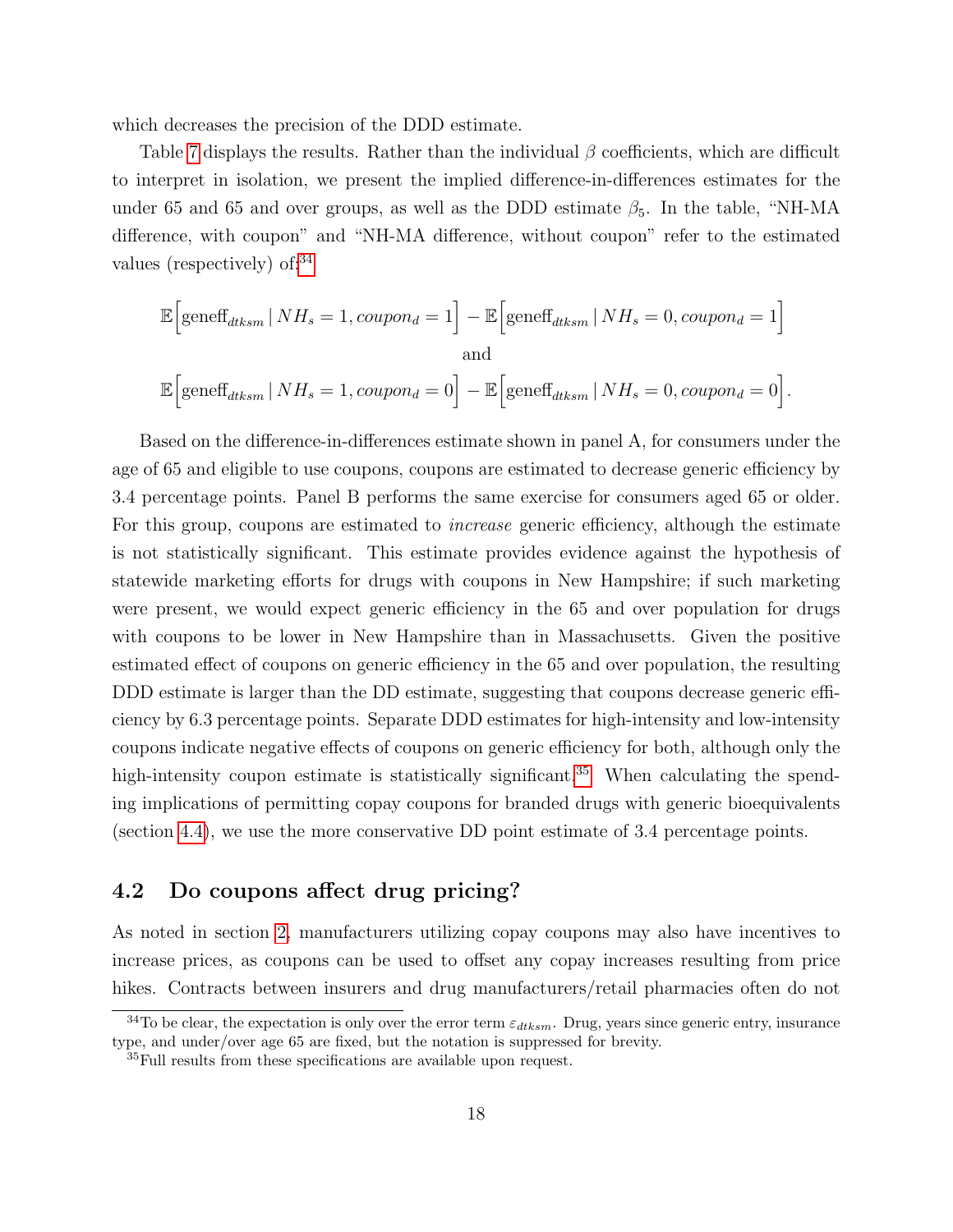which decreases the precision of the DDD estimate.

Table 7 displays the results. Rather than the individual $\beta$ coefficients, which are difficult to interpret in isolation, we present the implied difference-in-differences estimates for the under 65 and 65 and over groups, as well as the DDD estimate $\beta_5$. In the table, "NH-MA difference, with coupon" and "NH-MA difference, without coupon" refer to the estimated values (respectively) of:[34]

$$\mathbb{E}\Big[\text{geneff}_{dtksm} \,|\, NH_s = 1, coupon_d = 1\Big] - \mathbb{E}\Big[\text{geneff}_{dtksm} \,|\, NH_s = 0, coupon_d = 1\Big]$$

and

$$\mathbb{E}\Big[\text{geneff}_{dtksm} \,|\, NH_s = 1, coupon_d = 0\Big] - \mathbb{E}\Big[\text{geneff}_{dtksm} \,|\, NH_s = 0, coupon_d = 0\Big].$$

Based on the difference-in-differences estimate shown in panel A, for consumers under the age of 65 and eligible to use coupons, coupons are estimated to decrease generic efficiency by 3.4 percentage points. Panel B performs the same exercise for consumers aged 65 or older. For this group, coupons are estimated to *increase* generic efficiency, although the estimate is not statistically significant. This estimate provides evidence against the hypothesis of statewide marketing efforts for drugs with coupons in New Hampshire; if such marketing were present, we would expect generic efficiency in the 65 and over population for drugs with coupons to be lower in New Hampshire than in Massachusetts. Given the positive estimated effect of coupons on generic efficiency in the 65 and over population, the resulting DDD estimate is larger than the DD estimate, suggesting that coupons decrease generic efficiency by 6.3 percentage points. Separate DDD estimates for high-intensity and low-intensity coupons indicate negative effects of coupons on generic efficiency for both, although only the high-intensity coupon estimate is statistically significant.[35] When calculating the spending implications of permitting copay coupons for branded drugs with generic bioequivalents (section 4.4), we use the more conservative DD point estimate of 3.4 percentage points.

## 4.2 Do coupons affect drug pricing?

As noted in section 2, manufacturers utilizing copay coupons may also have incentives to increase prices, as coupons can be used to offset any copay increases resulting from price hikes. Contracts between insurers and drug manufacturers/retail pharmacies often do not

[34] To be clear, the expectation is only over the error term $\varepsilon_{dtksm}$. Drug, years since generic entry, insurance type, and under/over age 65 are fixed, but the notation is suppressed for brevity.

[35] Full results from these specifications are available upon request.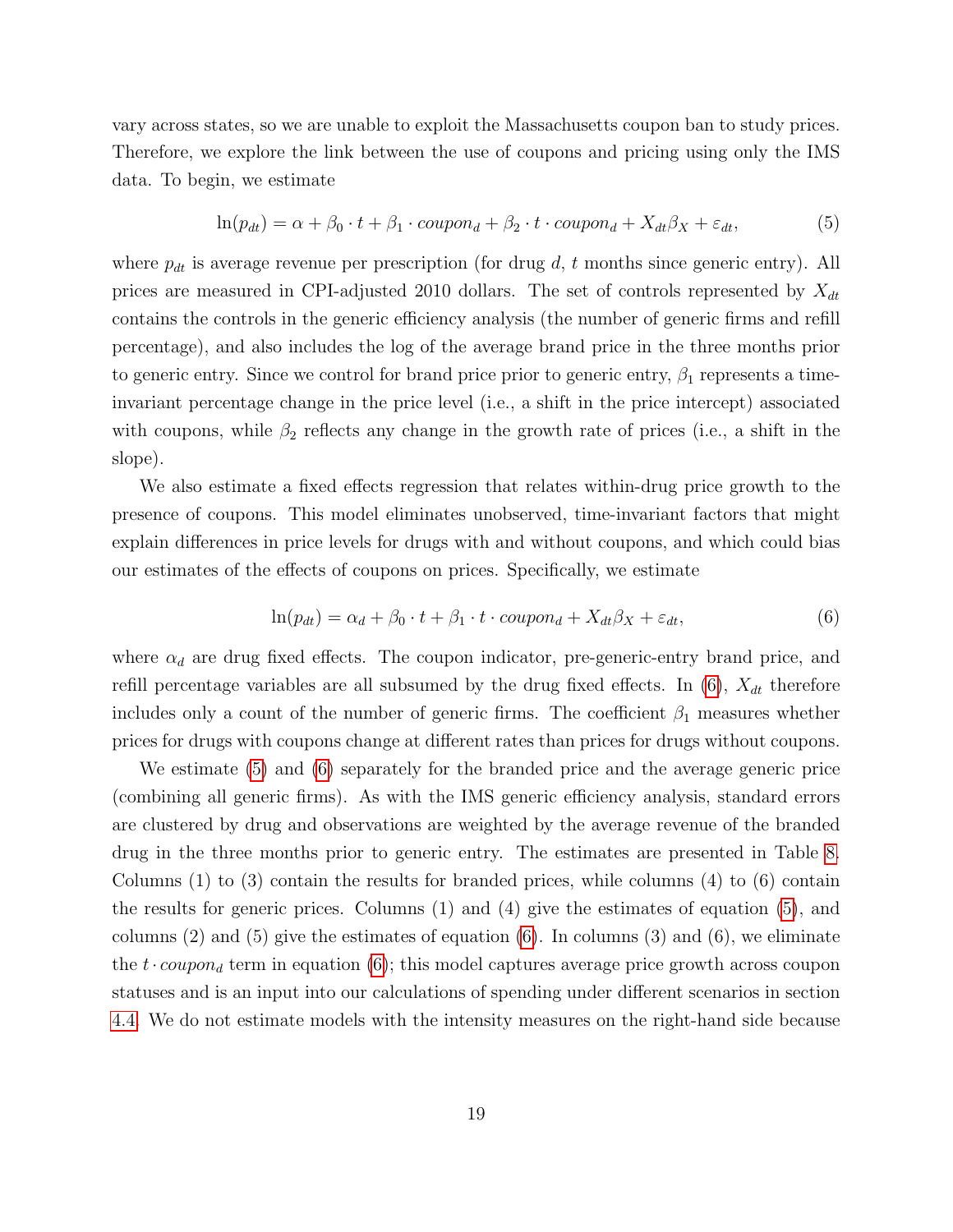vary across states, so we are unable to exploit the Massachusetts coupon ban to study prices. Therefore, we explore the link between the use of coupons and pricing using only the IMS data. To begin, we estimate

$$\ln(p_{dt}) = \alpha + \beta_0 \cdot t + \beta_1 \cdot coupon_d + \beta_2 \cdot t \cdot coupon_d + X_{dt}\beta_X + \varepsilon_{dt}, \tag{5}$$

where $p_{dt}$ is average revenue per prescription (for drug $d$, $t$ months since generic entry). All prices are measured in CPI-adjusted 2010 dollars. The set of controls represented by $X_{dt}$ contains the controls in the generic efficiency analysis (the number of generic firms and refill percentage), and also includes the log of the average brand price in the three months prior to generic entry. Since we control for brand price prior to generic entry, $\beta_1$ represents a time-invariant percentage change in the price level (i.e., a shift in the price intercept) associated with coupons, while $\beta_2$ reflects any change in the growth rate of prices (i.e., a shift in the slope).

We also estimate a fixed effects regression that relates within-drug price growth to the presence of coupons. This model eliminates unobserved, time-invariant factors that might explain differences in price levels for drugs with and without coupons, and which could bias our estimates of the effects of coupons on prices. Specifically, we estimate

$$\ln(p_{dt}) = \alpha_d + \beta_0 \cdot t + \beta_1 \cdot t \cdot coupon_d + X_{dt}\beta_X + \varepsilon_{dt}, \tag{6}$$

where $\alpha_d$ are drug fixed effects. The coupon indicator, pre-generic-entry brand price, and refill percentage variables are all subsumed by the drug fixed effects. In (6), $X_{dt}$ therefore includes only a count of the number of generic firms. The coefficient $\beta_1$ measures whether prices for drugs with coupons change at different rates than prices for drugs without coupons.

We estimate (5) and (6) separately for the branded price and the average generic price (combining all generic firms). As with the IMS generic efficiency analysis, standard errors are clustered by drug and observations are weighted by the average revenue of the branded drug in the three months prior to generic entry. The estimates are presented in Table 8. Columns (1) to (3) contain the results for branded prices, while columns (4) to (6) contain the results for generic prices. Columns (1) and (4) give the estimates of equation (5), and columns (2) and (5) give the estimates of equation (6). In columns (3) and (6), we eliminate the $t \cdot coupon_d$ term in equation (6); this model captures average price growth across coupon statuses and is an input into our calculations of spending under different scenarios in section 4.4. We do not estimate models with the intensity measures on the right-hand side because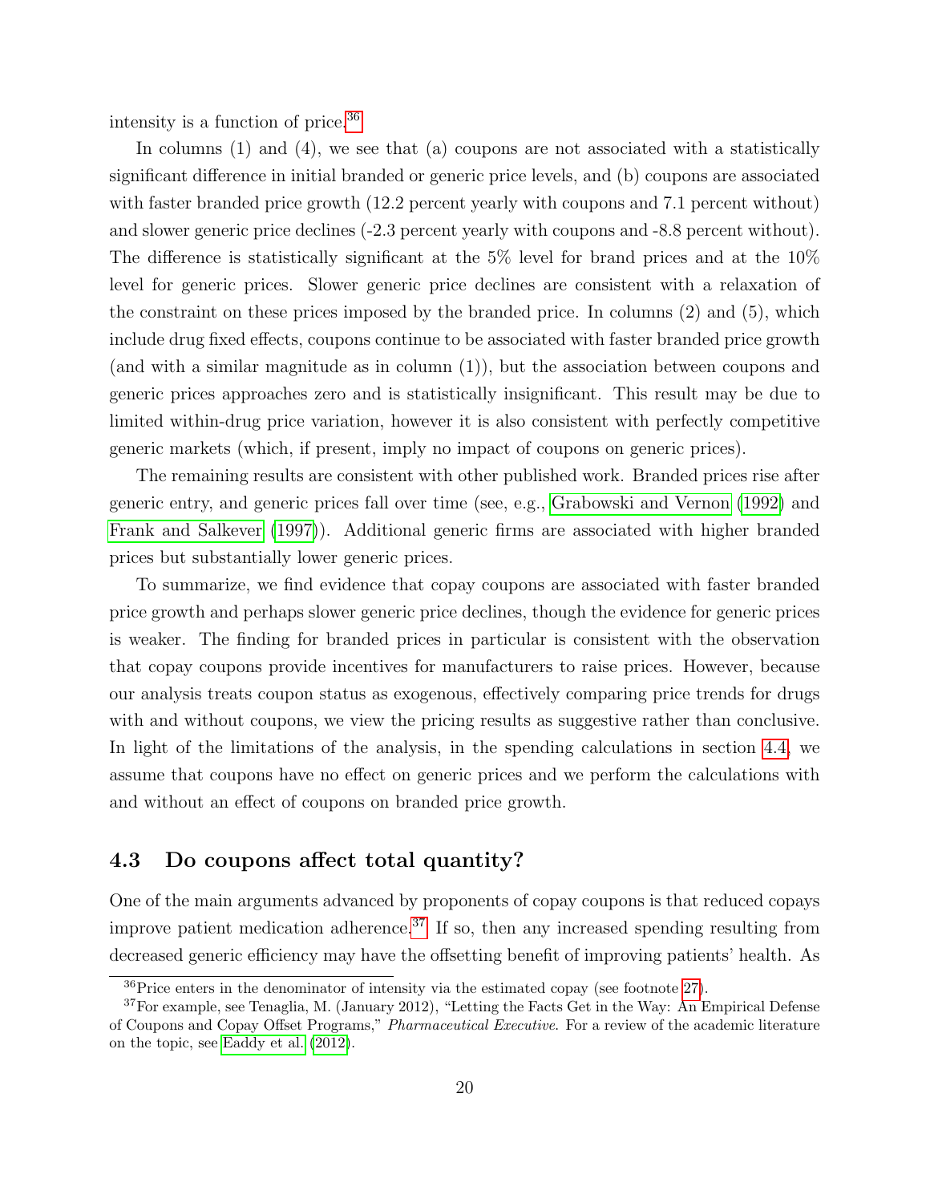intensity is a function of price.[36]

In columns (1) and (4), we see that (a) coupons are not associated with a statistically significant difference in initial branded or generic price levels, and (b) coupons are associated with faster branded price growth (12.2 percent yearly with coupons and 7.1 percent without) and slower generic price declines (-2.3 percent yearly with coupons and -8.8 percent without). The difference is statistically significant at the 5% level for brand prices and at the 10% level for generic prices. Slower generic price declines are consistent with a relaxation of the constraint on these prices imposed by the branded price. In columns (2) and (5), which include drug fixed effects, coupons continue to be associated with faster branded price growth (and with a similar magnitude as in column (1)), but the association between coupons and generic prices approaches zero and is statistically insignificant. This result may be due to limited within-drug price variation, however it is also consistent with perfectly competitive generic markets (which, if present, imply no impact of coupons on generic prices).

The remaining results are consistent with other published work. Branded prices rise after generic entry, and generic prices fall over time (see, e.g., Grabowski and Vernon (1992) and Frank and Salkever (1997)). Additional generic firms are associated with higher branded prices but substantially lower generic prices.

To summarize, we find evidence that copay coupons are associated with faster branded price growth and perhaps slower generic price declines, though the evidence for generic prices is weaker. The finding for branded prices in particular is consistent with the observation that copay coupons provide incentives for manufacturers to raise prices. However, because our analysis treats coupon status as exogenous, effectively comparing price trends for drugs with and without coupons, we view the pricing results as suggestive rather than conclusive. In light of the limitations of the analysis, in the spending calculations in section 4.4, we assume that coupons have no effect on generic prices and we perform the calculations with and without an effect of coupons on branded price growth.

## 4.3 Do coupons affect total quantity?

One of the main arguments advanced by proponents of copay coupons is that reduced copays improve patient medication adherence.[37] If so, then any increased spending resulting from decreased generic efficiency may have the offsetting benefit of improving patients' health. As

[36] Price enters in the denominator of intensity via the estimated copay (see footnote 27).

[37] For example, see Tenaglia, M. (January 2012), "Letting the Facts Get in the Way: An Empirical Defense of Coupons and Copay Offset Programs," *Pharmaceutical Executive*. For a review of the academic literature on the topic, see Eaddy et al. (2012).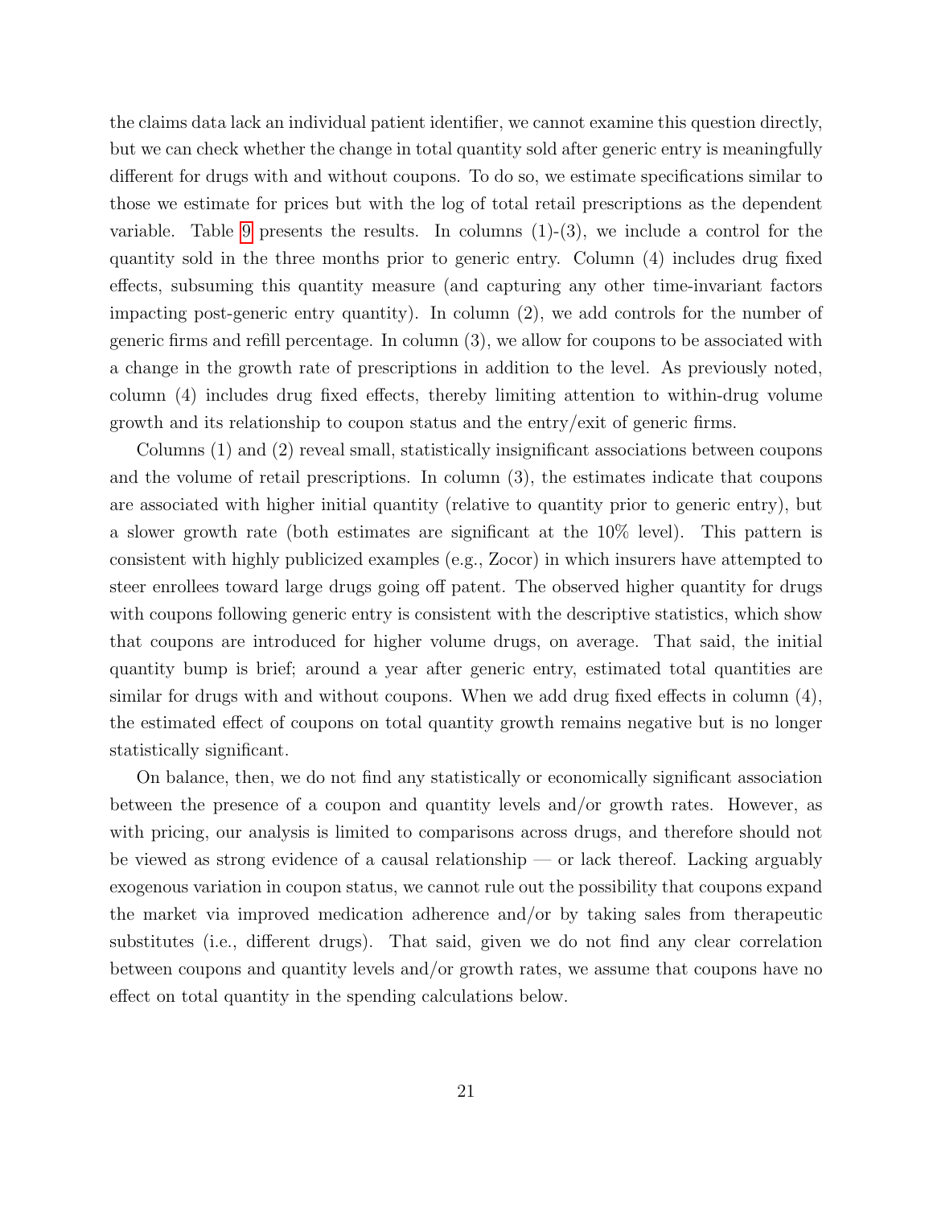the claims data lack an individual patient identifier, we cannot examine this question directly, but we can check whether the change in total quantity sold after generic entry is meaningfully different for drugs with and without coupons. To do so, we estimate specifications similar to those we estimate for prices but with the log of total retail prescriptions as the dependent variable. Table 9 presents the results. In columns (1)-(3), we include a control for the quantity sold in the three months prior to generic entry. Column (4) includes drug fixed effects, subsuming this quantity measure (and capturing any other time-invariant factors impacting post-generic entry quantity). In column (2), we add controls for the number of generic firms and refill percentage. In column (3), we allow for coupons to be associated with a change in the growth rate of prescriptions in addition to the level. As previously noted, column (4) includes drug fixed effects, thereby limiting attention to within-drug volume growth and its relationship to coupon status and the entry/exit of generic firms.

Columns (1) and (2) reveal small, statistically insignificant associations between coupons and the volume of retail prescriptions. In column (3), the estimates indicate that coupons are associated with higher initial quantity (relative to quantity prior to generic entry), but a slower growth rate (both estimates are significant at the 10% level). This pattern is consistent with highly publicized examples (e.g., Zocor) in which insurers have attempted to steer enrollees toward large drugs going off patent. The observed higher quantity for drugs with coupons following generic entry is consistent with the descriptive statistics, which show that coupons are introduced for higher volume drugs, on average. That said, the initial quantity bump is brief; around a year after generic entry, estimated total quantities are similar for drugs with and without coupons. When we add drug fixed effects in column (4), the estimated effect of coupons on total quantity growth remains negative but is no longer statistically significant.

On balance, then, we do not find any statistically or economically significant association between the presence of a coupon and quantity levels and/or growth rates. However, as with pricing, our analysis is limited to comparisons across drugs, and therefore should not be viewed as strong evidence of a causal relationship — or lack thereof. Lacking arguably exogenous variation in coupon status, we cannot rule out the possibility that coupons expand the market via improved medication adherence and/or by taking sales from therapeutic substitutes (i.e., different drugs). That said, given we do not find any clear correlation between coupons and quantity levels and/or growth rates, we assume that coupons have no effect on total quantity in the spending calculations below.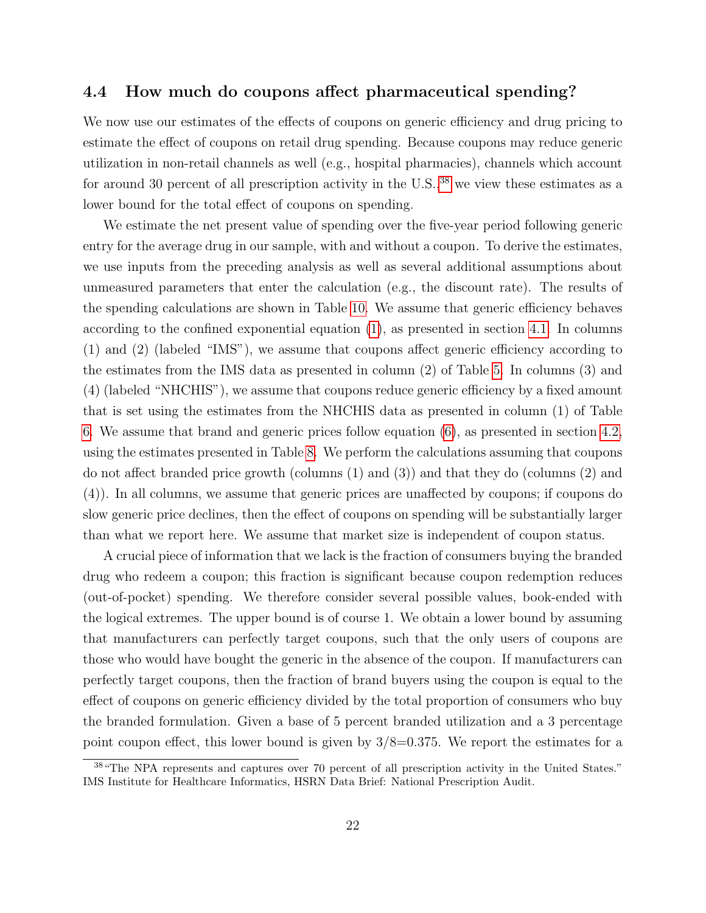### 4.4 How much do coupons affect pharmaceutical spending?

We now use our estimates of the effects of coupons on generic efficiency and drug pricing to estimate the effect of coupons on retail drug spending. Because coupons may reduce generic utilization in non-retail channels as well (e.g., hospital pharmacies), channels which account for around 30 percent of all prescription activity in the U.S.,[38] we view these estimates as a lower bound for the total effect of coupons on spending.

We estimate the net present value of spending over the five-year period following generic entry for the average drug in our sample, with and without a coupon. To derive the estimates, we use inputs from the preceding analysis as well as several additional assumptions about unmeasured parameters that enter the calculation (e.g., the discount rate). The results of the spending calculations are shown in Table 10. We assume that generic efficiency behaves according to the confined exponential equation (1), as presented in section 4.1. In columns (1) and (2) (labeled "IMS"), we assume that coupons affect generic efficiency according to the estimates from the IMS data as presented in column (2) of Table 5. In columns (3) and (4) (labeled "NHCHIS"), we assume that coupons reduce generic efficiency by a fixed amount that is set using the estimates from the NHCHIS data as presented in column (1) of Table 6. We assume that brand and generic prices follow equation (6), as presented in section 4.2, using the estimates presented in Table 8. We perform the calculations assuming that coupons do not affect branded price growth (columns (1) and (3)) and that they do (columns (2) and (4)). In all columns, we assume that generic prices are unaffected by coupons; if coupons do slow generic price declines, then the effect of coupons on spending will be substantially larger than what we report here. We assume that market size is independent of coupon status.

A crucial piece of information that we lack is the fraction of consumers buying the branded drug who redeem a coupon; this fraction is significant because coupon redemption reduces (out-of-pocket) spending. We therefore consider several possible values, book-ended with the logical extremes. The upper bound is of course 1. We obtain a lower bound by assuming that manufacturers can perfectly target coupons, such that the only users of coupons are those who would have bought the generic in the absence of the coupon. If manufacturers can perfectly target coupons, then the fraction of brand buyers using the coupon is equal to the effect of coupons on generic efficiency divided by the total proportion of consumers who buy the branded formulation. Given a base of 5 percent branded utilization and a 3 percentage point coupon effect, this lower bound is given by 3/8=0.375. We report the estimates for a

[38] "The NPA represents and captures over 70 percent of all prescription activity in the United States." IMS Institute for Healthcare Informatics, HSRN Data Brief: National Prescription Audit.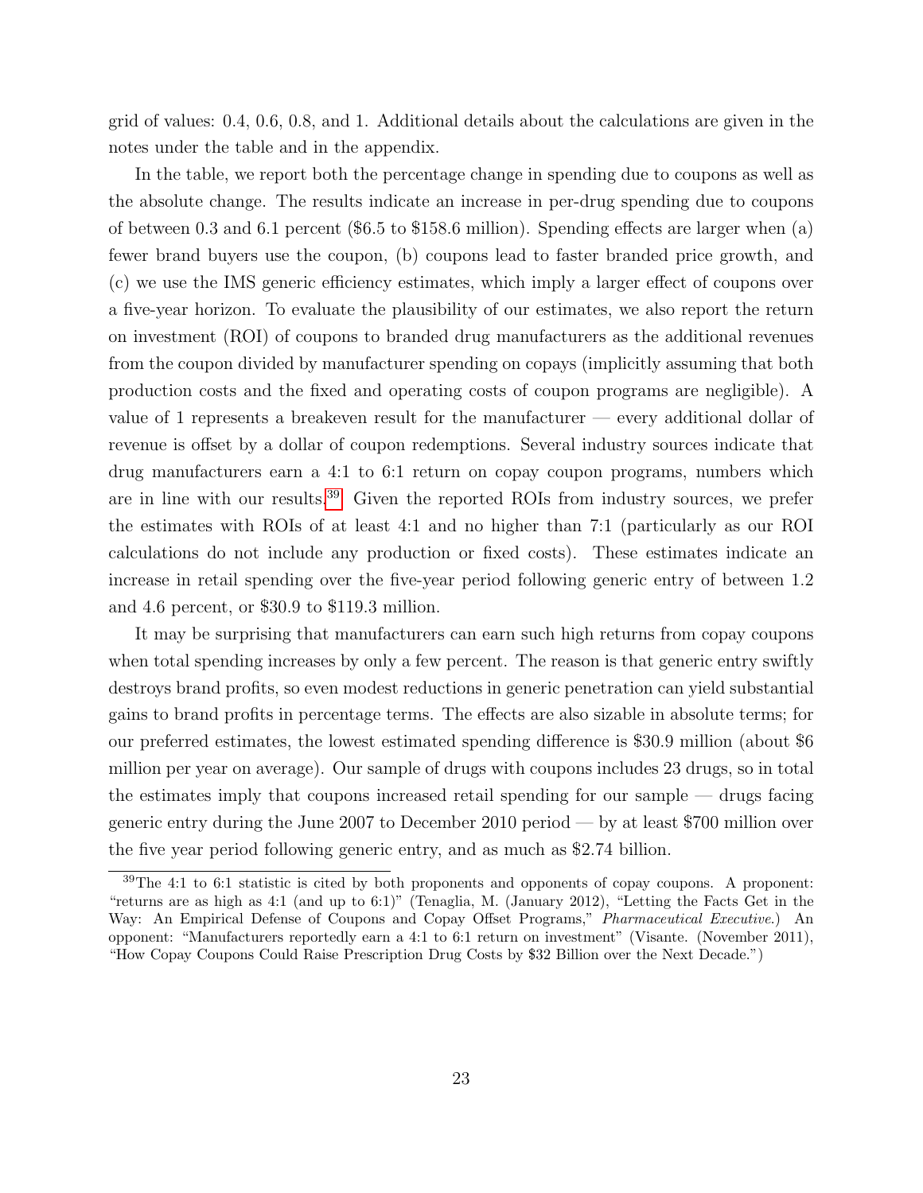grid of values: 0.4, 0.6, 0.8, and 1. Additional details about the calculations are given in the notes under the table and in the appendix.

In the table, we report both the percentage change in spending due to coupons as well as the absolute change. The results indicate an increase in per-drug spending due to coupons of between 0.3 and 6.1 percent ($6.5 to $158.6 million). Spending effects are larger when (a) fewer brand buyers use the coupon, (b) coupons lead to faster branded price growth, and (c) we use the IMS generic efficiency estimates, which imply a larger effect of coupons over a five-year horizon. To evaluate the plausibility of our estimates, we also report the return on investment (ROI) of coupons to branded drug manufacturers as the additional revenues from the coupon divided by manufacturer spending on copays (implicitly assuming that both production costs and the fixed and operating costs of coupon programs are negligible). A value of 1 represents a breakeven result for the manufacturer — every additional dollar of revenue is offset by a dollar of coupon redemptions. Several industry sources indicate that drug manufacturers earn a 4:1 to 6:1 return on copay coupon programs, numbers which are in line with our results.[39] Given the reported ROIs from industry sources, we prefer the estimates with ROIs of at least 4:1 and no higher than 7:1 (particularly as our ROI calculations do not include any production or fixed costs). These estimates indicate an increase in retail spending over the five-year period following generic entry of between 1.2 and 4.6 percent, or $30.9 to $119.3 million.

It may be surprising that manufacturers can earn such high returns from copay coupons when total spending increases by only a few percent. The reason is that generic entry swiftly destroys brand profits, so even modest reductions in generic penetration can yield substantial gains to brand profits in percentage terms. The effects are also sizable in absolute terms; for our preferred estimates, the lowest estimated spending difference is $30.9 million (about $6 million per year on average). Our sample of drugs with coupons includes 23 drugs, so in total the estimates imply that coupons increased retail spending for our sample — drugs facing generic entry during the June 2007 to December 2010 period — by at least $700 million over the five year period following generic entry, and as much as $2.74 billion.

[39]The 4:1 to 6:1 statistic is cited by both proponents and opponents of copay coupons. A proponent: "returns are as high as 4:1 (and up to 6:1)" (Tenaglia, M. (January 2012), "Letting the Facts Get in the Way: An Empirical Defense of Coupons and Copay Offset Programs," *Pharmaceutical Executive*.) An opponent: "Manufacturers reportedly earn a 4:1 to 6:1 return on investment" (Visante. (November 2011), "How Copay Coupons Could Raise Prescription Drug Costs by $32 Billion over the Next Decade.")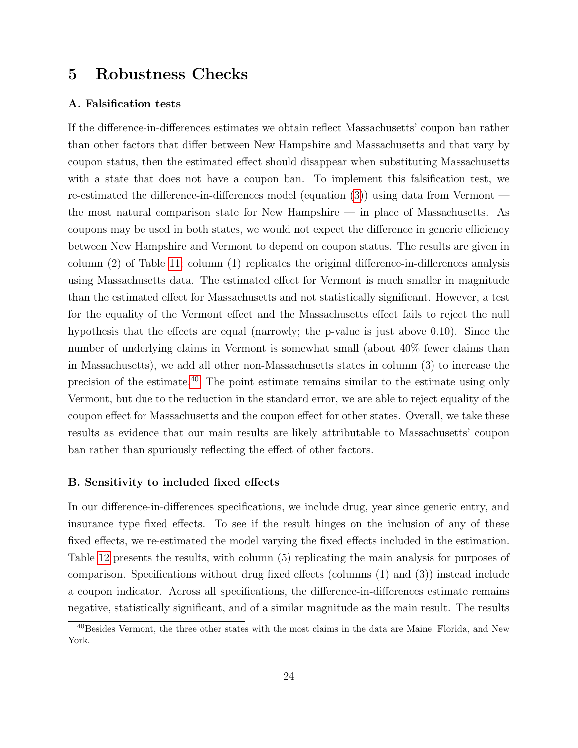# 5 Robustness Checks

### A. Falsification tests

If the difference-in-differences estimates we obtain reflect Massachusetts' coupon ban rather than other factors that differ between New Hampshire and Massachusetts and that vary by coupon status, then the estimated effect should disappear when substituting Massachusetts with a state that does not have a coupon ban. To implement this falsification test, we re-estimated the difference-in-differences model (equation (3)) using data from Vermont — the most natural comparison state for New Hampshire — in place of Massachusetts. As coupons may be used in both states, we would not expect the difference in generic efficiency between New Hampshire and Vermont to depend on coupon status. The results are given in column (2) of Table 11; column (1) replicates the original difference-in-differences analysis using Massachusetts data. The estimated effect for Vermont is much smaller in magnitude than the estimated effect for Massachusetts and not statistically significant. However, a test for the equality of the Vermont effect and the Massachusetts effect fails to reject the null hypothesis that the effects are equal (narrowly; the p-value is just above 0.10). Since the number of underlying claims in Vermont is somewhat small (about 40% fewer claims than in Massachusetts), we add all other non-Massachusetts states in column (3) to increase the precision of the estimate.[40] The point estimate remains similar to the estimate using only Vermont, but due to the reduction in the standard error, we are able to reject equality of the coupon effect for Massachusetts and the coupon effect for other states. Overall, we take these results as evidence that our main results are likely attributable to Massachusetts' coupon ban rather than spuriously reflecting the effect of other factors.

### B. Sensitivity to included fixed effects

In our difference-in-differences specifications, we include drug, year since generic entry, and insurance type fixed effects. To see if the result hinges on the inclusion of any of these fixed effects, we re-estimated the model varying the fixed effects included in the estimation. Table 12 presents the results, with column (5) replicating the main analysis for purposes of comparison. Specifications without drug fixed effects (columns (1) and (3)) instead include a coupon indicator. Across all specifications, the difference-in-differences estimate remains negative, statistically significant, and of a similar magnitude as the main result. The results

[40] Besides Vermont, the three other states with the most claims in the data are Maine, Florida, and New York.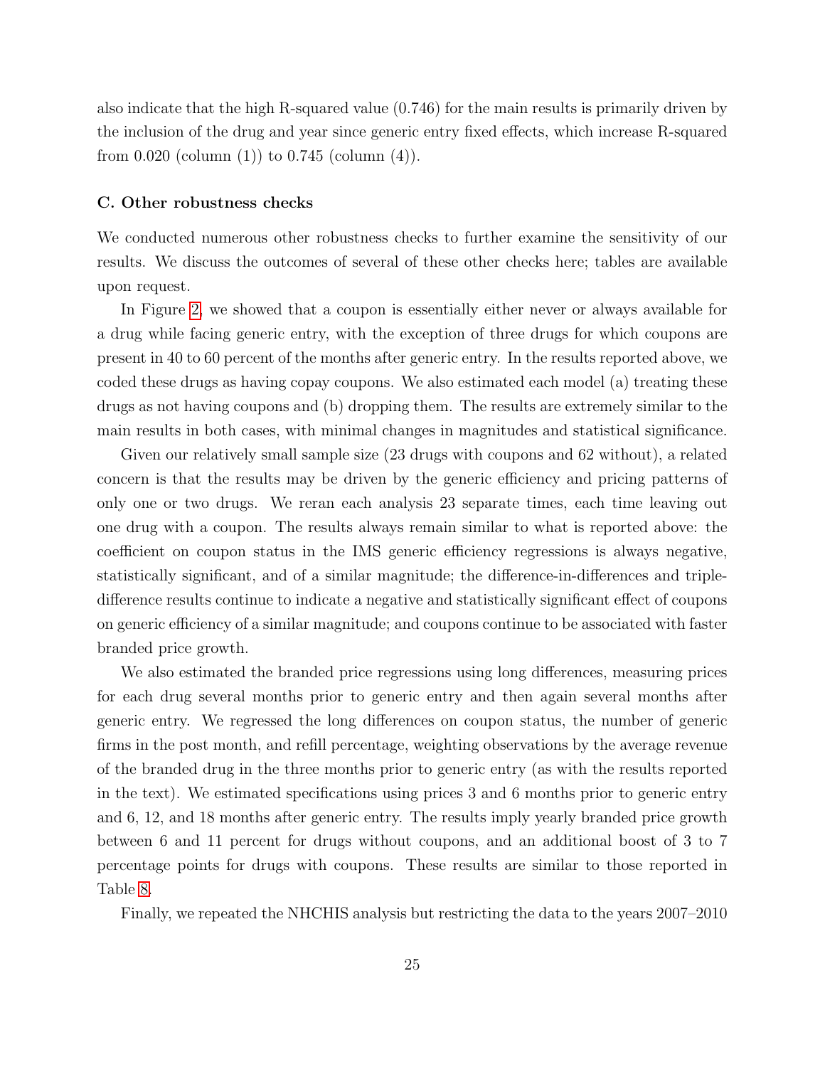also indicate that the high R-squared value (0.746) for the main results is primarily driven by the inclusion of the drug and year since generic entry fixed effects, which increase R-squared from 0.020 (column (1)) to 0.745 (column (4)).

### C. Other robustness checks

We conducted numerous other robustness checks to further examine the sensitivity of our results. We discuss the outcomes of several of these other checks here; tables are available upon request.

In Figure 2, we showed that a coupon is essentially either never or always available for a drug while facing generic entry, with the exception of three drugs for which coupons are present in 40 to 60 percent of the months after generic entry. In the results reported above, we coded these drugs as having copay coupons. We also estimated each model (a) treating these drugs as not having coupons and (b) dropping them. The results are extremely similar to the main results in both cases, with minimal changes in magnitudes and statistical significance.

Given our relatively small sample size (23 drugs with coupons and 62 without), a related concern is that the results may be driven by the generic efficiency and pricing patterns of only one or two drugs. We reran each analysis 23 separate times, each time leaving out one drug with a coupon. The results always remain similar to what is reported above: the coefficient on coupon status in the IMS generic efficiency regressions is always negative, statistically significant, and of a similar magnitude; the difference-in-differences and triple-difference results continue to indicate a negative and statistically significant effect of coupons on generic efficiency of a similar magnitude; and coupons continue to be associated with faster branded price growth.

We also estimated the branded price regressions using long differences, measuring prices for each drug several months prior to generic entry and then again several months after generic entry. We regressed the long differences on coupon status, the number of generic firms in the post month, and refill percentage, weighting observations by the average revenue of the branded drug in the three months prior to generic entry (as with the results reported in the text). We estimated specifications using prices 3 and 6 months prior to generic entry and 6, 12, and 18 months after generic entry. The results imply yearly branded price growth between 6 and 11 percent for drugs without coupons, and an additional boost of 3 to 7 percentage points for drugs with coupons. These results are similar to those reported in Table 8.

Finally, we repeated the NHCHIS analysis but restricting the data to the years 2007–2010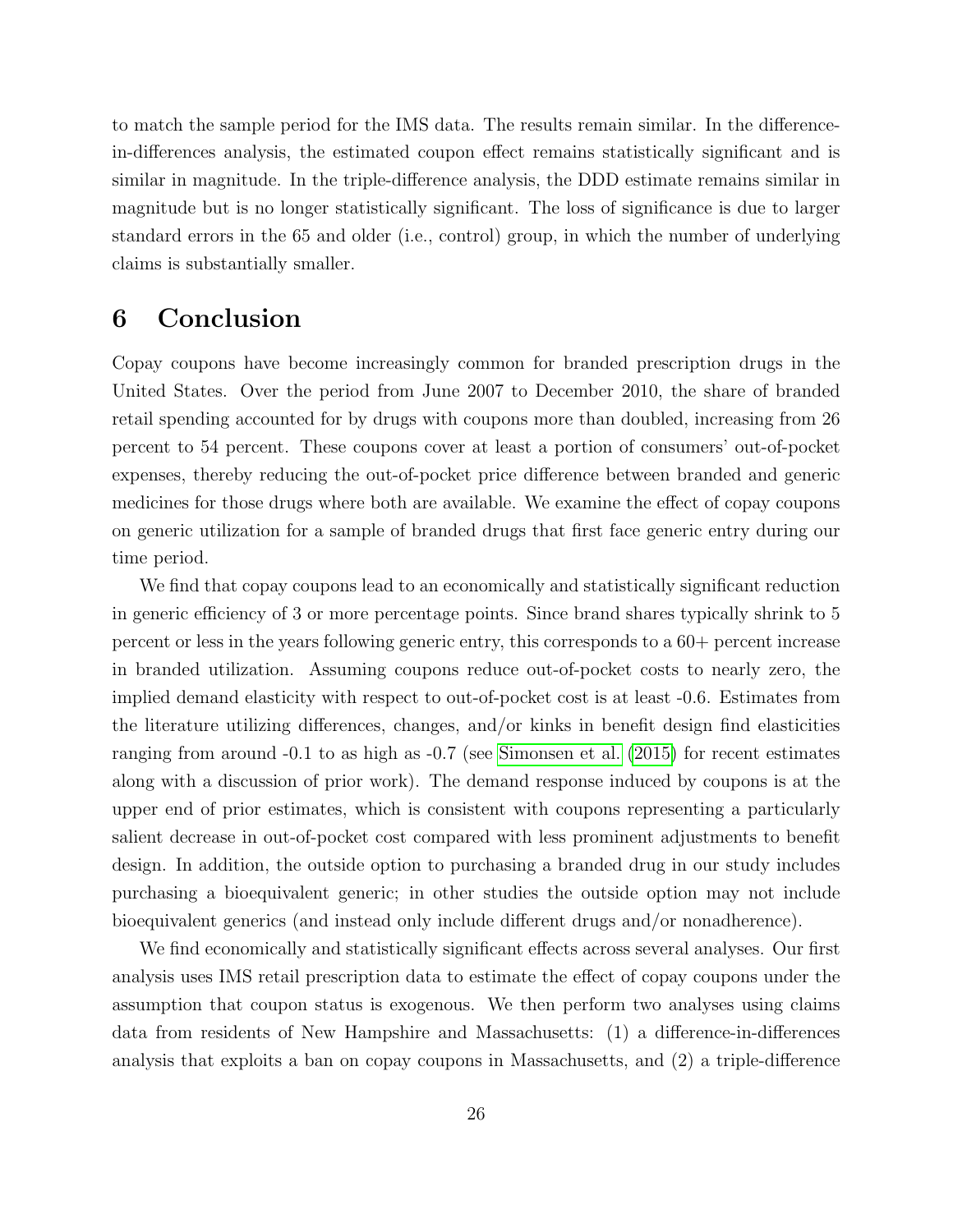to match the sample period for the IMS data. The results remain similar. In the difference-in-differences analysis, the estimated coupon effect remains statistically significant and is similar in magnitude. In the triple-difference analysis, the DDD estimate remains similar in magnitude but is no longer statistically significant. The loss of significance is due to larger standard errors in the 65 and older (i.e., control) group, in which the number of underlying claims is substantially smaller.

# 6 Conclusion

Copay coupons have become increasingly common for branded prescription drugs in the United States. Over the period from June 2007 to December 2010, the share of branded retail spending accounted for by drugs with coupons more than doubled, increasing from 26 percent to 54 percent. These coupons cover at least a portion of consumers' out-of-pocket expenses, thereby reducing the out-of-pocket price difference between branded and generic medicines for those drugs where both are available. We examine the effect of copay coupons on generic utilization for a sample of branded drugs that first face generic entry during our time period.

We find that copay coupons lead to an economically and statistically significant reduction in generic efficiency of 3 or more percentage points. Since brand shares typically shrink to 5 percent or less in the years following generic entry, this corresponds to a 60+ percent increase in branded utilization. Assuming coupons reduce out-of-pocket costs to nearly zero, the implied demand elasticity with respect to out-of-pocket cost is at least -0.6. Estimates from the literature utilizing differences, changes, and/or kinks in benefit design find elasticities ranging from around -0.1 to as high as -0.7 (see Simonsen et al. (2015) for recent estimates along with a discussion of prior work). The demand response induced by coupons is at the upper end of prior estimates, which is consistent with coupons representing a particularly salient decrease in out-of-pocket cost compared with less prominent adjustments to benefit design. In addition, the outside option to purchasing a branded drug in our study includes purchasing a bioequivalent generic; in other studies the outside option may not include bioequivalent generics (and instead only include different drugs and/or nonadherence).

We find economically and statistically significant effects across several analyses. Our first analysis uses IMS retail prescription data to estimate the effect of copay coupons under the assumption that coupon status is exogenous. We then perform two analyses using claims data from residents of New Hampshire and Massachusetts: (1) a difference-in-differences analysis that exploits a ban on copay coupons in Massachusetts, and (2) a triple-difference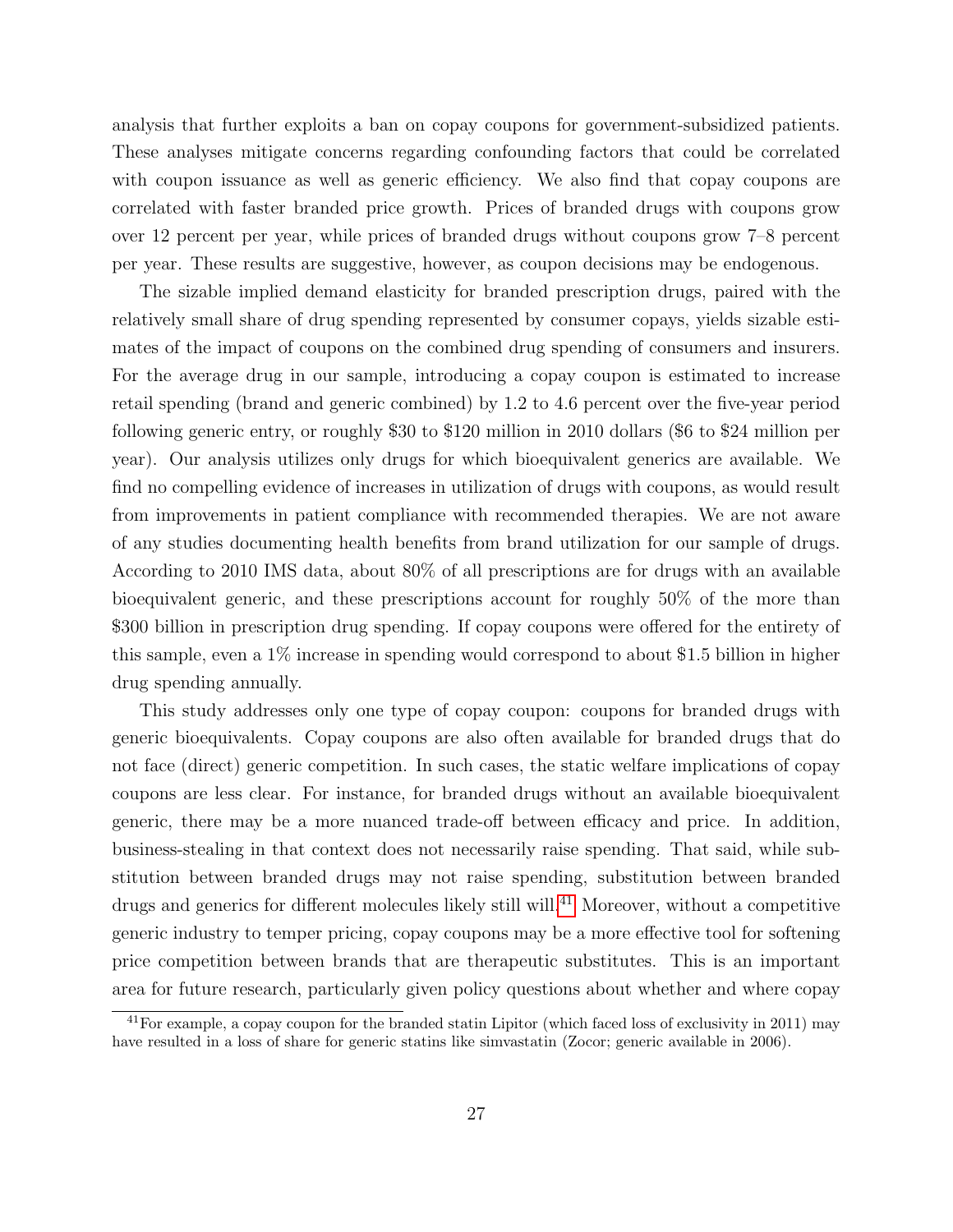analysis that further exploits a ban on copay coupons for government-subsidized patients. These analyses mitigate concerns regarding confounding factors that could be correlated with coupon issuance as well as generic efficiency. We also find that copay coupons are correlated with faster branded price growth. Prices of branded drugs with coupons grow over 12 percent per year, while prices of branded drugs without coupons grow 7–8 percent per year. These results are suggestive, however, as coupon decisions may be endogenous.

The sizable implied demand elasticity for branded prescription drugs, paired with the relatively small share of drug spending represented by consumer copays, yields sizable estimates of the impact of coupons on the combined drug spending of consumers and insurers. For the average drug in our sample, introducing a copay coupon is estimated to increase retail spending (brand and generic combined) by 1.2 to 4.6 percent over the five-year period following generic entry, or roughly \$30 to \$120 million in 2010 dollars (\$6 to \$24 million per year). Our analysis utilizes only drugs for which bioequivalent generics are available. We find no compelling evidence of increases in utilization of drugs with coupons, as would result from improvements in patient compliance with recommended therapies. We are not aware of any studies documenting health benefits from brand utilization for our sample of drugs. According to 2010 IMS data, about 80% of all prescriptions are for drugs with an available bioequivalent generic, and these prescriptions account for roughly 50% of the more than \$300 billion in prescription drug spending. If copay coupons were offered for the entirety of this sample, even a 1% increase in spending would correspond to about \$1.5 billion in higher drug spending annually.

This study addresses only one type of copay coupon: coupons for branded drugs with generic bioequivalents. Copay coupons are also often available for branded drugs that do not face (direct) generic competition. In such cases, the static welfare implications of copay coupons are less clear. For instance, for branded drugs without an available bioequivalent generic, there may be a more nuanced trade-off between efficacy and price. In addition, business-stealing in that context does not necessarily raise spending. That said, while substitution between branded drugs may not raise spending, substitution between branded drugs and generics for different molecules likely still will.[41] Moreover, without a competitive generic industry to temper pricing, copay coupons may be a more effective tool for softening price competition between brands that are therapeutic substitutes. This is an important area for future research, particularly given policy questions about whether and where copay

[41] For example, a copay coupon for the branded statin Lipitor (which faced loss of exclusivity in 2011) may have resulted in a loss of share for generic statins like simvastatin (Zocor; generic available in 2006).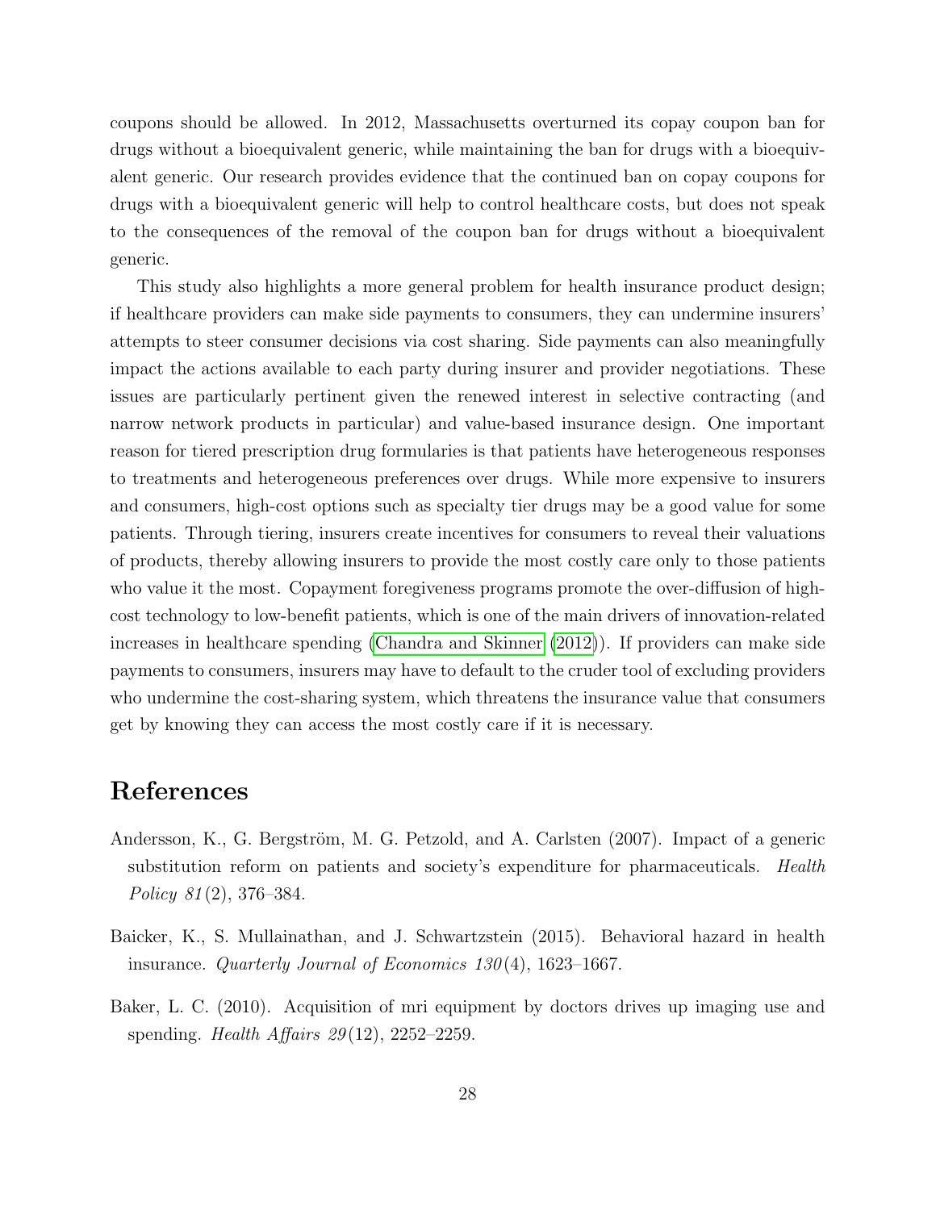coupons should be allowed. In 2012, Massachusetts overturned its copay coupon ban for drugs without a bioequivalent generic, while maintaining the ban for drugs with a bioequivalent generic. Our research provides evidence that the continued ban on copay coupons for drugs with a bioequivalent generic will help to control healthcare costs, but does not speak to the consequences of the removal of the coupon ban for drugs without a bioequivalent generic.

This study also highlights a more general problem for health insurance product design; if healthcare providers can make side payments to consumers, they can undermine insurers' attempts to steer consumer decisions via cost sharing. Side payments can also meaningfully impact the actions available to each party during insurer and provider negotiations. These issues are particularly pertinent given the renewed interest in selective contracting (and narrow network products in particular) and value-based insurance design. One important reason for tiered prescription drug formularies is that patients have heterogeneous responses to treatments and heterogeneous preferences over drugs. While more expensive to insurers and consumers, high-cost options such as specialty tier drugs may be a good value for some patients. Through tiering, insurers create incentives for consumers to reveal their valuations of products, thereby allowing insurers to provide the most costly care only to those patients who value it the most. Copayment foregiveness programs promote the over-diffusion of high-cost technology to low-benefit patients, which is one of the main drivers of innovation-related increases in healthcare spending (Chandra and Skinner (2012)). If providers can make side payments to consumers, insurers may have to default to the cruder tool of excluding providers who undermine the cost-sharing system, which threatens the insurance value that consumers get by knowing they can access the most costly care if it is necessary.

# References

Andersson, K., G. Bergström, M. G. Petzold, and A. Carlsten (2007). Impact of a generic substitution reform on patients and society's expenditure for pharmaceuticals. *Health Policy 81*(2), 376–384.

Baicker, K., S. Mullainathan, and J. Schwartzstein (2015). Behavioral hazard in health insurance. *Quarterly Journal of Economics 130*(4), 1623–1667.

Baker, L. C. (2010). Acquisition of mri equipment by doctors drives up imaging use and spending. *Health Affairs 29*(12), 2252–2259.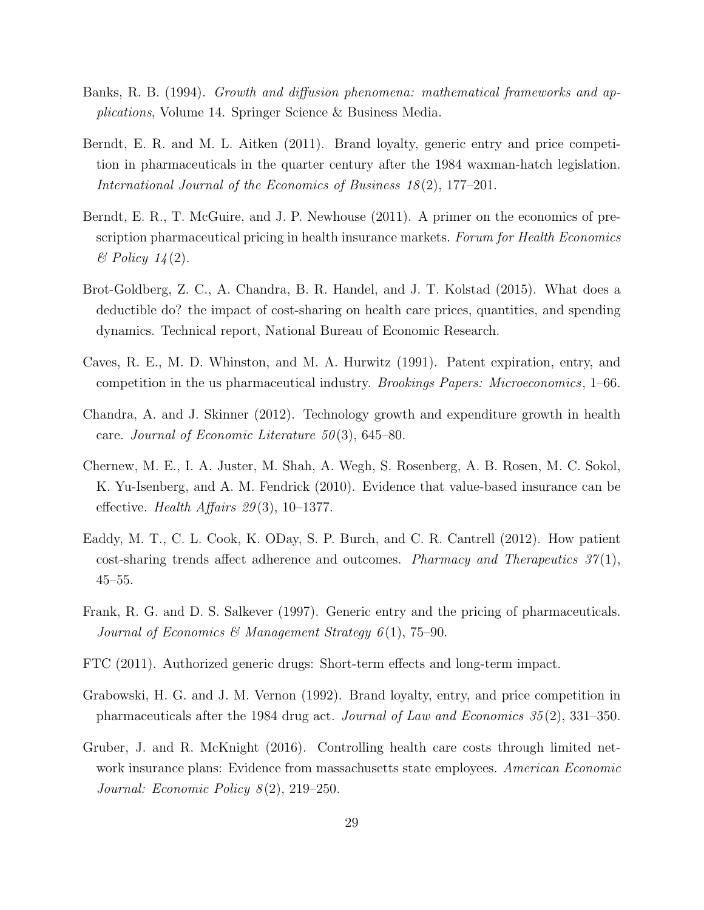Banks, R. B. (1994). *Growth and diffusion phenomena: mathematical frameworks and applications*, Volume 14. Springer Science & Business Media.

Berndt, E. R. and M. L. Aitken (2011). Brand loyalty, generic entry and price competition in pharmaceuticals in the quarter century after the 1984 waxman-hatch legislation. *International Journal of the Economics of Business 18*(2), 177–201.

Berndt, E. R., T. McGuire, and J. P. Newhouse (2011). A primer on the economics of prescription pharmaceutical pricing in health insurance markets. *Forum for Health Economics & Policy 14*(2).

Brot-Goldberg, Z. C., A. Chandra, B. R. Handel, and J. T. Kolstad (2015). What does a deductible do? the impact of cost-sharing on health care prices, quantities, and spending dynamics. Technical report, National Bureau of Economic Research.

Caves, R. E., M. D. Whinston, and M. A. Hurwitz (1991). Patent expiration, entry, and competition in the us pharmaceutical industry. *Brookings Papers: Microeconomics*, 1–66.

Chandra, A. and J. Skinner (2012). Technology growth and expenditure growth in health care. *Journal of Economic Literature 50*(3), 645–80.

Chernew, M. E., I. A. Juster, M. Shah, A. Wegh, S. Rosenberg, A. B. Rosen, M. C. Sokol, K. Yu-Isenberg, and A. M. Fendrick (2010). Evidence that value-based insurance can be effective. *Health Affairs 29*(3), 10–1377.

Eaddy, M. T., C. L. Cook, K. ODay, S. P. Burch, and C. R. Cantrell (2012). How patient cost-sharing trends affect adherence and outcomes. *Pharmacy and Therapeutics 37*(1), 45–55.

Frank, R. G. and D. S. Salkever (1997). Generic entry and the pricing of pharmaceuticals. *Journal of Economics & Management Strategy 6*(1), 75–90.

FTC (2011). Authorized generic drugs: Short-term effects and long-term impact.

Grabowski, H. G. and J. M. Vernon (1992). Brand loyalty, entry, and price competition in pharmaceuticals after the 1984 drug act. *Journal of Law and Economics 35*(2), 331–350.

Gruber, J. and R. McKnight (2016). Controlling health care costs through limited network insurance plans: Evidence from massachusetts state employees. *American Economic Journal: Economic Policy 8*(2), 219–250.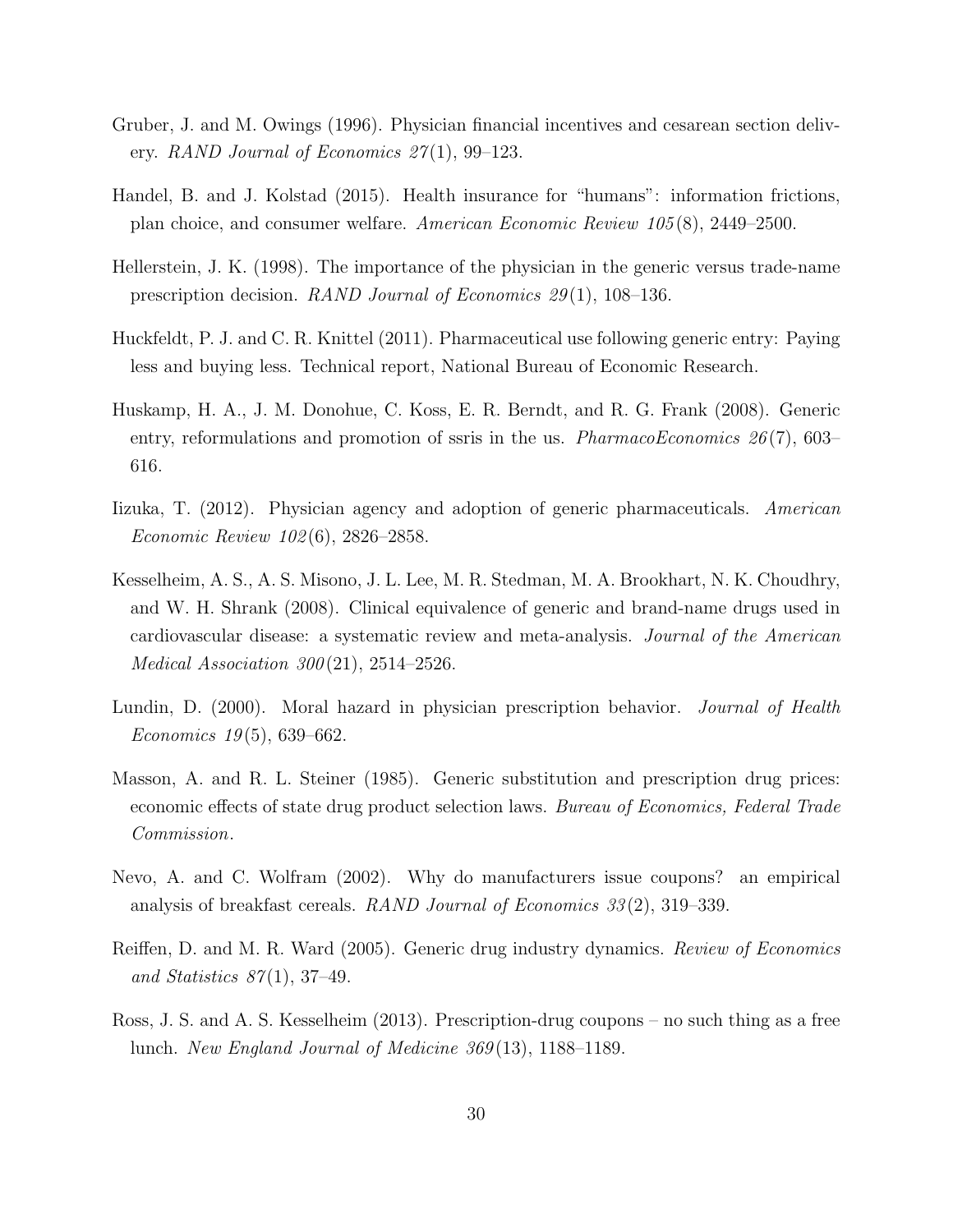Gruber, J. and M. Owings (1996). Physician financial incentives and cesarean section delivery. *RAND Journal of Economics 27*(1), 99–123.

Handel, B. and J. Kolstad (2015). Health insurance for "humans": information frictions, plan choice, and consumer welfare. *American Economic Review 105*(8), 2449–2500.

Hellerstein, J. K. (1998). The importance of the physician in the generic versus trade-name prescription decision. *RAND Journal of Economics 29*(1), 108–136.

Huckfeldt, P. J. and C. R. Knittel (2011). Pharmaceutical use following generic entry: Paying less and buying less. Technical report, National Bureau of Economic Research.

Huskamp, H. A., J. M. Donohue, C. Koss, E. R. Berndt, and R. G. Frank (2008). Generic entry, reformulations and promotion of ssris in the us. *PharmacoEconomics 26*(7), 603–616.

Iizuka, T. (2012). Physician agency and adoption of generic pharmaceuticals. *American Economic Review 102*(6), 2826–2858.

Kesselheim, A. S., A. S. Misono, J. L. Lee, M. R. Stedman, M. A. Brookhart, N. K. Choudhry, and W. H. Shrank (2008). Clinical equivalence of generic and brand-name drugs used in cardiovascular disease: a systematic review and meta-analysis. *Journal of the American Medical Association 300*(21), 2514–2526.

Lundin, D. (2000). Moral hazard in physician prescription behavior. *Journal of Health Economics 19*(5), 639–662.

Masson, A. and R. L. Steiner (1985). Generic substitution and prescription drug prices: economic effects of state drug product selection laws. *Bureau of Economics, Federal Trade Commission*.

Nevo, A. and C. Wolfram (2002). Why do manufacturers issue coupons? an empirical analysis of breakfast cereals. *RAND Journal of Economics 33*(2), 319–339.

Reiffen, D. and M. R. Ward (2005). Generic drug industry dynamics. *Review of Economics and Statistics 87*(1), 37–49.

Ross, J. S. and A. S. Kesselheim (2013). Prescription-drug coupons – no such thing as a free lunch. *New England Journal of Medicine 369*(13), 1188–1189.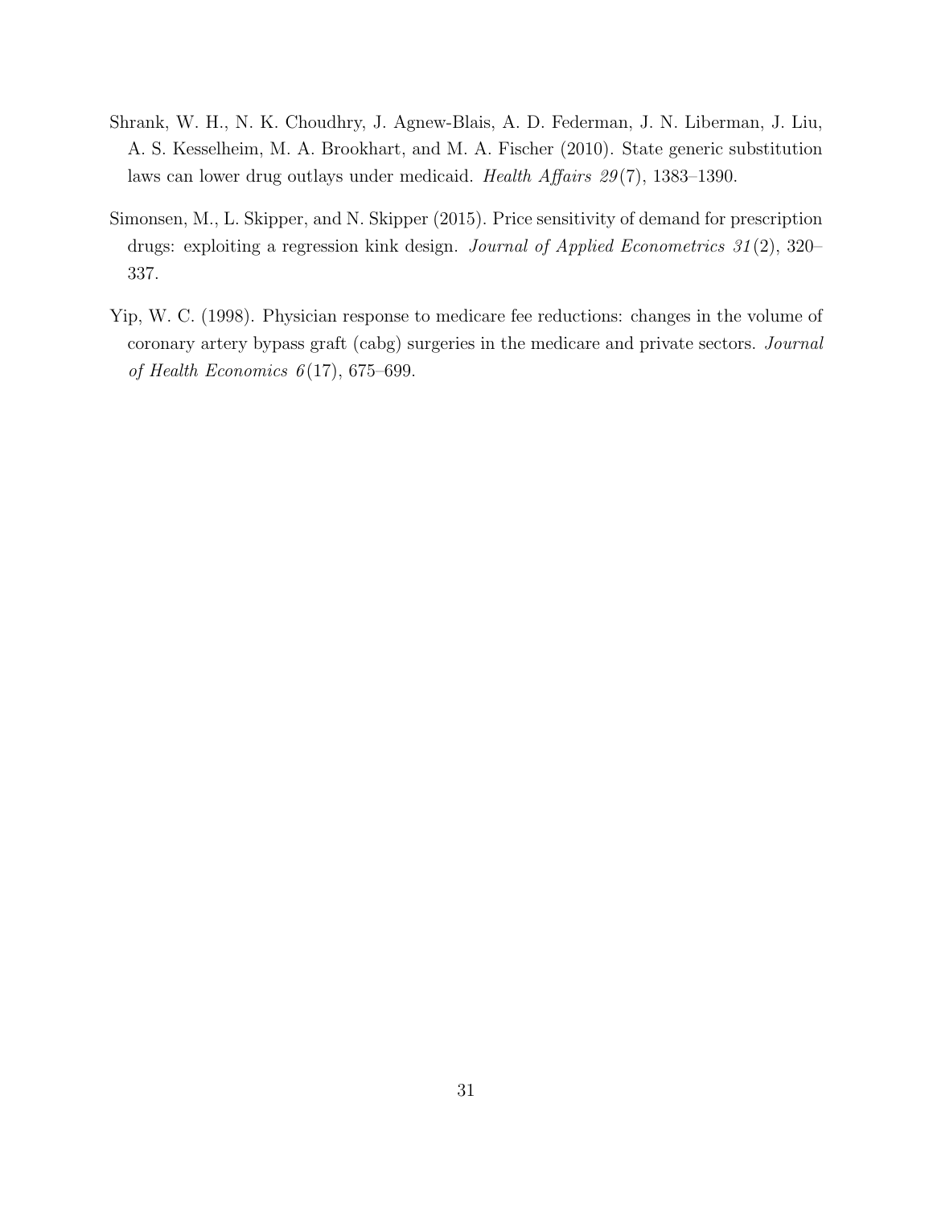Shrank, W. H., N. K. Choudhry, J. Agnew-Blais, A. D. Federman, J. N. Liberman, J. Liu, A. S. Kesselheim, M. A. Brookhart, and M. A. Fischer (2010). State generic substitution laws can lower drug outlays under medicaid. *Health Affairs 29*(7), 1383–1390.

Simonsen, M., L. Skipper, and N. Skipper (2015). Price sensitivity of demand for prescription drugs: exploiting a regression kink design. *Journal of Applied Econometrics 31*(2), 320–337.

Yip, W. C. (1998). Physician response to medicare fee reductions: changes in the volume of coronary artery bypass graft (cabg) surgeries in the medicare and private sectors. *Journal of Health Economics 6*(17), 675–699.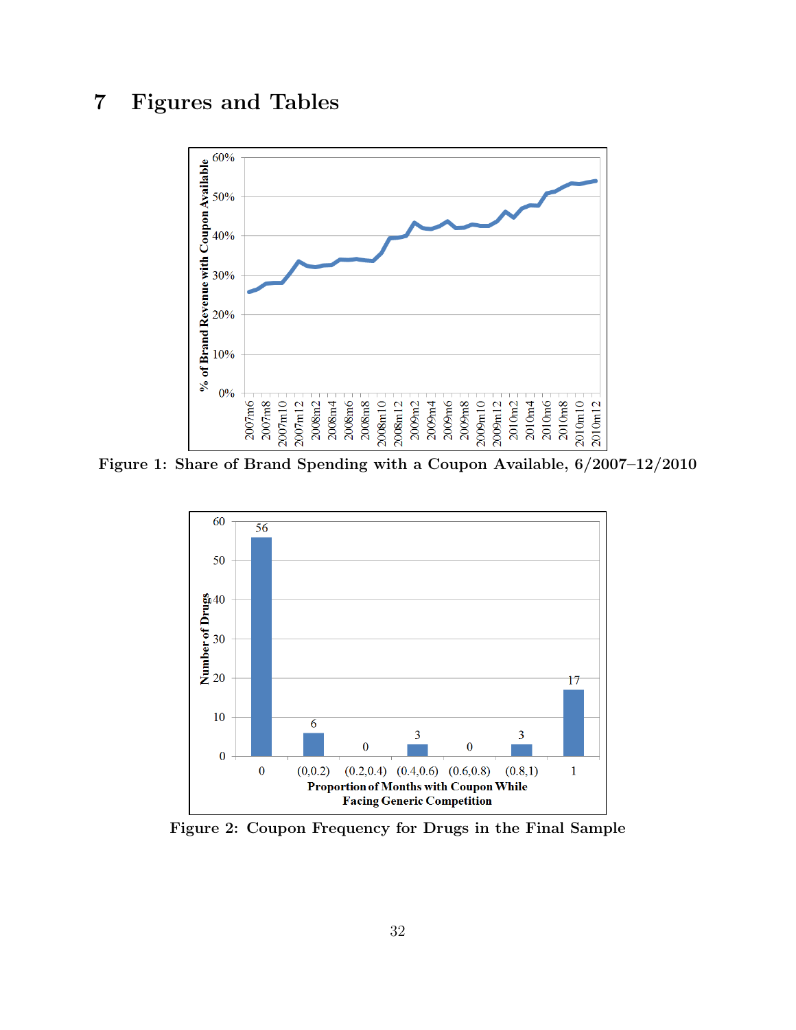# 7 Figures and Tables

Figure 1: Share of Brand Spending with a Coupon Available, 6/2007–12/2010

Figure 2: Coupon Frequency for Drugs in the Final Sample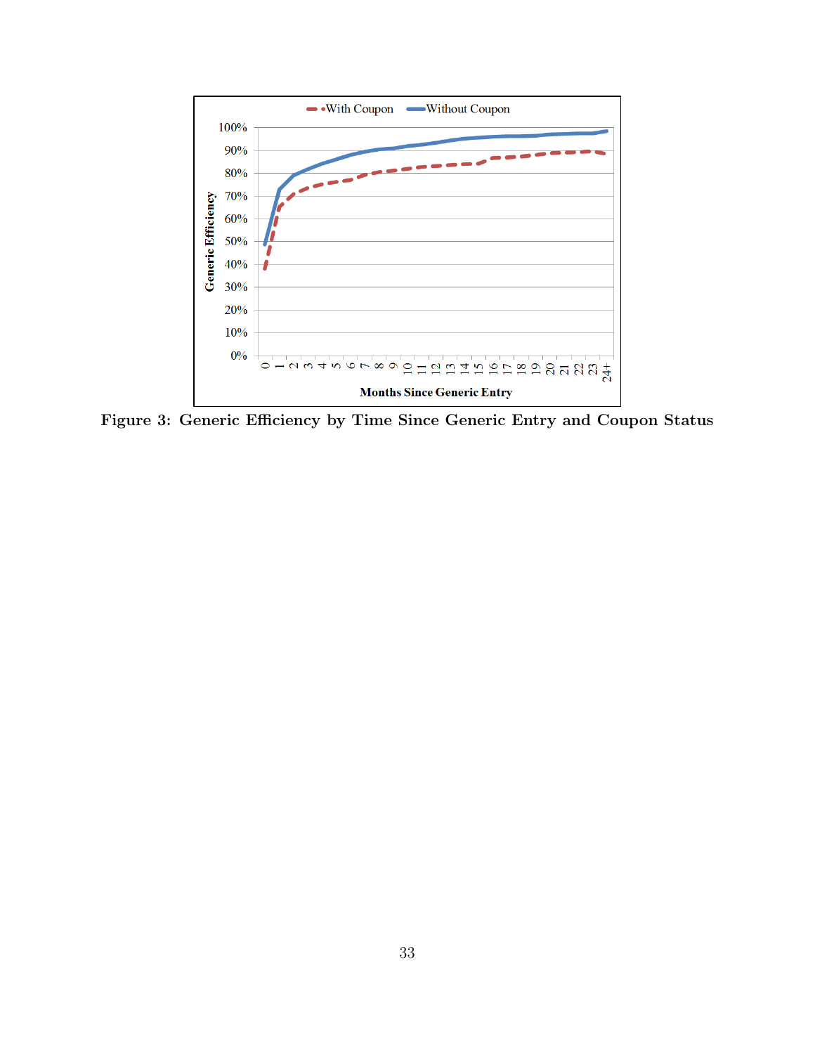Figure 3: Generic Efficiency by Time Since Generic Entry and Coupon Status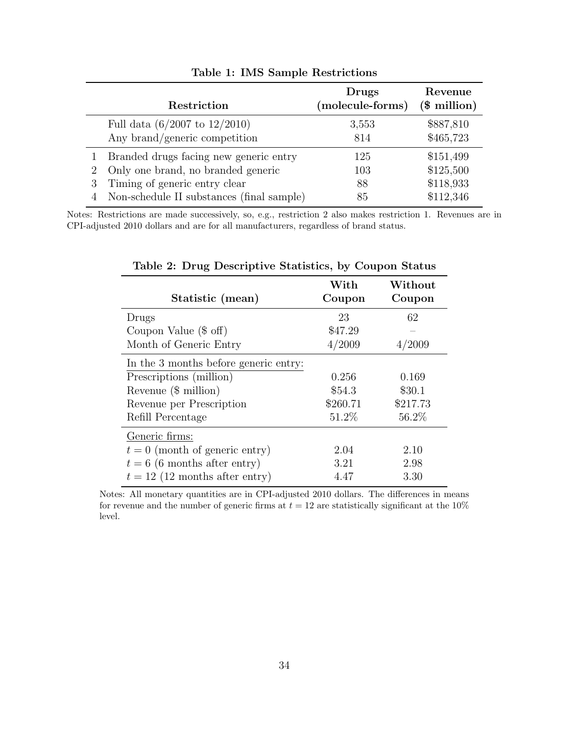**Table 1: IMS Sample Restrictions**

| | Restriction | Drugs (molecule-forms) | Revenue ($ million) |
|---|---|---|---|
| | Full data (6/2007 to 12/2010) | 3,553 | $887,810 |
| | Any brand/generic competition | 814 | $465,723 |
| 1 | Branded drugs facing new generic entry | 125 | $151,499 |
| 2 | Only one brand, no branded generic | 103 | $125,500 |
| 3 | Timing of generic entry clear | 88 | $118,933 |
| 4 | Non-schedule II substances (final sample) | 85 | $112,346 |

Notes: Restrictions are made successively, so, e.g., restriction 2 also makes restriction 1. Revenues are in CPI-adjusted 2010 dollars and are for all manufacturers, regardless of brand status.

**Table 2: Drug Descriptive Statistics, by Coupon Status**

| Statistic (mean) | With Coupon | Without Coupon |
|---|---|---|
| Drugs | 23 | 62 |
| Coupon Value ($ off) | $47.29 | – |
| Month of Generic Entry | 4/2009 | 4/2009 |
| In the 3 months before generic entry: | | |
| Prescriptions (million) | 0.256 | 0.169 |
| Revenue ($ million) | $54.3 | $30.1 |
| Revenue per Prescription | $260.71 | $217.73 |
| Refill Percentage | 51.2% | 56.2% |
| Generic firms: | | |
| $t = 0$ (month of generic entry) | 2.04 | 2.10 |
| $t = 6$ (6 months after entry) | 3.21 | 2.98 |
| $t = 12$ (12 months after entry) | 4.47 | 3.30 |

Notes: All monetary quantities are in CPI-adjusted 2010 dollars. The differences in means for revenue and the number of generic firms at $t = 12$ are statistically significant at the 10% level.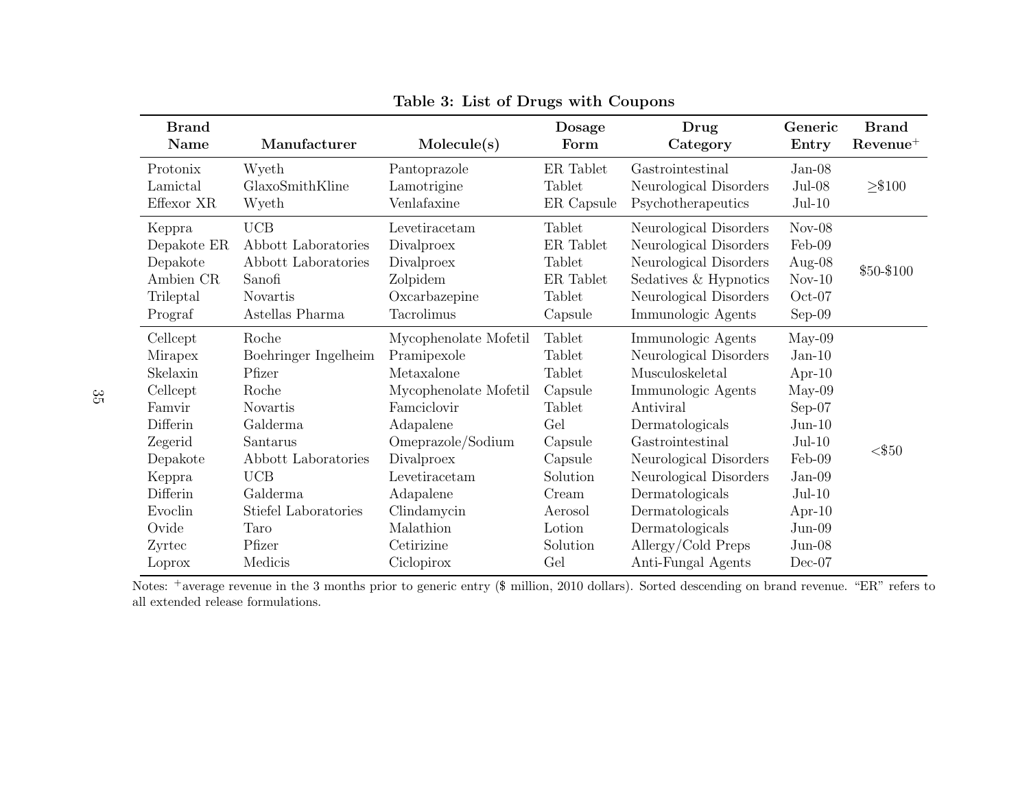**Table 3: List of Drugs with Coupons**

| Brand Name | Manufacturer | Molecule(s) | Dosage Form | Drug Category | Generic Entry | Brand Revenue[+] |
|---|---|---|---|---|---|---|
| Protonix | Wyeth | Pantoprazole | ER Tablet | Gastrointestinal | Jan-08 | ≥$100 |
| Lamictal | GlaxoSmithKline | Lamotrigine | Tablet | Neurological Disorders | Jul-08 | |
| Effexor XR | Wyeth | Venlafaxine | ER Capsule | Psychotherapeutics | Jul-10 | |
| Keppra | UCB | Levetiracetam | Tablet | Neurological Disorders | Nov-08 | $50-$100 |
| Depakote ER | Abbott Laboratories | Divalproex | ER Tablet | Neurological Disorders | Feb-09 | |
| Depakote | Abbott Laboratories | Divalproex | Tablet | Neurological Disorders | Aug-08 | |
| Ambien CR | Sanofi | Zolpidem | ER Tablet | Sedatives & Hypnotics | Nov-10 | |
| Trileptal | Novartis | Oxcarbazepine | Tablet | Neurological Disorders | Oct-07 | |
| Prograf | Astellas Pharma | Tacrolimus | Capsule | Immunologic Agents | Sep-09 | |
| Cellcept | Roche | Mycophenolate Mofetil | Tablet | Immunologic Agents | May-09 | <$50 |
| Mirapex | Boehringer Ingelheim | Pramipexole | Tablet | Neurological Disorders | Jan-10 | |
| Skelaxin | Pfizer | Metaxalone | Tablet | Musculoskeletal | Apr-10 | |
| Cellcept | Roche | Mycophenolate Mofetil | Capsule | Immunologic Agents | May-09 | |
| Famvir | Novartis | Famciclovir | Tablet | Antiviral | Sep-07 | |
| Differin | Galderma | Adapalene | Gel | Dermatologicals | Jun-10 | |
| Zegerid | Santarus | Omeprazole/Sodium | Capsule | Gastrointestinal | Jul-10 | |
| Depakote | Abbott Laboratories | Divalproex | Capsule | Neurological Disorders | Feb-09 | |
| Keppra | UCB | Levetiracetam | Solution | Neurological Disorders | Jan-09 | |
| Differin | Galderma | Adapalene | Cream | Dermatologicals | Jul-10 | |
| Evoclin | Stiefel Laboratories | Clindamycin | Aerosol | Dermatologicals | Apr-10 | |
| Ovide | Taro | Malathion | Lotion | Dermatologicals | Jun-09 | |
| Zyrtec | Pfizer | Cetirizine | Solution | Allergy/Cold Preps | Jun-08 | |
| Loprox | Medicis | Ciclopirox | Gel | Anti-Fungal Agents | Dec-07 | |

Notes: [+]average revenue in the 3 months prior to generic entry ($ million, 2010 dollars). Sorted descending on brand revenue. "ER" refers to all extended release formulations.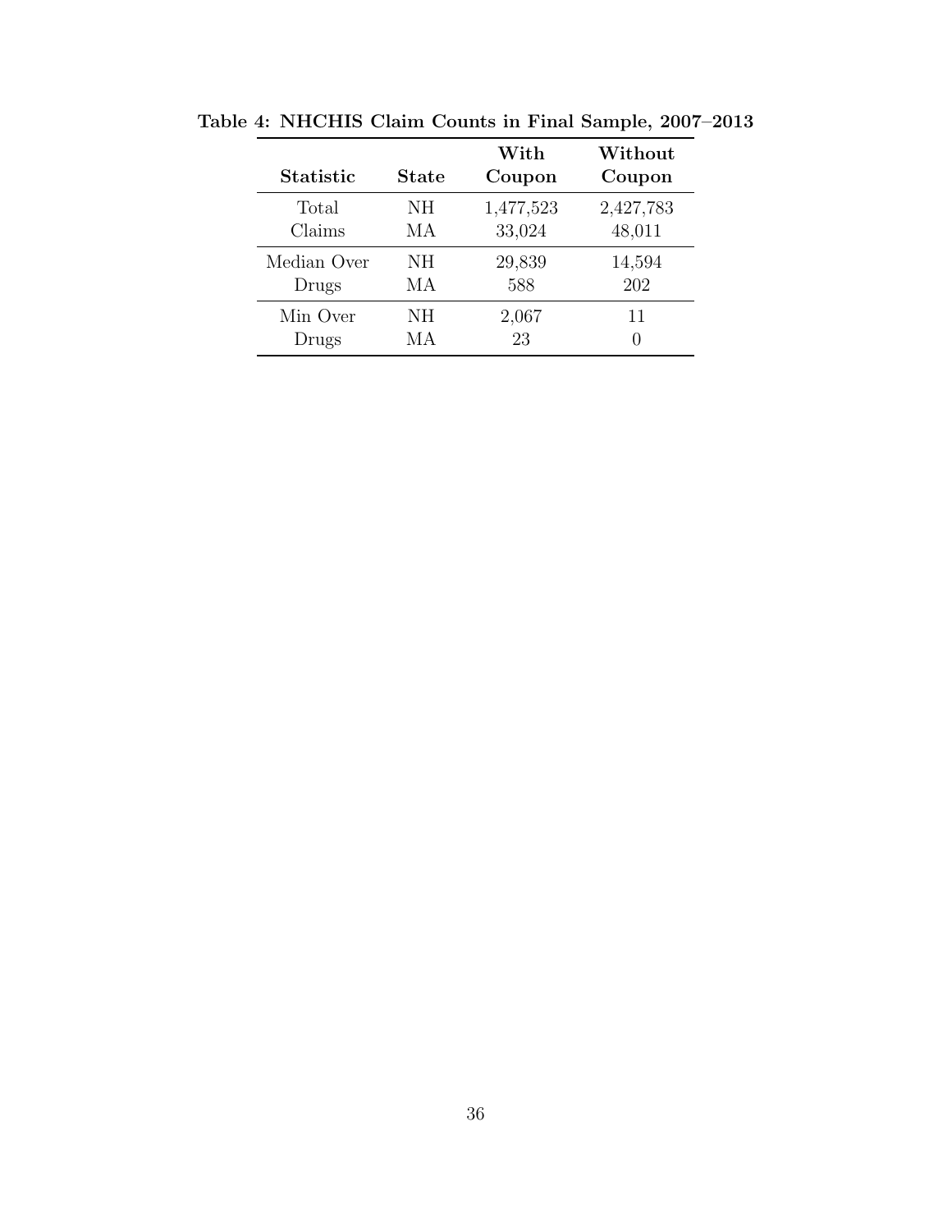**Table 4: NHCHIS Claim Counts in Final Sample, 2007–2013**

| Statistic | State | With Coupon | Without Coupon |
|---|---|---|---|
| Total Claims | NH | 1,477,523 | 2,427,783 |
| | MA | 33,024 | 48,011 |
| Median Over Drugs | NH | 29,839 | 14,594 |
| | MA | 588 | 202 |
| Min Over Drugs | NH | 2,067 | 11 |
| | MA | 23 | 0 |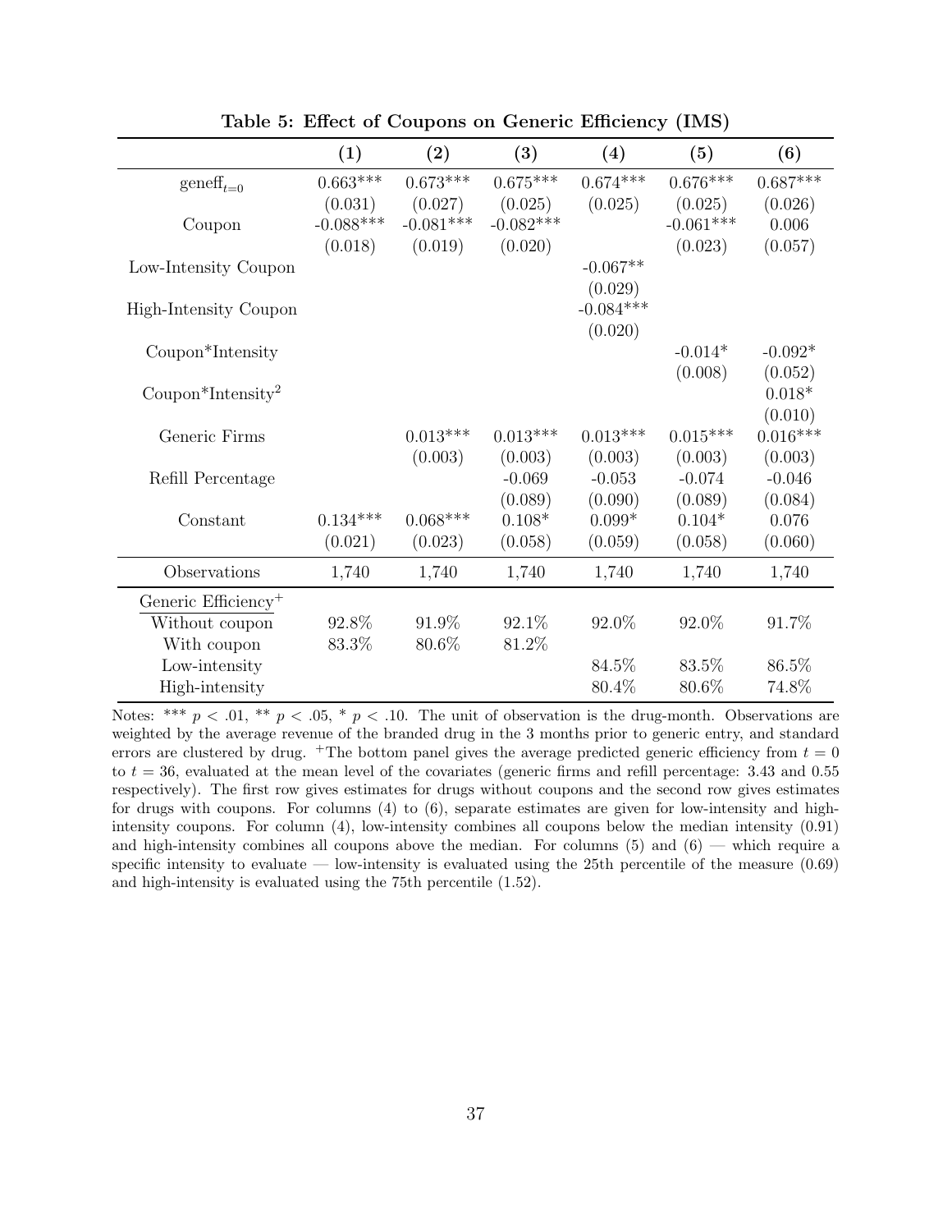**Table 5: Effect of Coupons on Generic Efficiency (IMS)**

| | (1) | (2) | (3) | (4) | (5) | (6) |
|---|---|---|---|---|---|---|
| geneff$_{t=0}$ | 0.663*** | 0.673*** | 0.675*** | 0.674*** | 0.676*** | 0.687*** |
| | (0.031) | (0.027) | (0.025) | (0.025) | (0.025) | (0.026) |
| Coupon | -0.088*** | -0.081*** | -0.082*** | | -0.061*** | 0.006 |
| | (0.018) | (0.019) | (0.020) | | (0.023) | (0.057) |
| Low-Intensity Coupon | | | | -0.067** | | |
| | | | | (0.029) | | |
| High-Intensity Coupon | | | | -0.084*** | | |
| | | | | (0.020) | | |
| Coupon*Intensity | | | | | -0.014* | -0.092* |
| | | | | | (0.008) | (0.052) |
| Coupon*Intensity$^2$ | | | | | | 0.018* |
| | | | | | | (0.010) |
| Generic Firms | | 0.013*** | 0.013*** | 0.013*** | 0.015*** | 0.016*** |
| | | (0.003) | (0.003) | (0.003) | (0.003) | (0.003) |
| Refill Percentage | | | -0.069 | -0.053 | -0.074 | -0.046 |
| | | | (0.089) | (0.090) | (0.089) | (0.084) |
| Constant | 0.134*** | 0.068*** | 0.108* | 0.099* | 0.104* | 0.076 |
| | (0.021) | (0.023) | (0.058) | (0.059) | (0.058) | (0.060) |
| Observations | 1,740 | 1,740 | 1,740 | 1,740 | 1,740 | 1,740 |
| Generic Efficiency$^+$ | | | | | | |
| Without coupon | 92.8% | 91.9% | 92.1% | 92.0% | 92.0% | 91.7% |
| With coupon | 83.3% | 80.6% | 81.2% | | | |
| Low-intensity | | | | 84.5% | 83.5% | 86.5% |
| High-intensity | | | | 80.4% | 80.6% | 74.8% |

Notes: *** $p < .01$, ** $p < .05$, * $p < .10$. The unit of observation is the drug-month. Observations are weighted by the average revenue of the branded drug in the 3 months prior to generic entry, and standard errors are clustered by drug. $^+$The bottom panel gives the average predicted generic efficiency from $t = 0$ to $t = 36$, evaluated at the mean level of the covariates (generic firms and refill percentage: 3.43 and 0.55 respectively). The first row gives estimates for drugs without coupons and the second row gives estimates for drugs with coupons. For columns (4) to (6), separate estimates are given for low-intensity and high-intensity coupons. For column (4), low-intensity combines all coupons below the median intensity (0.91) and high-intensity combines all coupons above the median. For columns (5) and (6) — which require a specific intensity to evaluate — low-intensity is evaluated using the 25th percentile of the measure (0.69) and high-intensity is evaluated using the 75th percentile (1.52).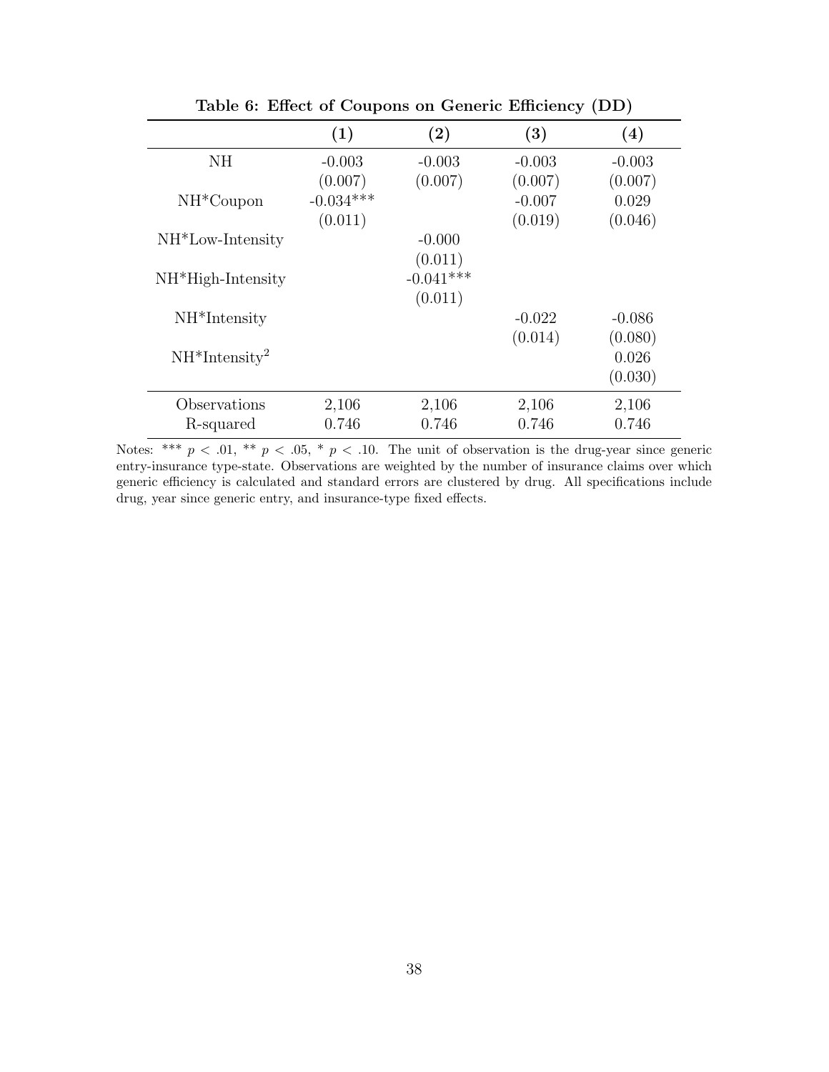**Table 6: Effect of Coupons on Generic Efficiency (DD)**

| | (1) | (2) | (3) | (4) |
|---|---|---|---|---|
| NH | -0.003 | -0.003 | -0.003 | -0.003 |
| | (0.007) | (0.007) | (0.007) | (0.007) |
| NH*Coupon | -0.034*** | | -0.007 | 0.029 |
| | (0.011) | | (0.019) | (0.046) |
| NH*Low-Intensity | | -0.000 | | |
| | | (0.011) | | |
| NH*High-Intensity | | -0.041*** | | |
| | | (0.011) | | |
| NH*Intensity | | | -0.022 | -0.086 |
| | | | (0.014) | (0.080) |
| NH*Intensity$^2$ | | | | 0.026 |
| | | | | (0.030) |
| Observations | 2,106 | 2,106 | 2,106 | 2,106 |
| R-squared | 0.746 | 0.746 | 0.746 | 0.746 |

Notes: *** $p < .01$, ** $p < .05$, * $p < .10$. The unit of observation is the drug-year since generic entry-insurance type-state. Observations are weighted by the number of insurance claims over which generic efficiency is calculated and standard errors are clustered by drug. All specifications include drug, year since generic entry, and insurance-type fixed effects.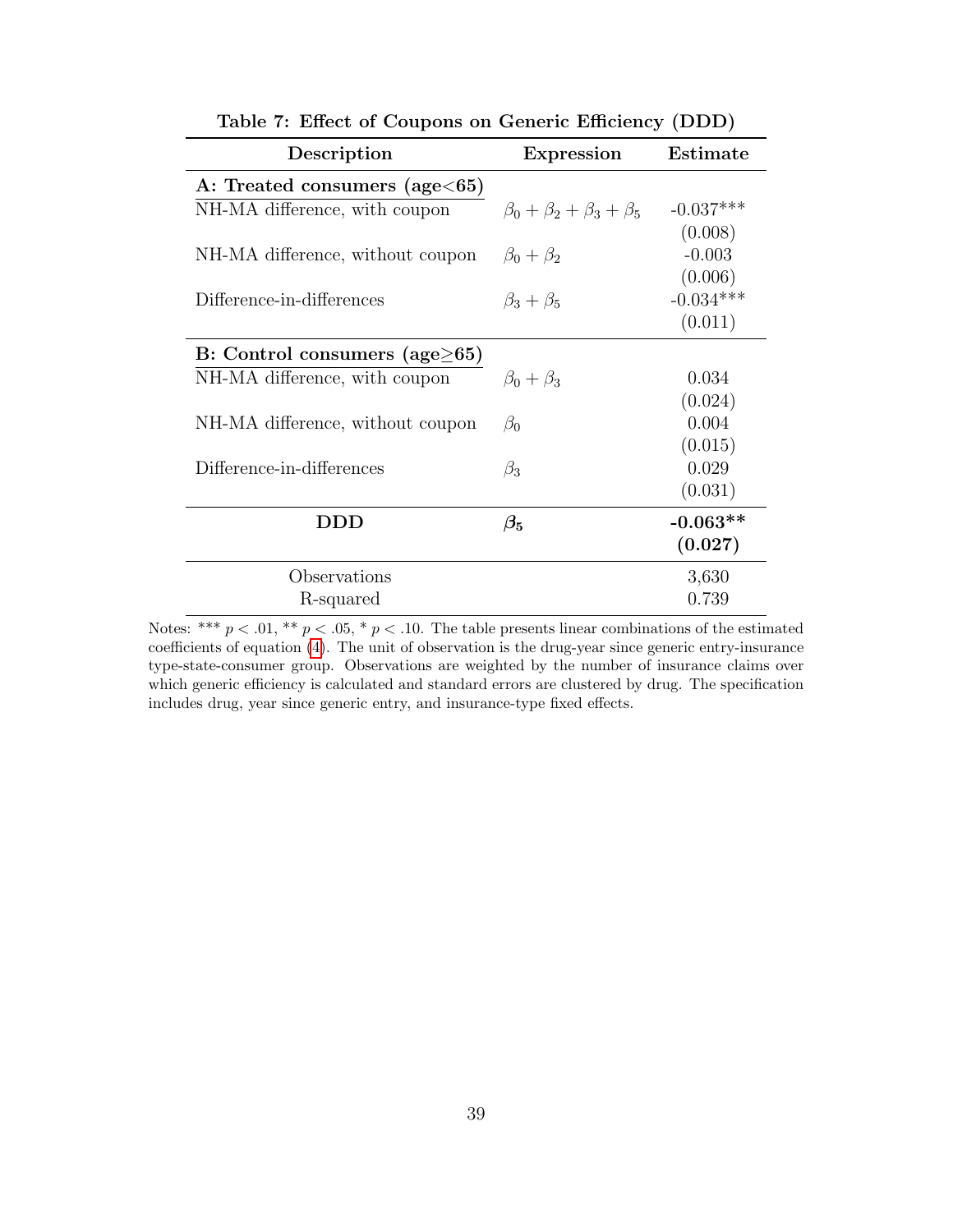**Table 7: Effect of Coupons on Generic Efficiency (DDD)**

| Description | Expression | Estimate |
|---|---|---|
| **A: Treated consumers (age<65)** | | |
| NH-MA difference, with coupon | $\beta_0 + \beta_2 + \beta_3 + \beta_5$ | -0.037*** |
| | | (0.008) |
| NH-MA difference, without coupon | $\beta_0 + \beta_2$ | -0.003 |
| | | (0.006) |
| Difference-in-differences | $\beta_3 + \beta_5$ | -0.034*** |
| | | (0.011) |
| **B: Control consumers (age≥65)** | | |
| NH-MA difference, with coupon | $\beta_0 + \beta_3$ | 0.034 |
| | | (0.024) |
| NH-MA difference, without coupon | $\beta_0$ | 0.004 |
| | | (0.015) |
| Difference-in-differences | $\beta_3$ | 0.029 |
| | | (0.031) |
| **DDD** | $\boldsymbol{\beta_5}$ | **-0.063\*\*** |
| | | **(0.027)** |
| Observations | | 3,630 |
| R-squared | | 0.739 |

Notes: *** $p < .01$, ** $p < .05$, * $p < .10$. The table presents linear combinations of the estimated coefficients of equation (4). The unit of observation is the drug-year since generic entry-insurance type-state-consumer group. Observations are weighted by the number of insurance claims over which generic efficiency is calculated and standard errors are clustered by drug. The specification includes drug, year since generic entry, and insurance-type fixed effects.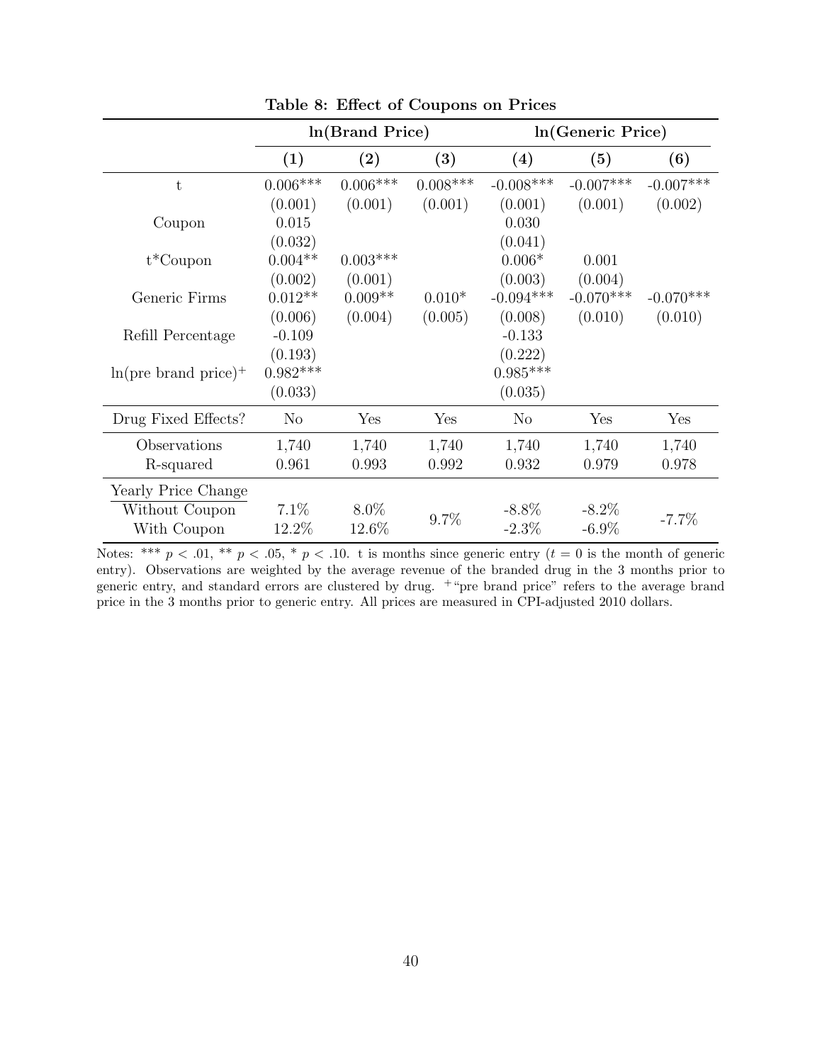**Table 8: Effect of Coupons on Prices**

| | ln(Brand Price) | | | ln(Generic Price) | | |
|---|---|---|---|---|---|---|
| | **(1)** | **(2)** | **(3)** | **(4)** | **(5)** | **(6)** |
| t | 0.006*** | 0.006*** | 0.008*** | -0.008*** | -0.007*** | -0.007*** |
| | (0.001) | (0.001) | (0.001) | (0.001) | (0.001) | (0.002) |
| Coupon | 0.015 | | | 0.030 | | |
| | (0.032) | | | (0.041) | | |
| t*Coupon | 0.004** | 0.003*** | | 0.006* | 0.001 | |
| | (0.002) | (0.001) | | (0.003) | (0.004) | |
| Generic Firms | 0.012** | 0.009** | 0.010* | -0.094*** | -0.070*** | -0.070*** |
| | (0.006) | (0.004) | (0.005) | (0.008) | (0.010) | (0.010) |
| Refill Percentage | -0.109 | | | -0.133 | | |
| | (0.193) | | | (0.222) | | |
| ln(pre brand price)+ | 0.982*** | | | 0.985*** | | |
| | (0.033) | | | (0.035) | | |
| Drug Fixed Effects? | No | Yes | Yes | No | Yes | Yes |
| Observations | 1,740 | 1,740 | 1,740 | 1,740 | 1,740 | 1,740 |
| R-squared | 0.961 | 0.993 | 0.992 | 0.932 | 0.979 | 0.978 |
| Yearly Price Change | | | | | | |
| Without Coupon | 7.1% | 8.0% | 9.7% | -8.8% | -8.2% | -7.7% |
| With Coupon | 12.2% | 12.6% | | -2.3% | -6.9% | |

Notes: *** $p < .01$, ** $p < .05$, * $p < .10$. t is months since generic entry ($t = 0$ is the month of generic entry). Observations are weighted by the average revenue of the branded drug in the 3 months prior to generic entry, and standard errors are clustered by drug. + "pre brand price" refers to the average brand price in the 3 months prior to generic entry. All prices are measured in CPI-adjusted 2010 dollars.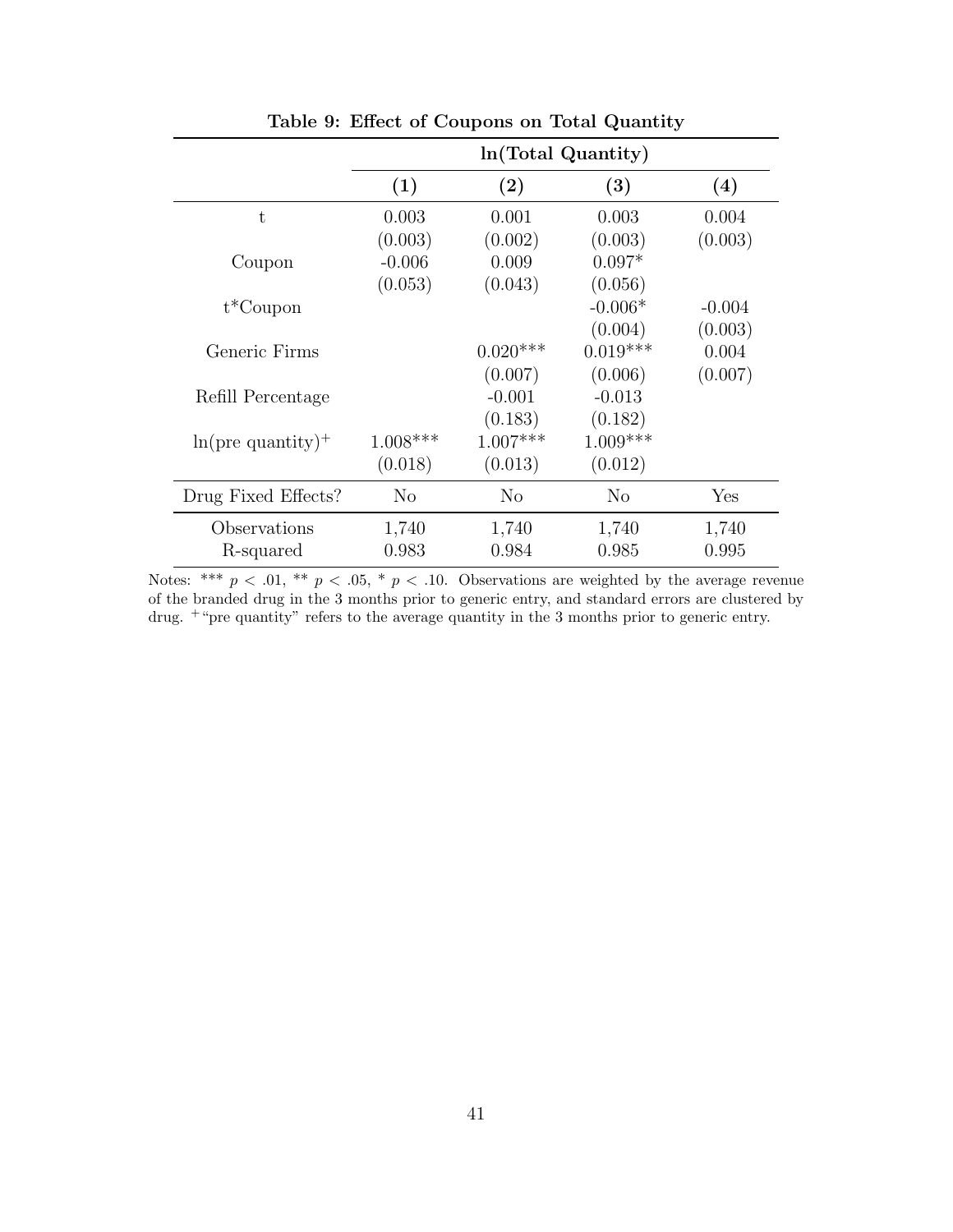**Table 9: Effect of Coupons on Total Quantity**

| | ln(Total Quantity) | | | |
|---|---|---|---|---|
| | **(1)** | **(2)** | **(3)** | **(4)** |
| t | 0.003 | 0.001 | 0.003 | 0.004 |
| | (0.003) | (0.002) | (0.003) | (0.003) |
| Coupon | -0.006 | 0.009 | 0.097* | |
| | (0.053) | (0.043) | (0.056) | |
| t*Coupon | | | -0.006* | -0.004 |
| | | | (0.004) | (0.003) |
| Generic Firms | | 0.020*** | 0.019*** | 0.004 |
| | | (0.007) | (0.006) | (0.007) |
| Refill Percentage | | -0.001 | -0.013 | |
| | | (0.183) | (0.182) | |
| ln(pre quantity)$^{+}$ | 1.008*** | 1.007*** | 1.009*** | |
| | (0.018) | (0.013) | (0.012) | |
| Drug Fixed Effects? | No | No | No | Yes |
| Observations | 1,740 | 1,740 | 1,740 | 1,740 |
| R-squared | 0.983 | 0.984 | 0.985 | 0.995 |

Notes: *** $p < .01$, ** $p < .05$, * $p < .10$. Observations are weighted by the average revenue of the branded drug in the 3 months prior to generic entry, and standard errors are clustered by drug. $^{+}$"pre quantity" refers to the average quantity in the 3 months prior to generic entry.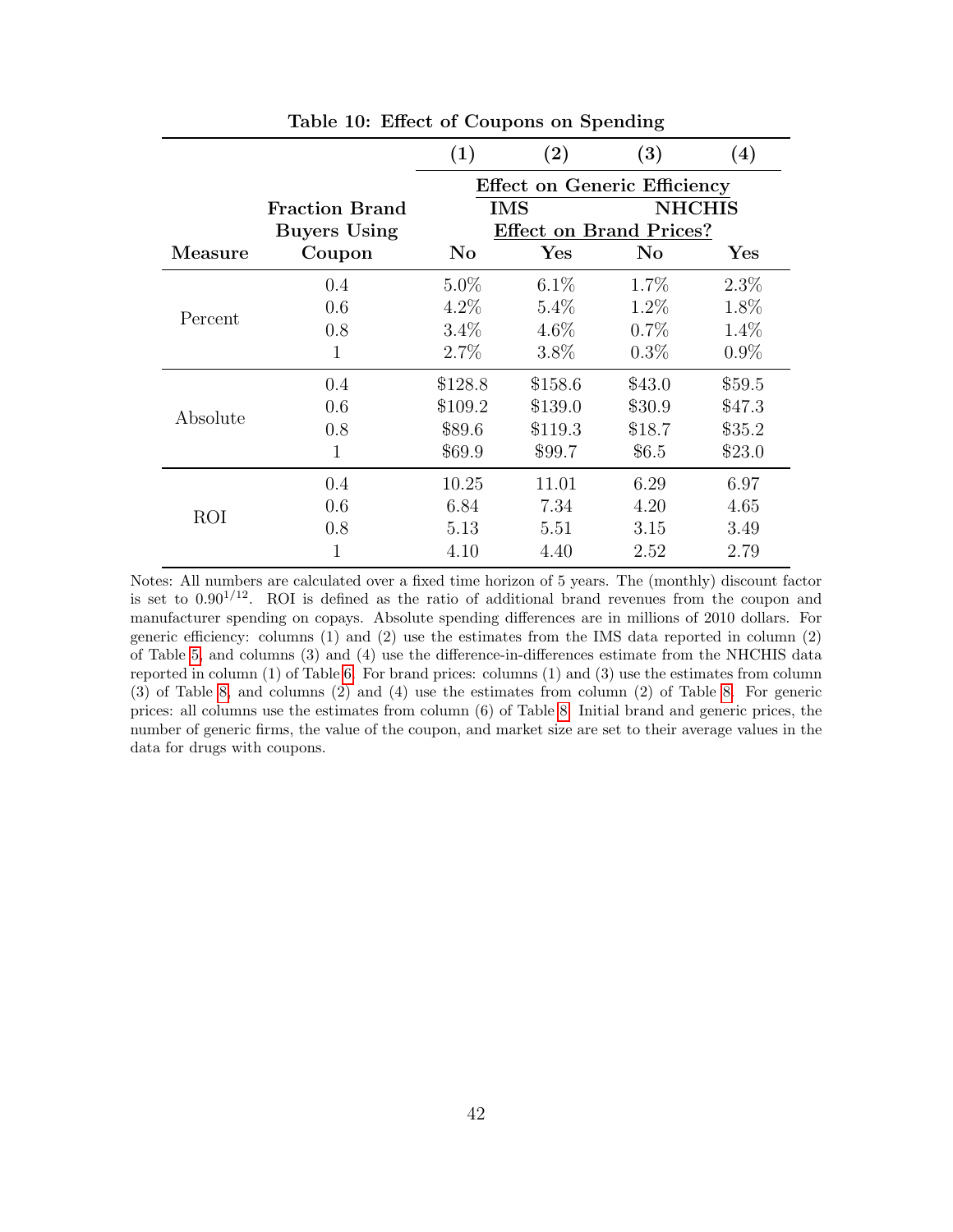**Table 10: Effect of Coupons on Spending**

| | | (1) | (2) | (3) | (4) |
|---|---|---|---|---|---|
| | | Effect on Generic Efficiency | | | |
| | Fraction Brand Buyers Using Coupon | IMS | | NHCHIS | |
| | | Effect on Brand Prices? | | | |
| Measure | | No | Yes | No | Yes |
| Percent | 0.4 | 5.0% | 6.1% | 1.7% | 2.3% |
| | 0.6 | 4.2% | 5.4% | 1.2% | 1.8% |
| | 0.8 | 3.4% | 4.6% | 0.7% | 1.4% |
| | 1 | 2.7% | 3.8% | 0.3% | 0.9% |
| Absolute | 0.4 | $128.8 | $158.6 | $43.0 | $59.5 |
| | 0.6 | $109.2 | $139.0 | $30.9 | $47.3 |
| | 0.8 | $89.6 | $119.3 | $18.7 | $35.2 |
| | 1 | $69.9 | $99.7 | $6.5 | $23.0 |
| ROI | 0.4 | 10.25 | 11.01 | 6.29 | 6.97 |
| | 0.6 | 6.84 | 7.34 | 4.20 | 4.65 |
| | 0.8 | 5.13 | 5.51 | 3.15 | 3.49 |
| | 1 | 4.10 | 4.40 | 2.52 | 2.79 |

Notes: All numbers are calculated over a fixed time horizon of 5 years. The (monthly) discount factor is set to $0.90^{1/12}$. ROI is defined as the ratio of additional brand revenues from the coupon and manufacturer spending on copays. Absolute spending differences are in millions of 2010 dollars. For generic efficiency: columns (1) and (2) use the estimates from the IMS data reported in column (2) of Table 5, and columns (3) and (4) use the difference-in-differences estimate from the NHCHIS data reported in column (1) of Table 6. For brand prices: columns (1) and (3) use the estimates from column (3) of Table 8, and columns (2) and (4) use the estimates from column (2) of Table 8. For generic prices: all columns use the estimates from column (6) of Table 8. Initial brand and generic prices, the number of generic firms, the value of the coupon, and market size are set to their average values in the data for drugs with coupons.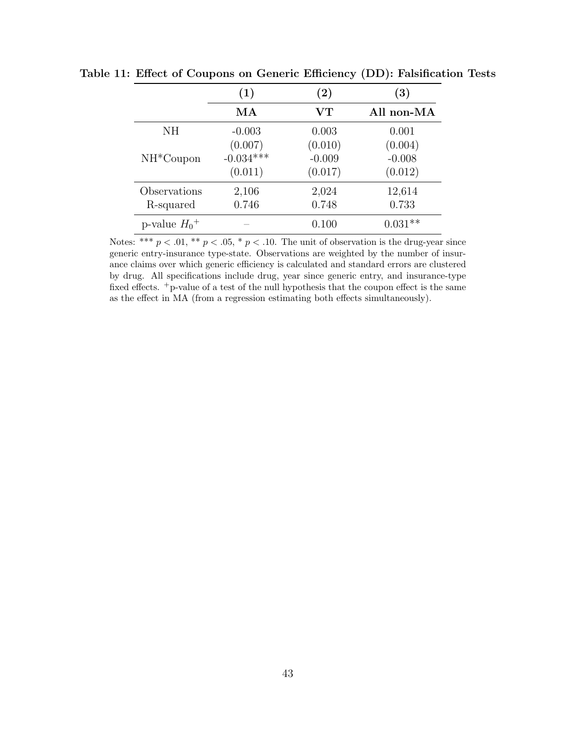**Table 11: Effect of Coupons on Generic Efficiency (DD): Falsification Tests**

| | (1) | (2) | (3) |
|---|---|---|---|
| | **MA** | **VT** | **All non-MA** |
| NH | -0.003 | 0.003 | 0.001 |
| | (0.007) | (0.010) | (0.004) |
| NH*Coupon | -0.034*** | -0.009 | -0.008 |
| | (0.011) | (0.017) | (0.012) |
| Observations | 2,106 | 2,024 | 12,614 |
| R-squared | 0.746 | 0.748 | 0.733 |
| p-value $H_0{}^+$ | – | 0.100 | 0.031** |

Notes: *** $p < .01$, ** $p < .05$, * $p < .10$. The unit of observation is the drug-year since generic entry-insurance type-state. Observations are weighted by the number of insurance claims over which generic efficiency is calculated and standard errors are clustered by drug. All specifications include drug, year since generic entry, and insurance-type fixed effects. $^+$p-value of a test of the null hypothesis that the coupon effect is the same as the effect in MA (from a regression estimating both effects simultaneously).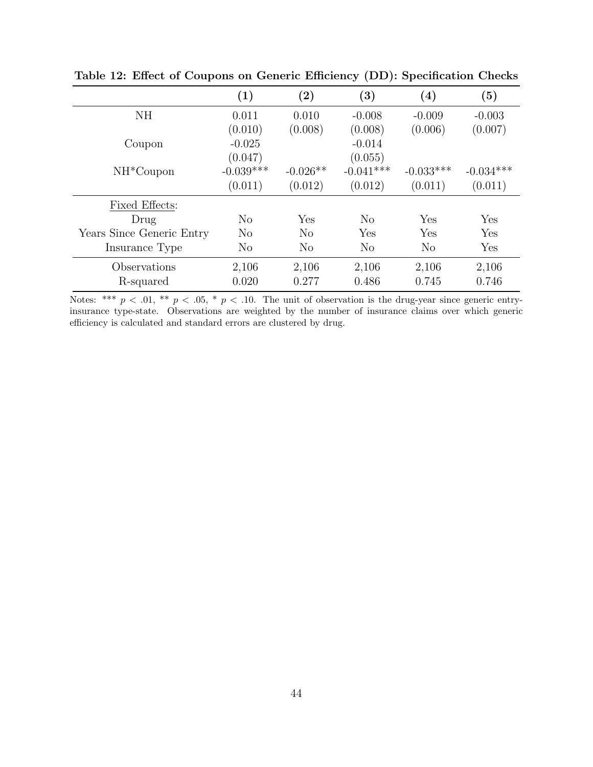**Table 12: Effect of Coupons on Generic Efficiency (DD): Specification Checks**

| | (1) | (2) | (3) | (4) | (5) |
|---|---|---|---|---|---|
| NH | 0.011 | 0.010 | -0.008 | -0.009 | -0.003 |
| | (0.010) | (0.008) | (0.008) | (0.006) | (0.007) |
| Coupon | -0.025 | | -0.014 | | |
| | (0.047) | | (0.055) | | |
| NH*Coupon | -0.039*** | -0.026** | -0.041*** | -0.033*** | -0.034*** |
| | (0.011) | (0.012) | (0.012) | (0.011) | (0.011) |
| Fixed Effects: | | | | | |
| Drug | No | Yes | No | Yes | Yes |
| Years Since Generic Entry | No | No | Yes | Yes | Yes |
| Insurance Type | No | No | No | No | Yes |
| Observations | 2,106 | 2,106 | 2,106 | 2,106 | 2,106 |
| R-squared | 0.020 | 0.277 | 0.486 | 0.745 | 0.746 |

Notes: *** $p < .01$, ** $p < .05$, * $p < .10$. The unit of observation is the drug-year since generic entry-insurance type-state. Observations are weighted by the number of insurance claims over which generic efficiency is calculated and standard errors are clustered by drug.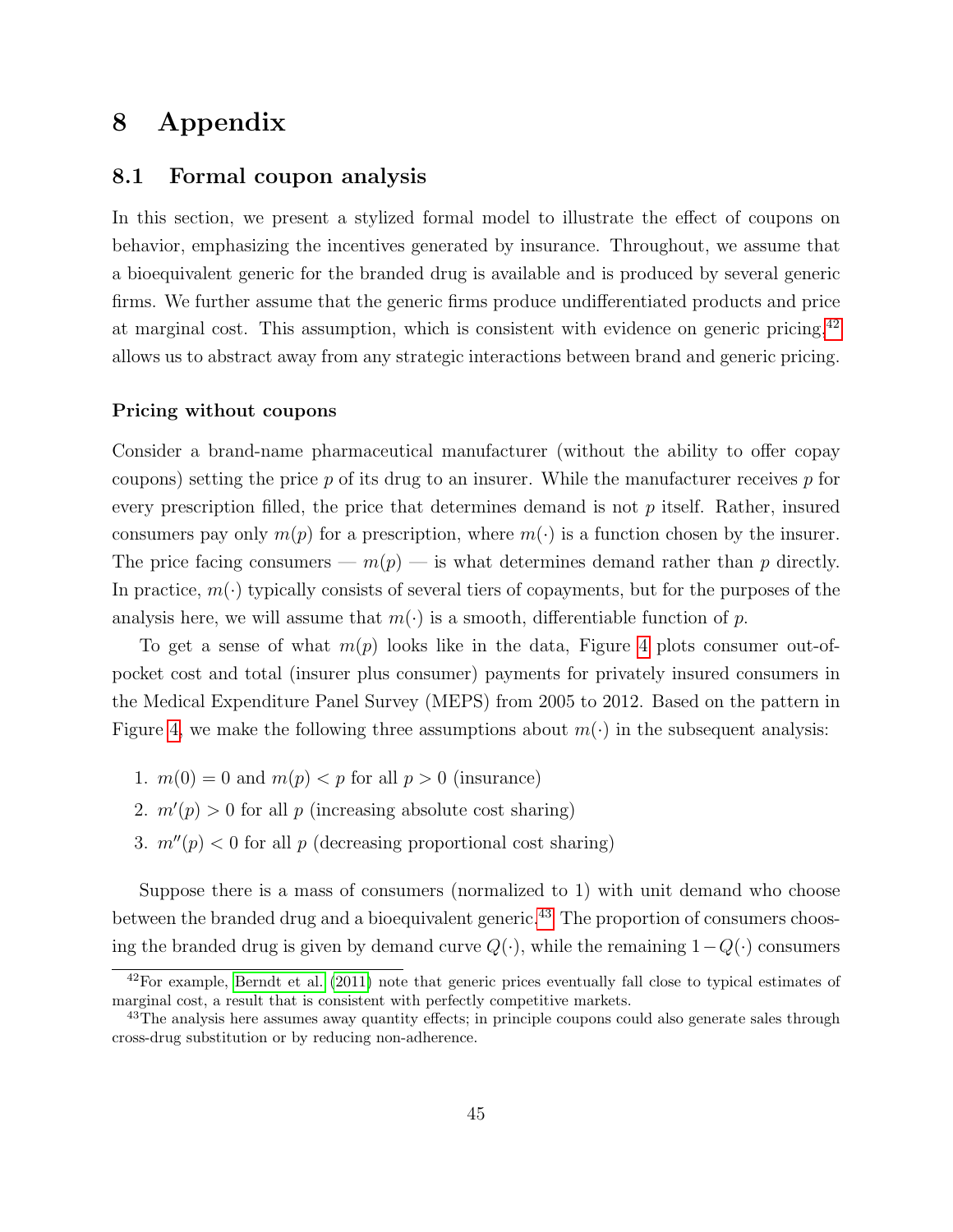# 8 Appendix

## 8.1 Formal coupon analysis

In this section, we present a stylized formal model to illustrate the effect of coupons on behavior, emphasizing the incentives generated by insurance. Throughout, we assume that a bioequivalent generic for the branded drug is available and is produced by several generic firms. We further assume that the generic firms produce undifferentiated products and price at marginal cost. This assumption, which is consistent with evidence on generic pricing,[42] allows us to abstract away from any strategic interactions between brand and generic pricing.

### Pricing without coupons

Consider a brand-name pharmaceutical manufacturer (without the ability to offer copay coupons) setting the price $p$ of its drug to an insurer. While the manufacturer receives $p$ for every prescription filled, the price that determines demand is not $p$ itself. Rather, insured consumers pay only $m(p)$ for a prescription, where $m(\cdot)$ is a function chosen by the insurer. The price facing consumers — $m(p)$ — is what determines demand rather than $p$ directly. In practice, $m(\cdot)$ typically consists of several tiers of copayments, but for the purposes of the analysis here, we will assume that $m(\cdot)$ is a smooth, differentiable function of $p$.

To get a sense of what $m(p)$ looks like in the data, Figure 4 plots consumer out-of-pocket cost and total (insurer plus consumer) payments for privately insured consumers in the Medical Expenditure Panel Survey (MEPS) from 2005 to 2012. Based on the pattern in Figure 4, we make the following three assumptions about $m(\cdot)$ in the subsequent analysis:

1. $m(0) = 0$ and $m(p) < p$ for all $p > 0$ (insurance)
2. $m'(p) > 0$ for all $p$ (increasing absolute cost sharing)
3. $m''(p) < 0$ for all $p$ (decreasing proportional cost sharing)

Suppose there is a mass of consumers (normalized to 1) with unit demand who choose between the branded drug and a bioequivalent generic.[43] The proportion of consumers choosing the branded drug is given by demand curve $Q(\cdot)$, while the remaining $1 - Q(\cdot)$ consumers

[42] For example, Berndt et al. (2011) note that generic prices eventually fall close to typical estimates of marginal cost, a result that is consistent with perfectly competitive markets.

[43] The analysis here assumes away quantity effects; in principle coupons could also generate sales through cross-drug substitution or by reducing non-adherence.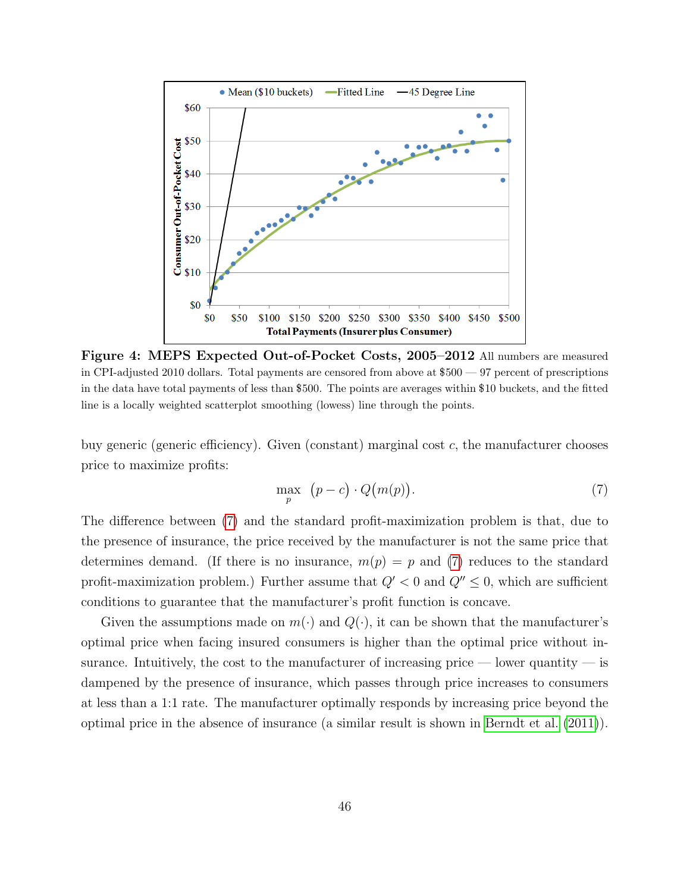**Figure 4: MEPS Expected Out-of-Pocket Costs, 2005–2012** All numbers are measured in CPI-adjusted 2010 dollars. Total payments are censored from above at \$500 — 97 percent of prescriptions in the data have total payments of less than \$500. The points are averages within \$10 buckets, and the fitted line is a locally weighted scatterplot smoothing (lowess) line through the points.

buy generic (generic efficiency). Given (constant) marginal cost $c$, the manufacturer chooses price to maximize profits:

$$\max_{p} \; (p - c) \cdot Q\big(m(p)\big). \tag{7}$$

The difference between (7) and the standard profit-maximization problem is that, due to the presence of insurance, the price received by the manufacturer is not the same price that determines demand. (If there is no insurance, $m(p) = p$ and (7) reduces to the standard profit-maximization problem.) Further assume that $Q' < 0$ and $Q'' \leq 0$, which are sufficient conditions to guarantee that the manufacturer's profit function is concave.

Given the assumptions made on $m(\cdot)$ and $Q(\cdot)$, it can be shown that the manufacturer's optimal price when facing insured consumers is higher than the optimal price without insurance. Intuitively, the cost to the manufacturer of increasing price — lower quantity — is dampened by the presence of insurance, which passes through price increases to consumers at less than a 1:1 rate. The manufacturer optimally responds by increasing price beyond the optimal price in the absence of insurance (a similar result is shown in Berndt et al. (2011)).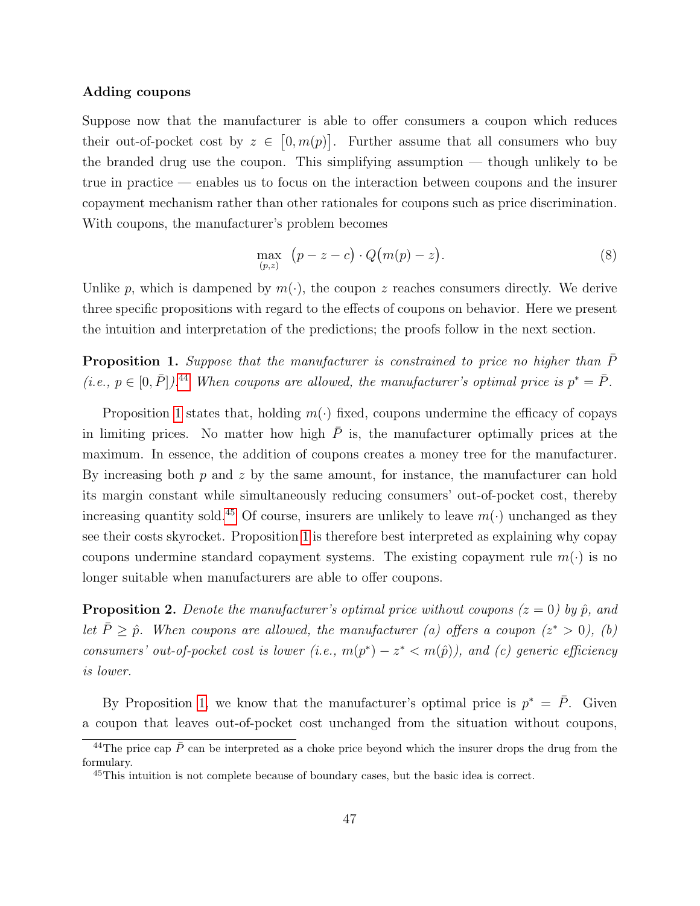**Adding coupons**

Suppose now that the manufacturer is able to offer consumers a coupon which reduces their out-of-pocket cost by $z \in \big[0, m(p)\big]$. Further assume that all consumers who buy the branded drug use the coupon. This simplifying assumption — though unlikely to be true in practice — enables us to focus on the interaction between coupons and the insurer copayment mechanism rather than other rationales for coupons such as price discrimination. With coupons, the manufacturer's problem becomes

$$\max_{(p,z)} \; \big(p - z - c\big) \cdot Q\big(m(p) - z\big). \tag{8}$$

Unlike $p$, which is dampened by $m(\cdot)$, the coupon $z$ reaches consumers directly. We derive three specific propositions with regard to the effects of coupons on behavior. Here we present the intuition and interpretation of the predictions; the proofs follow in the next section.

**Proposition 1.** *Suppose that the manufacturer is constrained to price no higher than $\bar{P}$ (i.e., $p \in [0, \bar{P}]$).*[44] *When coupons are allowed, the manufacturer's optimal price is $p^* = \bar{P}$.*

Proposition 1 states that, holding $m(\cdot)$ fixed, coupons undermine the efficacy of copays in limiting prices. No matter how high $\bar{P}$ is, the manufacturer optimally prices at the maximum. In essence, the addition of coupons creates a money tree for the manufacturer. By increasing both $p$ and $z$ by the same amount, for instance, the manufacturer can hold its margin constant while simultaneously reducing consumers' out-of-pocket cost, thereby increasing quantity sold.[45] Of course, insurers are unlikely to leave $m(\cdot)$ unchanged as they see their costs skyrocket. Proposition 1 is therefore best interpreted as explaining why copay coupons undermine standard copayment systems. The existing copayment rule $m(\cdot)$ is no longer suitable when manufacturers are able to offer coupons.

**Proposition 2.** *Denote the manufacturer's optimal price without coupons ($z = 0$) by $\hat{p}$, and let $\bar{P} \geq \hat{p}$. When coupons are allowed, the manufacturer (a) offers a coupon ($z^* > 0$), (b) consumers' out-of-pocket cost is lower (i.e., $m(p^*) - z^* < m(\hat{p})$), and (c) generic efficiency is lower.*

By Proposition 1, we know that the manufacturer's optimal price is $p^* = \bar{P}$. Given a coupon that leaves out-of-pocket cost unchanged from the situation without coupons,

[44] The price cap $\bar{P}$ can be interpreted as a choke price beyond which the insurer drops the drug from the formulary.

[45] This intuition is not complete because of boundary cases, but the basic idea is correct.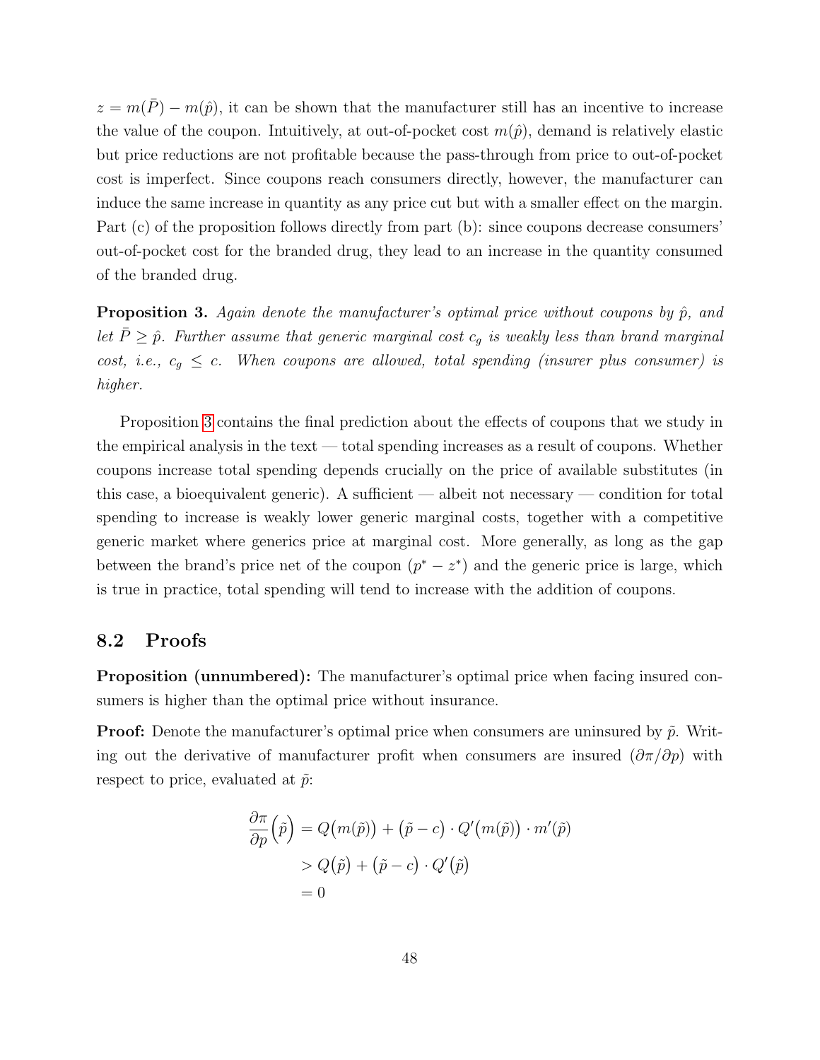$z = m(\bar{P}) - m(\hat{p})$, it can be shown that the manufacturer still has an incentive to increase the value of the coupon. Intuitively, at out-of-pocket cost $m(\hat{p})$, demand is relatively elastic but price reductions are not profitable because the pass-through from price to out-of-pocket cost is imperfect. Since coupons reach consumers directly, however, the manufacturer can induce the same increase in quantity as any price cut but with a smaller effect on the margin. Part (c) of the proposition follows directly from part (b): since coupons decrease consumers' out-of-pocket cost for the branded drug, they lead to an increase in the quantity consumed of the branded drug.

**Proposition 3.** *Again denote the manufacturer's optimal price without coupons by $\hat{p}$, and let $\bar{P} \geq \hat{p}$. Further assume that generic marginal cost $c_g$ is weakly less than brand marginal cost, i.e., $c_g \leq c$. When coupons are allowed, total spending (insurer plus consumer) is higher.*

Proposition 3 contains the final prediction about the effects of coupons that we study in the empirical analysis in the text — total spending increases as a result of coupons. Whether coupons increase total spending depends crucially on the price of available substitutes (in this case, a bioequivalent generic). A sufficient — albeit not necessary — condition for total spending to increase is weakly lower generic marginal costs, together with a competitive generic market where generics price at marginal cost. More generally, as long as the gap between the brand's price net of the coupon $(p^* - z^*)$ and the generic price is large, which is true in practice, total spending will tend to increase with the addition of coupons.

## 8.2 Proofs

**Proposition (unnumbered):** The manufacturer's optimal price when facing insured consumers is higher than the optimal price without insurance.

**Proof:** Denote the manufacturer's optimal price when consumers are uninsured by $\tilde{p}$. Writing out the derivative of manufacturer profit when consumers are insured $(\partial\pi/\partial p)$ with respect to price, evaluated at $\tilde{p}$:

$$
\begin{aligned}
\frac{\partial \pi}{\partial p}\big(\tilde{p}\big) &= Q\big(m(\tilde{p})\big) + \big(\tilde{p} - c\big) \cdot Q'\big(m(\tilde{p})\big) \cdot m'(\tilde{p}) \\
&> Q\big(\tilde{p}\big) + \big(\tilde{p} - c\big) \cdot Q'\big(\tilde{p}\big) \\
&= 0
\end{aligned}
$$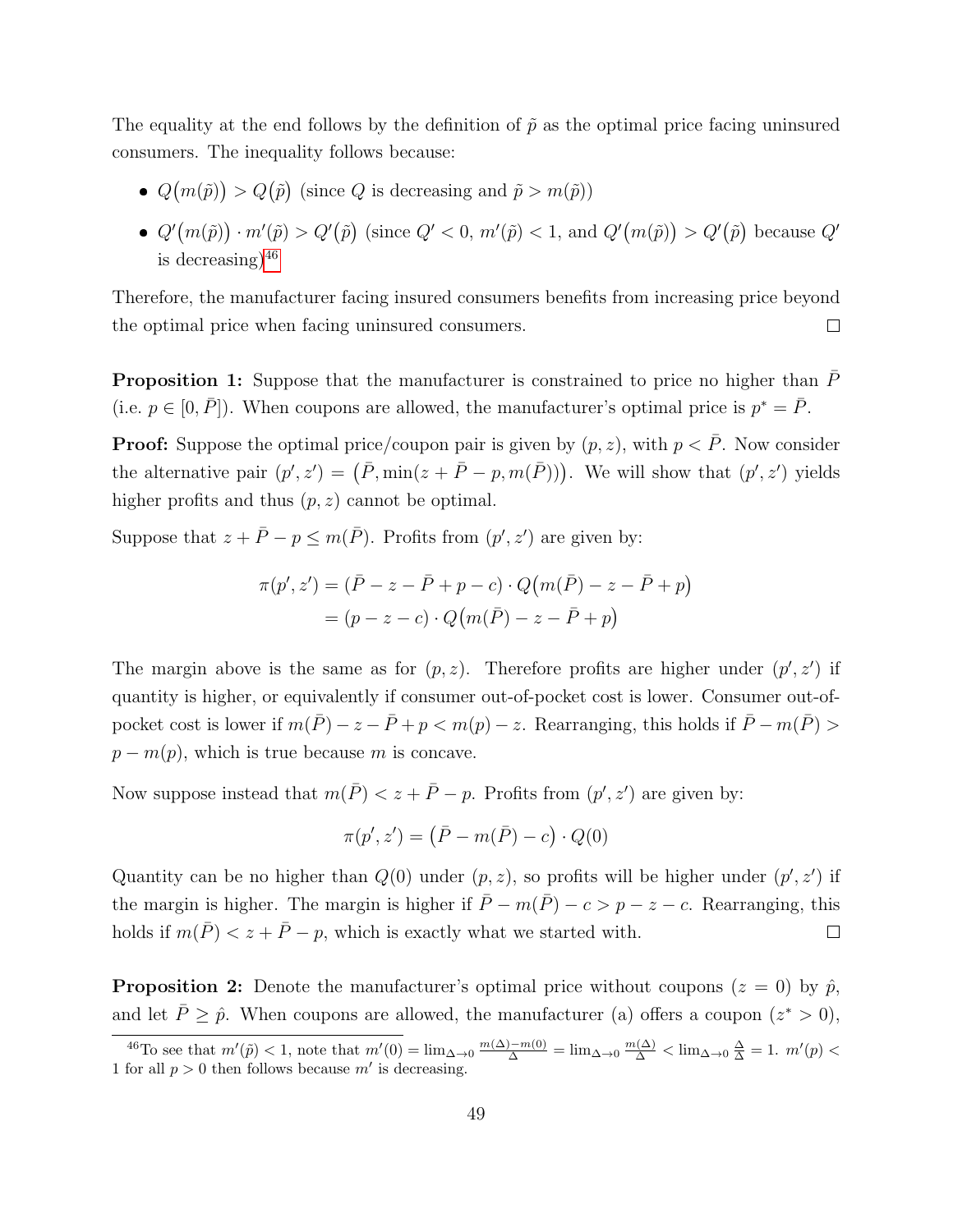The equality at the end follows by the definition of $\tilde{p}$ as the optimal price facing uninsured consumers. The inequality follows because:

- $Q\big(m(\tilde{p})\big) > Q\big(\tilde{p}\big)$ (since $Q$ is decreasing and $\tilde{p} > m(\tilde{p})$)
- $Q'\big(m(\tilde{p})\big) \cdot m'(\tilde{p}) > Q'\big(\tilde{p}\big)$ (since $Q' < 0$, $m'(\tilde{p}) < 1$, and $Q'\big(m(\tilde{p})\big) > Q'\big(\tilde{p}\big)$ because $Q'$ is decreasing)[46]

Therefore, the manufacturer facing insured consumers benefits from increasing price beyond the optimal price when facing uninsured consumers. □

**Proposition 1:** Suppose that the manufacturer is constrained to price no higher than $\bar{P}$ (i.e. $p \in [0, \bar{P}]$). When coupons are allowed, the manufacturer's optimal price is $p^* = \bar{P}$.

**Proof:** Suppose the optimal price/coupon pair is given by $(p, z)$, with $p < \bar{P}$. Now consider the alternative pair $(p', z') = \big(\bar{P}, \min(z + \bar{P} - p, m(\bar{P}))\big)$. We will show that $(p', z')$ yields higher profits and thus $(p, z)$ cannot be optimal.

Suppose that $z + \bar{P} - p \leq m(\bar{P})$. Profits from $(p', z')$ are given by:

$$\begin{aligned}
\pi(p', z') &= (\bar{P} - z - \bar{P} + p - c) \cdot Q\big(m(\bar{P}) - z - \bar{P} + p\big) \\
&= (p - z - c) \cdot Q\big(m(\bar{P}) - z - \bar{P} + p\big)
\end{aligned}$$

The margin above is the same as for $(p, z)$. Therefore profits are higher under $(p', z')$ if quantity is higher, or equivalently if consumer out-of-pocket cost is lower. Consumer out-of-pocket cost is lower if $m(\bar{P}) - z - \bar{P} + p < m(p) - z$. Rearranging, this holds if $\bar{P} - m(\bar{P}) > p - m(p)$, which is true because $m$ is concave.

Now suppose instead that $m(\bar{P}) < z + \bar{P} - p$. Profits from $(p', z')$ are given by:

$$\pi(p', z') = \big(\bar{P} - m(\bar{P}) - c\big) \cdot Q(0)$$

Quantity can be no higher than $Q(0)$ under $(p, z)$, so profits will be higher under $(p', z')$ if the margin is higher. The margin is higher if $\bar{P} - m(\bar{P}) - c > p - z - c$. Rearranging, this holds if $m(\bar{P}) < z + \bar{P} - p$, which is exactly what we started with. □

**Proposition 2:** Denote the manufacturer's optimal price without coupons ($z = 0$) by $\hat{p}$, and let $\bar{P} \geq \hat{p}$. When coupons are allowed, the manufacturer (a) offers a coupon ($z^* > 0$),

[46] To see that $m'(\tilde{p}) < 1$, note that $m'(0) = \lim_{\Delta \to 0} \frac{m(\Delta) - m(0)}{\Delta} = \lim_{\Delta \to 0} \frac{m(\Delta)}{\Delta} < \lim_{\Delta \to 0} \frac{\Delta}{\Delta} = 1$. $m'(p) < 1$ for all $p > 0$ then follows because $m'$ is decreasing.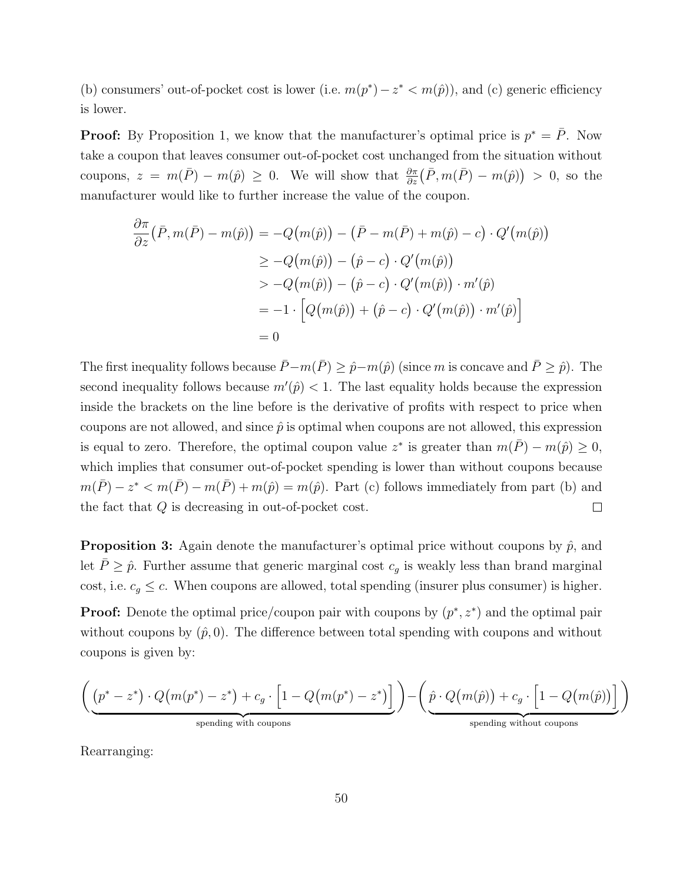(b) consumers' out-of-pocket cost is lower (i.e. $m(p^*) - z^* < m(\hat{p})$), and (c) generic efficiency is lower.

**Proof:** By Proposition 1, we know that the manufacturer's optimal price is $p^* = \bar{P}$. Now take a coupon that leaves consumer out-of-pocket cost unchanged from the situation without coupons, $z = m(\bar{P}) - m(\hat{p}) \geq 0$. We will show that $\frac{\partial \pi}{\partial z}\big(\bar{P}, m(\bar{P}) - m(\hat{p})\big) > 0$, so the manufacturer would like to further increase the value of the coupon.

$$
\begin{aligned}
\frac{\partial \pi}{\partial z}\big(\bar{P}, m(\bar{P}) - m(\hat{p})\big) &= -Q\big(m(\hat{p})\big) - \big(\bar{P} - m(\bar{P}) + m(\hat{p}) - c\big) \cdot Q'\big(m(\hat{p})\big) \\
&\geq -Q\big(m(\hat{p})\big) - \big(\hat{p} - c\big) \cdot Q'\big(m(\hat{p})\big) \\
&> -Q\big(m(\hat{p})\big) - \big(\hat{p} - c\big) \cdot Q'\big(m(\hat{p})\big) \cdot m'(\hat{p}) \\
&= -1 \cdot \Big[Q\big(m(\hat{p})\big) + \big(\hat{p} - c\big) \cdot Q'\big(m(\hat{p})\big) \cdot m'(\hat{p})\Big] \\
&= 0
\end{aligned}
$$

The first inequality follows because $\bar{P} - m(\bar{P}) \geq \hat{p} - m(\hat{p})$ (since $m$ is concave and $\bar{P} \geq \hat{p}$). The second inequality follows because $m'(\hat{p}) < 1$. The last equality holds because the expression inside the brackets on the line before is the derivative of profits with respect to price when coupons are not allowed, and since $\hat{p}$ is optimal when coupons are not allowed, this expression is equal to zero. Therefore, the optimal coupon value $z^*$ is greater than $m(\bar{P}) - m(\hat{p}) \geq 0$, which implies that consumer out-of-pocket spending is lower than without coupons because $m(\bar{P}) - z^* < m(\bar{P}) - m(\bar{P}) + m(\hat{p}) = m(\hat{p})$. Part (c) follows immediately from part (b) and the fact that $Q$ is decreasing in out-of-pocket cost. □

**Proposition 3:** Again denote the manufacturer's optimal price without coupons by $\hat{p}$, and let $\bar{P} \geq \hat{p}$. Further assume that generic marginal cost $c_g$ is weakly less than brand marginal cost, i.e. $c_g \leq c$. When coupons are allowed, total spending (insurer plus consumer) is higher.

**Proof:** Denote the optimal price/coupon pair with coupons by $(p^*, z^*)$ and the optimal pair without coupons by $(\hat{p}, 0)$. The difference between total spending with coupons and without coupons is given by:

$$
\Bigg(\underbrace{\big(p^* - z^*\big) \cdot Q\big(m(p^*) - z^*\big) + c_g \cdot \Big[1 - Q\big(m(p^*) - z^*\big)\Big]}_{\text{spending with coupons}}\Bigg) - \Bigg(\underbrace{\hat{p} \cdot Q\big(m(\hat{p})\big) + c_g \cdot \Big[1 - Q\big(m(\hat{p})\big)\Big]}_{\text{spending without coupons}}\Bigg)
$$

Rearranging: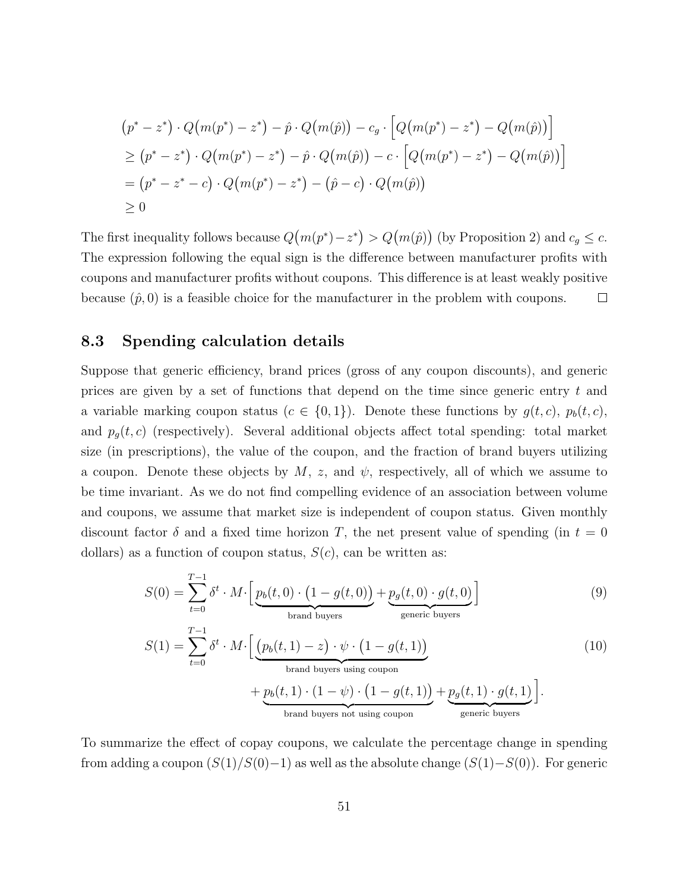$$
\begin{aligned}
&\big(p^* - z^*\big) \cdot Q\big(m(p^*) - z^*\big) - \hat{p} \cdot Q\big(m(\hat{p})\big) - c_g \cdot \Big[Q\big(m(p^*) - z^*\big) - Q\big(m(\hat{p})\big)\Big] \\
&\geq \big(p^* - z^*\big) \cdot Q\big(m(p^*) - z^*\big) - \hat{p} \cdot Q\big(m(\hat{p})\big) - c \cdot \Big[Q\big(m(p^*) - z^*\big) - Q\big(m(\hat{p})\big)\Big] \\
&= \big(p^* - z^* - c\big) \cdot Q\big(m(p^*) - z^*\big) - \big(\hat{p} - c\big) \cdot Q\big(m(\hat{p})\big) \\
&\geq 0
\end{aligned}
$$

The first inequality follows because $Q\big(m(p^*) - z^*\big) > Q\big(m(\hat{p})\big)$ (by Proposition 2) and $c_g \leq c$. The expression following the equal sign is the difference between manufacturer profits with coupons and manufacturer profits without coupons. This difference is at least weakly positive because $(\hat{p}, 0)$ is a feasible choice for the manufacturer in the problem with coupons. □

## 8.3 Spending calculation details

Suppose that generic efficiency, brand prices (gross of any coupon discounts), and generic prices are given by a set of functions that depend on the time since generic entry $t$ and a variable marking coupon status ($c \in \{0, 1\}$). Denote these functions by $g(t, c)$, $p_b(t, c)$, and $p_g(t, c)$ (respectively). Several additional objects affect total spending: total market size (in prescriptions), the value of the coupon, and the fraction of brand buyers utilizing a coupon. Denote these objects by $M$, $z$, and $\psi$, respectively, all of which we assume to be time invariant. As we do not find compelling evidence of an association between volume and coupons, we assume that market size is independent of coupon status. Given monthly discount factor $\delta$ and a fixed time horizon $T$, the net present value of spending (in $t = 0$ dollars) as a function of coupon status, $S(c)$, can be written as:

$$
S(0) = \sum_{t=0}^{T-1} \delta^t \cdot M \cdot \Big[\underbrace{p_b(t, 0) \cdot \big(1 - g(t, 0)\big)}_{\text{brand buyers}} + \underbrace{p_g(t, 0) \cdot g(t, 0)}_{\text{generic buyers}}\Big] \tag{9}
$$

$$
\begin{aligned}
S(1) = \sum_{t=0}^{T-1} \delta^t \cdot M \cdot \Big[&\underbrace{\big(p_b(t, 1) - z\big) \cdot \psi \cdot \big(1 - g(t, 1)\big)}_{\text{brand buyers using coupon}} \\
&+ \underbrace{p_b(t, 1) \cdot (1 - \psi) \cdot \big(1 - g(t, 1)\big)}_{\text{brand buyers not using coupon}} + \underbrace{p_g(t, 1) \cdot g(t, 1)}_{\text{generic buyers}}\Big].
\end{aligned} \tag{10}
$$

To summarize the effect of copay coupons, we calculate the percentage change in spending from adding a coupon ($S(1)/S(0) - 1$) as well as the absolute change ($S(1) - S(0)$). For generic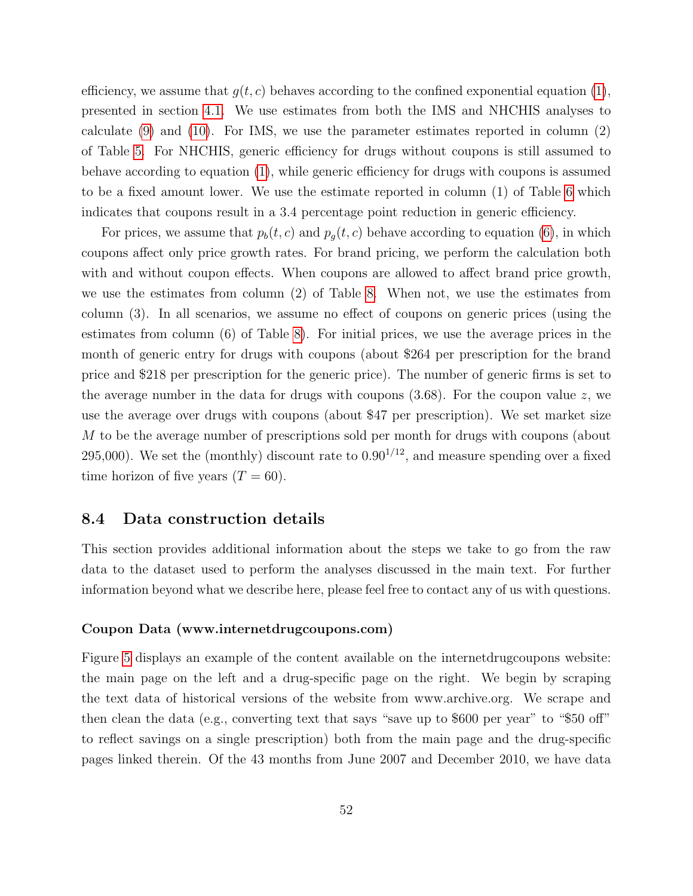efficiency, we assume that $g(t, c)$ behaves according to the confined exponential equation (1), presented in section 4.1. We use estimates from both the IMS and NHCHIS analyses to calculate (9) and (10). For IMS, we use the parameter estimates reported in column (2) of Table 5. For NHCHIS, generic efficiency for drugs without coupons is still assumed to behave according to equation (1), while generic efficiency for drugs with coupons is assumed to be a fixed amount lower. We use the estimate reported in column (1) of Table 6 which indicates that coupons result in a 3.4 percentage point reduction in generic efficiency.

For prices, we assume that $p_b(t, c)$ and $p_g(t, c)$ behave according to equation (6), in which coupons affect only price growth rates. For brand pricing, we perform the calculation both with and without coupon effects. When coupons are allowed to affect brand price growth, we use the estimates from column (2) of Table 8. When not, we use the estimates from column (3). In all scenarios, we assume no effect of coupons on generic prices (using the estimates from column (6) of Table 8). For initial prices, we use the average prices in the month of generic entry for drugs with coupons (about \$264 per prescription for the brand price and \$218 per prescription for the generic price). The number of generic firms is set to the average number in the data for drugs with coupons (3.68). For the coupon value $z$, we use the average over drugs with coupons (about \$47 per prescription). We set market size $M$ to be the average number of prescriptions sold per month for drugs with coupons (about 295,000). We set the (monthly) discount rate to $0.90^{1/12}$, and measure spending over a fixed time horizon of five years ($T = 60$).

## 8.4 Data construction details

This section provides additional information about the steps we take to go from the raw data to the dataset used to perform the analyses discussed in the main text. For further information beyond what we describe here, please feel free to contact any of us with questions.

**Coupon Data (www.internetdrugcoupons.com)**

Figure 5 displays an example of the content available on the internetdrugcoupons website: the main page on the left and a drug-specific page on the right. We begin by scraping the text data of historical versions of the website from www.archive.org. We scrape and then clean the data (e.g., converting text that says "save up to \$600 per year" to "\$50 off" to reflect savings on a single prescription) both from the main page and the drug-specific pages linked therein. Of the 43 months from June 2007 and December 2010, we have data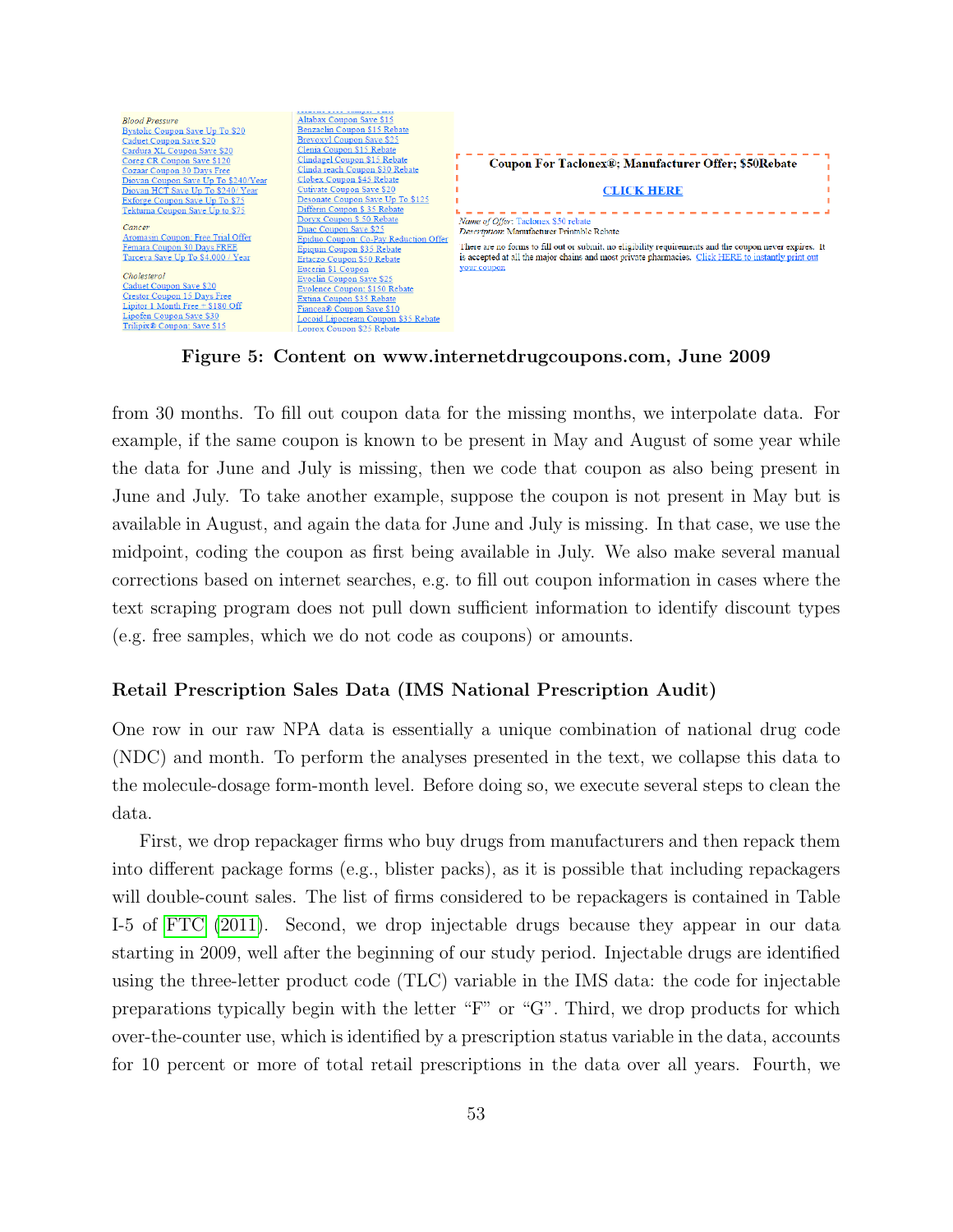**Figure 5: Content on www.internetdrugcoupons.com, June 2009**

from 30 months. To fill out coupon data for the missing months, we interpolate data. For example, if the same coupon is known to be present in May and August of some year while the data for June and July is missing, then we code that coupon as also being present in June and July. To take another example, suppose the coupon is not present in May but is available in August, and again the data for June and July is missing. In that case, we use the midpoint, coding the coupon as first being available in July. We also make several manual corrections based on internet searches, e.g. to fill out coupon information in cases where the text scraping program does not pull down sufficient information to identify discount types (e.g. free samples, which we do not code as coupons) or amounts.

### Retail Prescription Sales Data (IMS National Prescription Audit)

One row in our raw NPA data is essentially a unique combination of national drug code (NDC) and month. To perform the analyses presented in the text, we collapse this data to the molecule-dosage form-month level. Before doing so, we execute several steps to clean the data.

First, we drop repackager firms who buy drugs from manufacturers and then repack them into different package forms (e.g., blister packs), as it is possible that including repackagers will double-count sales. The list of firms considered to be repackagers is contained in Table I-5 of FTC (2011). Second, we drop injectable drugs because they appear in our data starting in 2009, well after the beginning of our study period. Injectable drugs are identified using the three-letter product code (TLC) variable in the IMS data: the code for injectable preparations typically begin with the letter "F" or "G". Third, we drop products for which over-the-counter use, which is identified by a prescription status variable in the data, accounts for 10 percent or more of total retail prescriptions in the data over all years. Fourth, we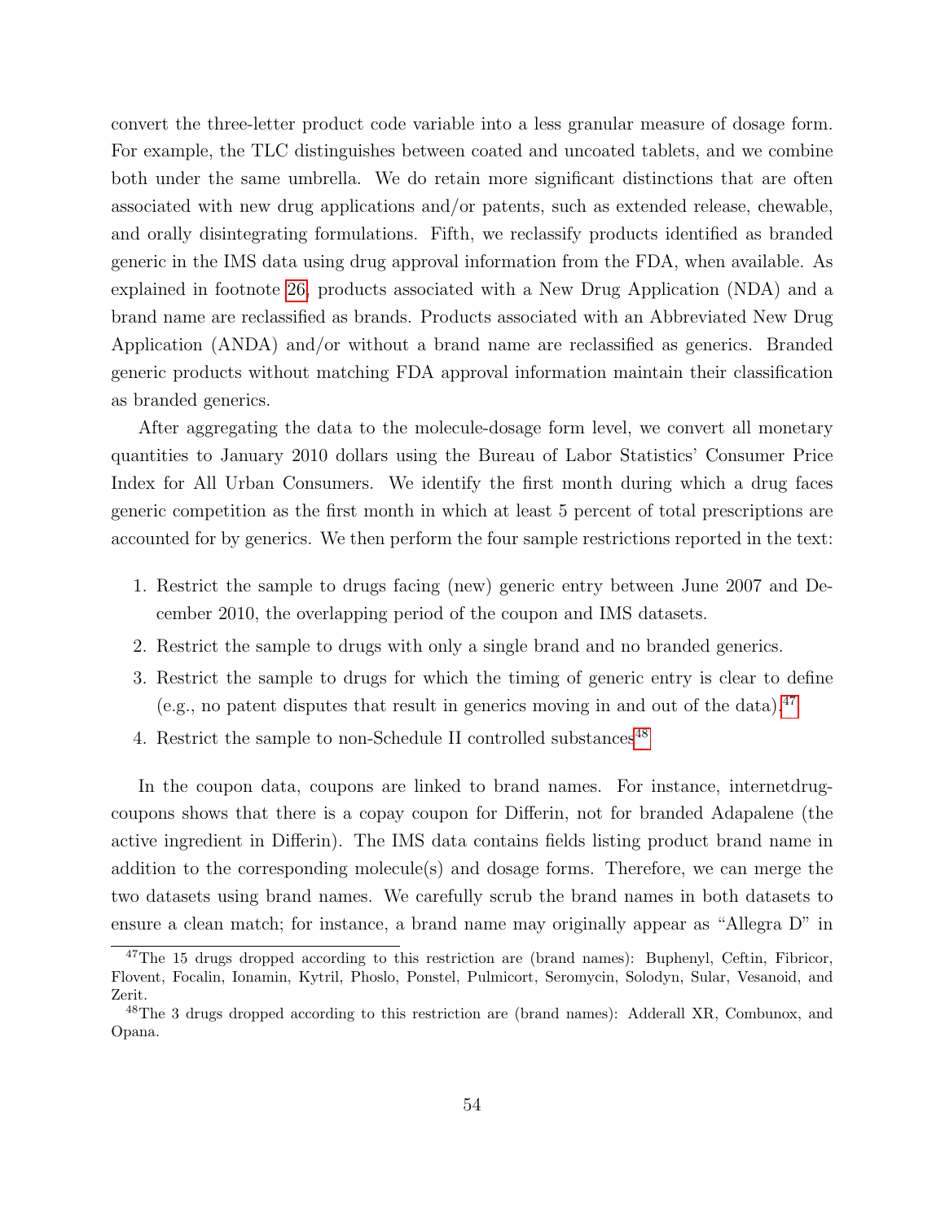convert the three-letter product code variable into a less granular measure of dosage form. For example, the TLC distinguishes between coated and uncoated tablets, and we combine both under the same umbrella. We do retain more significant distinctions that are often associated with new drug applications and/or patents, such as extended release, chewable, and orally disintegrating formulations. Fifth, we reclassify products identified as branded generic in the IMS data using drug approval information from the FDA, when available. As explained in footnote 26, products associated with a New Drug Application (NDA) and a brand name are reclassified as brands. Products associated with an Abbreviated New Drug Application (ANDA) and/or without a brand name are reclassified as generics. Branded generic products without matching FDA approval information maintain their classification as branded generics.

After aggregating the data to the molecule-dosage form level, we convert all monetary quantities to January 2010 dollars using the Bureau of Labor Statistics' Consumer Price Index for All Urban Consumers. We identify the first month during which a drug faces generic competition as the first month in which at least 5 percent of total prescriptions are accounted for by generics. We then perform the four sample restrictions reported in the text:

1. Restrict the sample to drugs facing (new) generic entry between June 2007 and December 2010, the overlapping period of the coupon and IMS datasets.
2. Restrict the sample to drugs with only a single brand and no branded generics.
3. Restrict the sample to drugs for which the timing of generic entry is clear to define (e.g., no patent disputes that result in generics moving in and out of the data).[47]
4. Restrict the sample to non-Schedule II controlled substances[48]

In the coupon data, coupons are linked to brand names. For instance, internetdrugcoupons shows that there is a copay coupon for Differin, not for branded Adapalene (the active ingredient in Differin). The IMS data contains fields listing product brand name in addition to the corresponding molecule(s) and dosage forms. Therefore, we can merge the two datasets using brand names. We carefully scrub the brand names in both datasets to ensure a clean match; for instance, a brand name may originally appear as "Allegra D" in

[47] The 15 drugs dropped according to this restriction are (brand names): Buphenyl, Ceftin, Fibricor, Flovent, Focalin, Ionamin, Kytril, Phoslo, Ponstel, Pulmicort, Seromycin, Solodyn, Sular, Vesanoid, and Zerit.

[48] The 3 drugs dropped according to this restriction are (brand names): Adderall XR, Combunox, and Opana.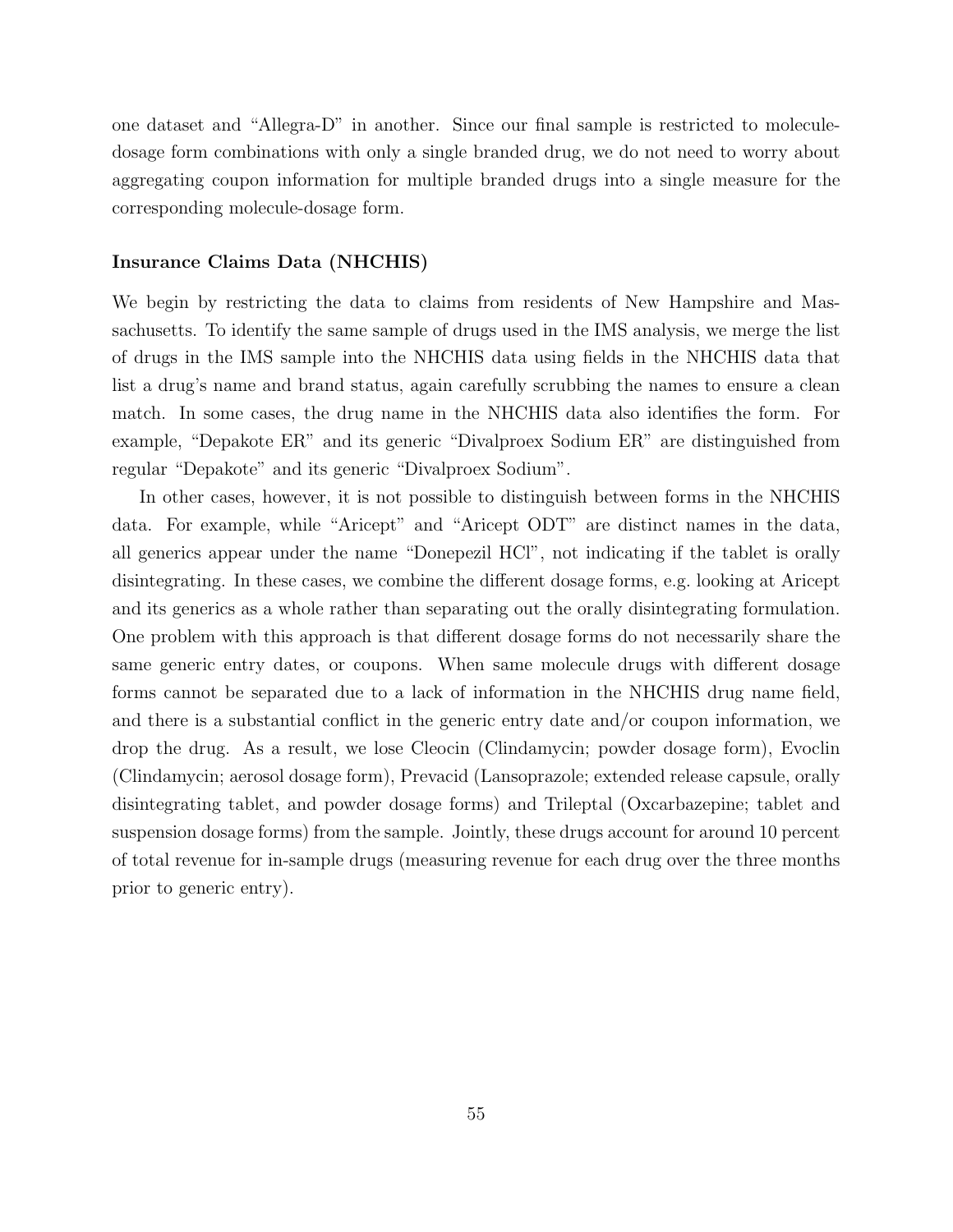one dataset and "Allegra-D" in another. Since our final sample is restricted to molecule-dosage form combinations with only a single branded drug, we do not need to worry about aggregating coupon information for multiple branded drugs into a single measure for the corresponding molecule-dosage form.

**Insurance Claims Data (NHCHIS)**

We begin by restricting the data to claims from residents of New Hampshire and Massachusetts. To identify the same sample of drugs used in the IMS analysis, we merge the list of drugs in the IMS sample into the NHCHIS data using fields in the NHCHIS data that list a drug's name and brand status, again carefully scrubbing the names to ensure a clean match. In some cases, the drug name in the NHCHIS data also identifies the form. For example, "Depakote ER" and its generic "Divalproex Sodium ER" are distinguished from regular "Depakote" and its generic "Divalproex Sodium".

In other cases, however, it is not possible to distinguish between forms in the NHCHIS data. For example, while "Aricept" and "Aricept ODT" are distinct names in the data, all generics appear under the name "Donepezil HCl", not indicating if the tablet is orally disintegrating. In these cases, we combine the different dosage forms, e.g. looking at Aricept and its generics as a whole rather than separating out the orally disintegrating formulation. One problem with this approach is that different dosage forms do not necessarily share the same generic entry dates, or coupons. When same molecule drugs with different dosage forms cannot be separated due to a lack of information in the NHCHIS drug name field, and there is a substantial conflict in the generic entry date and/or coupon information, we drop the drug. As a result, we lose Cleocin (Clindamycin; powder dosage form), Evoclin (Clindamycin; aerosol dosage form), Prevacid (Lansoprazole; extended release capsule, orally disintegrating tablet, and powder dosage forms) and Trileptal (Oxcarbazepine; tablet and suspension dosage forms) from the sample. Jointly, these drugs account for around 10 percent of total revenue for in-sample drugs (measuring revenue for each drug over the three months prior to generic entry).